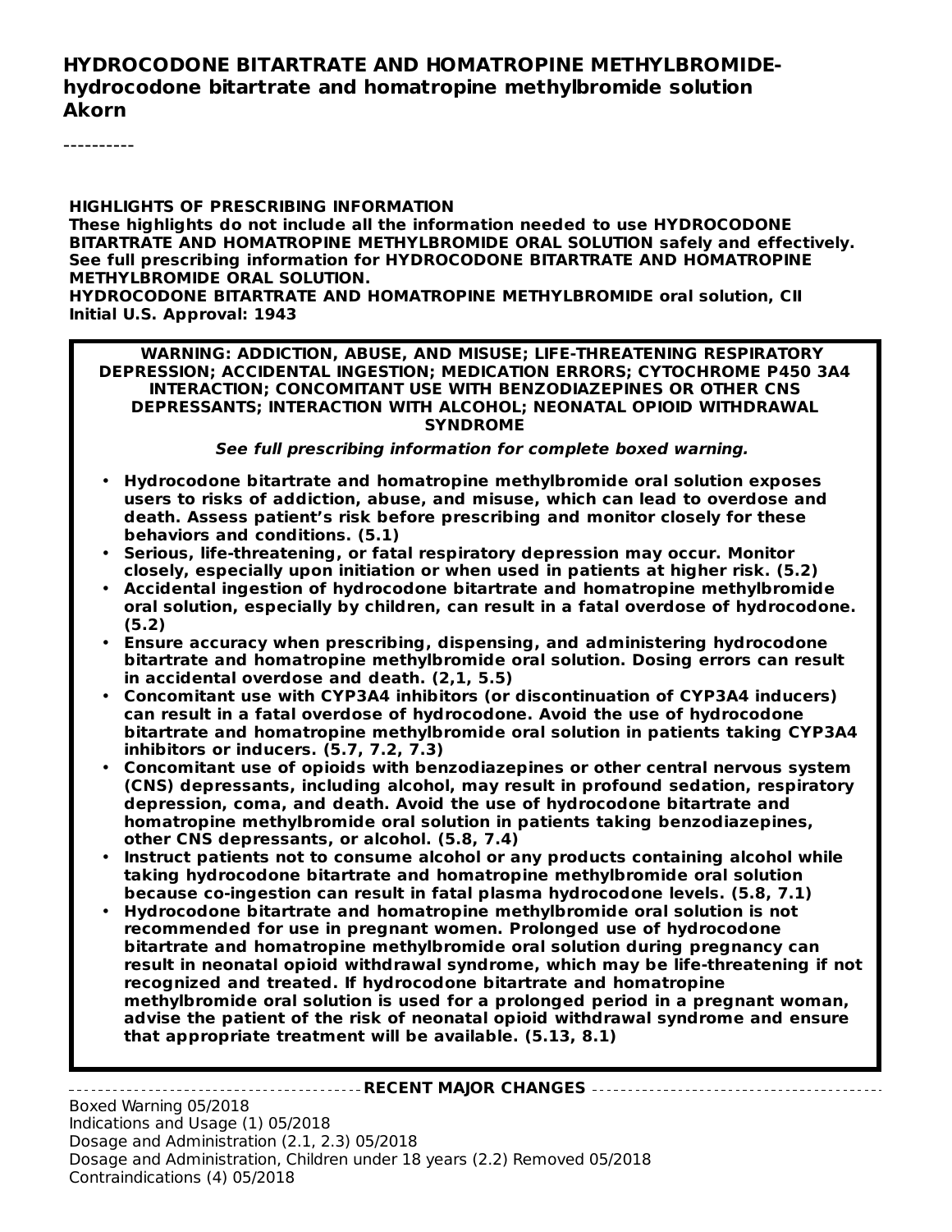# HYDROCODONE BITARTRATE AND HOMATROPINE METHYLBROMIDE- hydrocodone bitartrate and homatropine methylbromide solution Akorn

----------

**HIGHLIGHTS OF PRESCRIBING INFORMATION**
**These highlights do not include all the information needed to use HYDROCODONE BITARTRATE AND HOMATROPINE METHYLBROMIDE ORAL SOLUTION safely and effectively. See full prescribing information for HYDROCODONE BITARTRATE AND HOMATROPINE METHYLBROMIDE ORAL SOLUTION.**
**HYDROCODONE BITARTRATE AND HOMATROPINE METHYLBROMIDE oral solution, CII**
**Initial U.S. Approval: 1943**

**WARNING: ADDICTION, ABUSE, AND MISUSE; LIFE-THREATENING RESPIRATORY DEPRESSION; ACCIDENTAL INGESTION; MEDICATION ERRORS; CYTOCHROME P450 3A4 INTERACTION; CONCOMITANT USE WITH BENZODIAZEPINES OR OTHER CNS DEPRESSANTS; INTERACTION WITH ALCOHOL; NEONATAL OPIOID WITHDRAWAL SYNDROME**

***See full prescribing information for complete boxed warning.***

- **Hydrocodone bitartrate and homatropine methylbromide oral solution exposes users to risks of addiction, abuse, and misuse, which can lead to overdose and death. Assess patient's risk before prescribing and monitor closely for these behaviors and conditions. (5.1)**
- **Serious, life-threatening, or fatal respiratory depression may occur. Monitor closely, especially upon initiation or when used in patients at higher risk. (5.2)**
- **Accidental ingestion of hydrocodone bitartrate and homatropine methylbromide oral solution, especially by children, can result in a fatal overdose of hydrocodone. (5.2)**
- **Ensure accuracy when prescribing, dispensing, and administering hydrocodone bitartrate and homatropine methylbromide oral solution. Dosing errors can result in accidental overdose and death. (2,1, 5.5)**
- **Concomitant use with CYP3A4 inhibitors (or discontinuation of CYP3A4 inducers) can result in a fatal overdose of hydrocodone. Avoid the use of hydrocodone bitartrate and homatropine methylbromide oral solution in patients taking CYP3A4 inhibitors or inducers. (5.7, 7.2, 7.3)**
- **Concomitant use of opioids with benzodiazepines or other central nervous system (CNS) depressants, including alcohol, may result in profound sedation, respiratory depression, coma, and death. Avoid the use of hydrocodone bitartrate and homatropine methylbromide oral solution in patients taking benzodiazepines, other CNS depressants, or alcohol. (5.8, 7.4)**
- **Instruct patients not to consume alcohol or any products containing alcohol while taking hydrocodone bitartrate and homatropine methylbromide oral solution because co-ingestion can result in fatal plasma hydrocodone levels. (5.8, 7.1)**
- **Hydrocodone bitartrate and homatropine methylbromide oral solution is not recommended for use in pregnant women. Prolonged use of hydrocodone bitartrate and homatropine methylbromide oral solution during pregnancy can result in neonatal opioid withdrawal syndrome, which may be life-threatening if not recognized and treated. If hydrocodone bitartrate and homatropine methylbromide oral solution is used for a prolonged period in a pregnant woman, advise the patient of the risk of neonatal opioid withdrawal syndrome and ensure that appropriate treatment will be available. (5.13, 8.1)**

**RECENT MAJOR CHANGES**

Boxed Warning 05/2018
Indications and Usage (1) 05/2018
Dosage and Administration (2.1, 2.3) 05/2018
Dosage and Administration, Children under 18 years (2.2) Removed 05/2018
Contraindications (4) 05/2018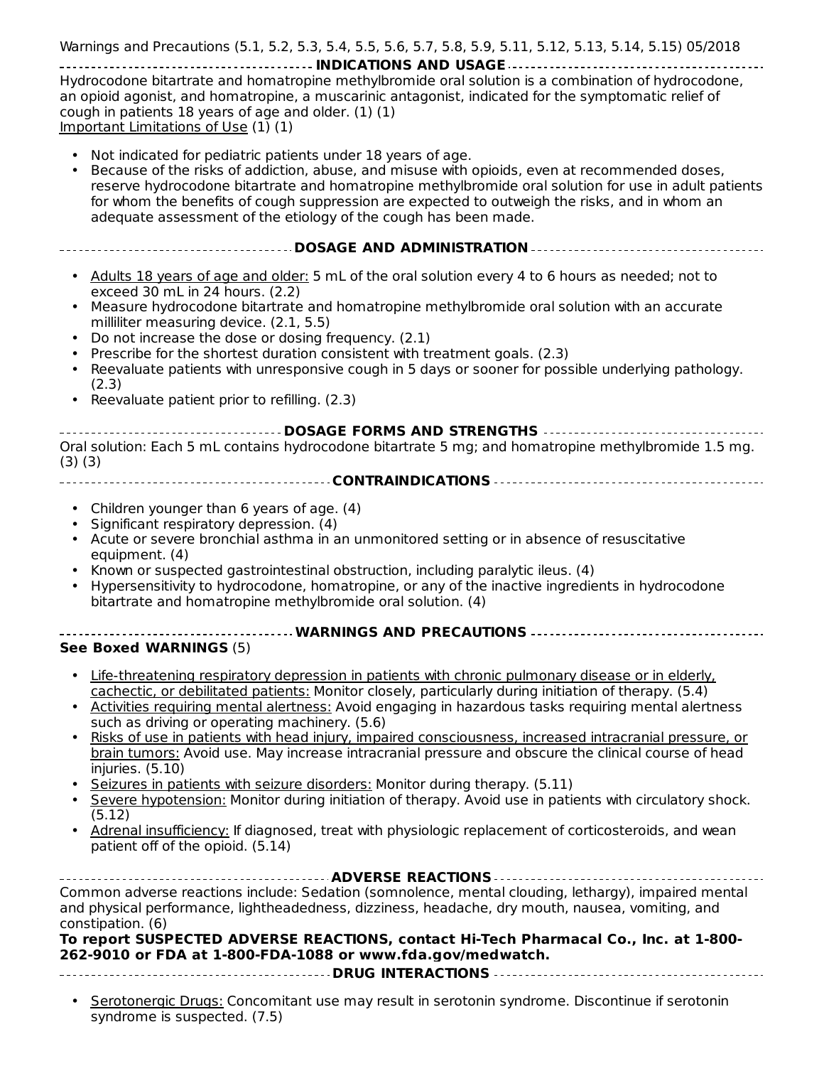Warnings and Precautions (5.1, 5.2, 5.3, 5.4, 5.5, 5.6, 5.7, 5.8, 5.9, 5.11, 5.12, 5.13, 5.14, 5.15) 05/2018

## INDICATIONS AND USAGE

Hydrocodone bitartrate and homatropine methylbromide oral solution is a combination of hydrocodone, an opioid agonist, and homatropine, a muscarinic antagonist, indicated for the symptomatic relief of cough in patients 18 years of age and older. (1) (1)

Important Limitations of Use (1) (1)

- Not indicated for pediatric patients under 18 years of age.
- Because of the risks of addiction, abuse, and misuse with opioids, even at recommended doses, reserve hydrocodone bitartrate and homatropine methylbromide oral solution for use in adult patients for whom the benefits of cough suppression are expected to outweigh the risks, and in whom an adequate assessment of the etiology of the cough has been made.

## DOSAGE AND ADMINISTRATION

- Adults 18 years of age and older: 5 mL of the oral solution every 4 to 6 hours as needed; not to exceed 30 mL in 24 hours. (2.2)
- Measure hydrocodone bitartrate and homatropine methylbromide oral solution with an accurate milliliter measuring device. (2.1, 5.5)
- Do not increase the dose or dosing frequency. (2.1)
- Prescribe for the shortest duration consistent with treatment goals. (2.3)
- Reevaluate patients with unresponsive cough in 5 days or sooner for possible underlying pathology. (2.3)
- Reevaluate patient prior to refilling. (2.3)

## DOSAGE FORMS AND STRENGTHS

Oral solution: Each 5 mL contains hydrocodone bitartrate 5 mg; and homatropine methylbromide 1.5 mg. (3) (3)

## CONTRAINDICATIONS

- Children younger than 6 years of age. (4)
- Significant respiratory depression. (4)
- Acute or severe bronchial asthma in an unmonitored setting or in absence of resuscitative equipment. (4)
- Known or suspected gastrointestinal obstruction, including paralytic ileus. (4)
- Hypersensitivity to hydrocodone, homatropine, or any of the inactive ingredients in hydrocodone bitartrate and homatropine methylbromide oral solution. (4)

## WARNINGS AND PRECAUTIONS

**See Boxed WARNINGS** (5)

- Life-threatening respiratory depression in patients with chronic pulmonary disease or in elderly, cachectic, or debilitated patients: Monitor closely, particularly during initiation of therapy. (5.4)
- Activities requiring mental alertness: Avoid engaging in hazardous tasks requiring mental alertness such as driving or operating machinery. (5.6)
- Risks of use in patients with head injury, impaired consciousness, increased intracranial pressure, or brain tumors: Avoid use. May increase intracranial pressure and obscure the clinical course of head injuries. (5.10)
- Seizures in patients with seizure disorders: Monitor during therapy. (5.11)
- Severe hypotension: Monitor during initiation of therapy. Avoid use in patients with circulatory shock. (5.12)
- Adrenal insufficiency: If diagnosed, treat with physiologic replacement of corticosteroids, and wean patient off of the opioid. (5.14)

## ADVERSE REACTIONS

Common adverse reactions include: Sedation (somnolence, mental clouding, lethargy), impaired mental and physical performance, lightheadedness, dizziness, headache, dry mouth, nausea, vomiting, and constipation. (6)

**To report SUSPECTED ADVERSE REACTIONS, contact Hi-Tech Pharmacal Co., Inc. at 1-800-262-9010 or FDA at 1-800-FDA-1088 or www.fda.gov/medwatch.**

## DRUG INTERACTIONS

- Serotonergic Drugs: Concomitant use may result in serotonin syndrome. Discontinue if serotonin syndrome is suspected. (7.5)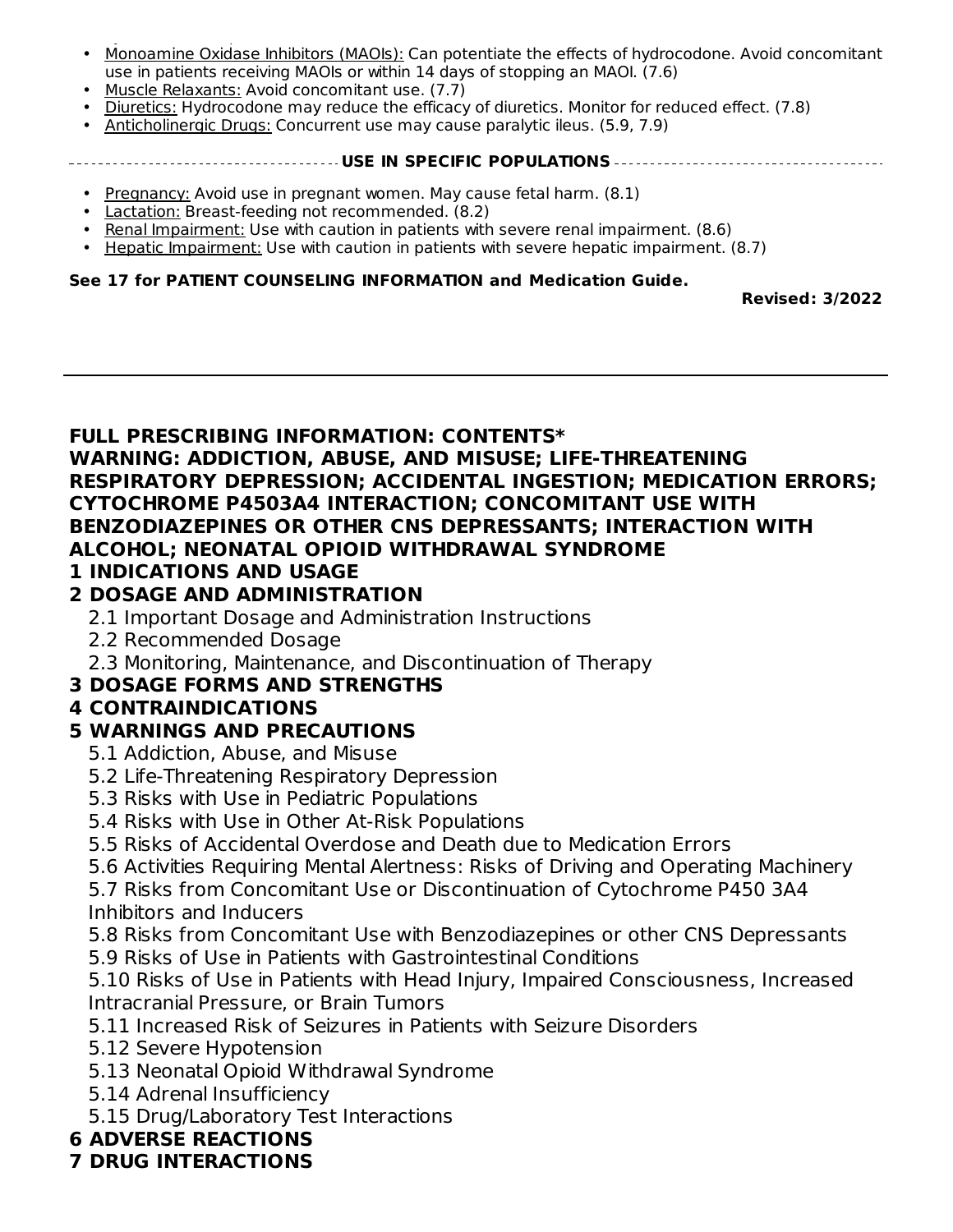- Monoamine Oxidase Inhibitors (MAOIs): Can potentiate the effects of hydrocodone. Avoid concomitant use in patients receiving MAOIs or within 14 days of stopping an MAOI. (7.6)
- Muscle Relaxants: Avoid concomitant use. (7.7)
- Diuretics: Hydrocodone may reduce the efficacy of diuretics. Monitor for reduced effect. (7.8)
- Anticholinergic Drugs: Concurrent use may cause paralytic ileus. (5.9, 7.9)

**USE IN SPECIFIC POPULATIONS**

- Pregnancy: Avoid use in pregnant women. May cause fetal harm. (8.1)
- Lactation: Breast-feeding not recommended. (8.2)
- Renal Impairment: Use with caution in patients with severe renal impairment. (8.6)
- Hepatic Impairment: Use with caution in patients with severe hepatic impairment. (8.7)

**See 17 for PATIENT COUNSELING INFORMATION and Medication Guide.**

**Revised: 3/2022**

---

**FULL PRESCRIBING INFORMATION: CONTENTS***

**WARNING: ADDICTION, ABUSE, AND MISUSE; LIFE-THREATENING RESPIRATORY DEPRESSION; ACCIDENTAL INGESTION; MEDICATION ERRORS; CYTOCHROME P4503A4 INTERACTION; CONCOMITANT USE WITH BENZODIAZEPINES OR OTHER CNS DEPRESSANTS; INTERACTION WITH ALCOHOL; NEONATAL OPIOID WITHDRAWAL SYNDROME**

**1 INDICATIONS AND USAGE**

**2 DOSAGE AND ADMINISTRATION**

- 2.1 Important Dosage and Administration Instructions
- 2.2 Recommended Dosage
- 2.3 Monitoring, Maintenance, and Discontinuation of Therapy

**3 DOSAGE FORMS AND STRENGTHS**

**4 CONTRAINDICATIONS**

**5 WARNINGS AND PRECAUTIONS**

- 5.1 Addiction, Abuse, and Misuse
- 5.2 Life-Threatening Respiratory Depression
- 5.3 Risks with Use in Pediatric Populations
- 5.4 Risks with Use in Other At-Risk Populations
- 5.5 Risks of Accidental Overdose and Death due to Medication Errors
- 5.6 Activities Requiring Mental Alertness: Risks of Driving and Operating Machinery
- 5.7 Risks from Concomitant Use or Discontinuation of Cytochrome P450 3A4 Inhibitors and Inducers
- 5.8 Risks from Concomitant Use with Benzodiazepines or other CNS Depressants
- 5.9 Risks of Use in Patients with Gastrointestinal Conditions
- 5.10 Risks of Use in Patients with Head Injury, Impaired Consciousness, Increased Intracranial Pressure, or Brain Tumors
- 5.11 Increased Risk of Seizures in Patients with Seizure Disorders
- 5.12 Severe Hypotension
- 5.13 Neonatal Opioid Withdrawal Syndrome
- 5.14 Adrenal Insufficiency
- 5.15 Drug/Laboratory Test Interactions

**6 ADVERSE REACTIONS**

**7 DRUG INTERACTIONS**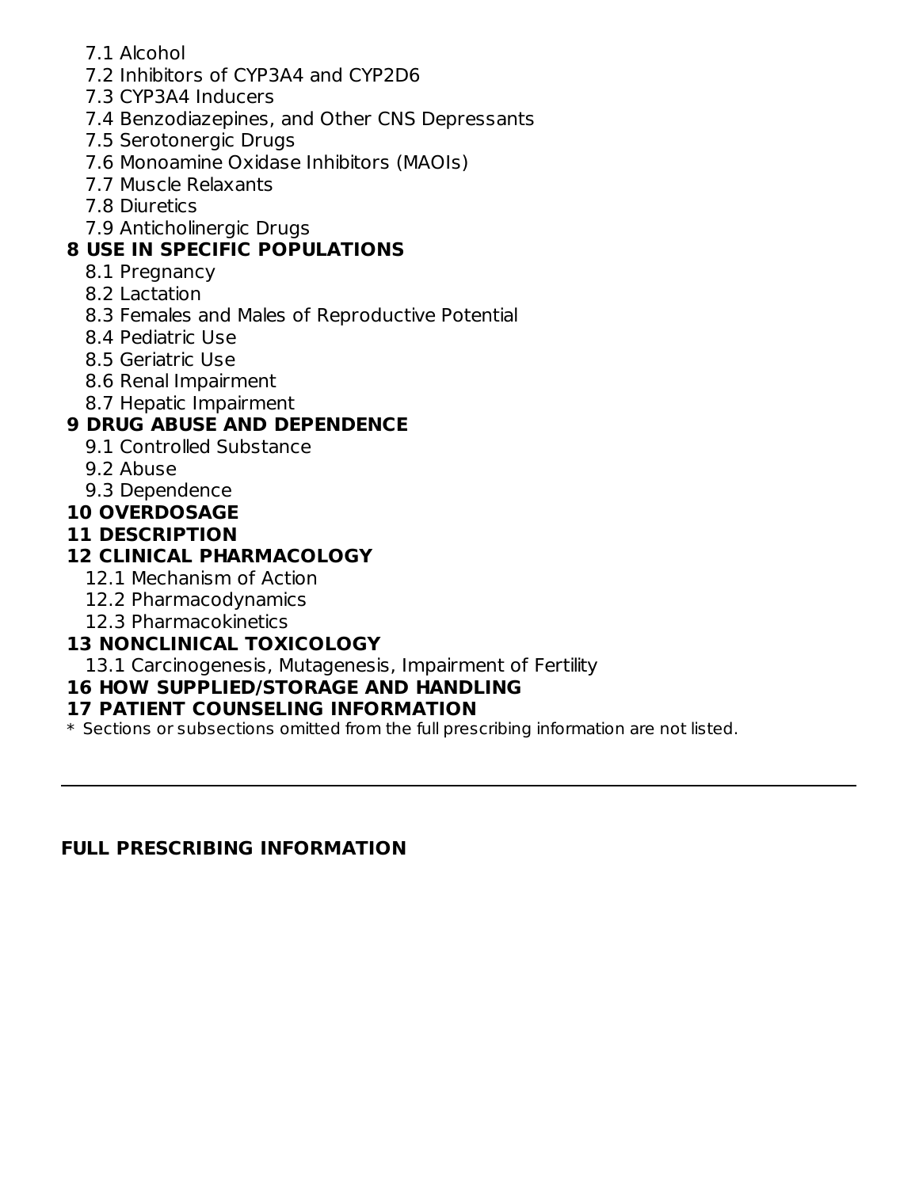- 7.1 Alcohol
- 7.2 Inhibitors of CYP3A4 and CYP2D6
- 7.3 CYP3A4 Inducers
- 7.4 Benzodiazepines, and Other CNS Depressants
- 7.5 Serotonergic Drugs
- 7.6 Monoamine Oxidase Inhibitors (MAOIs)
- 7.7 Muscle Relaxants
- 7.8 Diuretics
- 7.9 Anticholinergic Drugs

**8 USE IN SPECIFIC POPULATIONS**

- 8.1 Pregnancy
- 8.2 Lactation
- 8.3 Females and Males of Reproductive Potential
- 8.4 Pediatric Use
- 8.5 Geriatric Use
- 8.6 Renal Impairment
- 8.7 Hepatic Impairment

**9 DRUG ABUSE AND DEPENDENCE**

- 9.1 Controlled Substance
- 9.2 Abuse
- 9.3 Dependence

**10 OVERDOSAGE**

**11 DESCRIPTION**

**12 CLINICAL PHARMACOLOGY**

- 12.1 Mechanism of Action
- 12.2 Pharmacodynamics
- 12.3 Pharmacokinetics

**13 NONCLINICAL TOXICOLOGY**

- 13.1 Carcinogenesis, Mutagenesis, Impairment of Fertility

**16 HOW SUPPLIED/STORAGE AND HANDLING**

**17 PATIENT COUNSELING INFORMATION**

* Sections or subsections omitted from the full prescribing information are not listed.

---

## FULL PRESCRIBING INFORMATION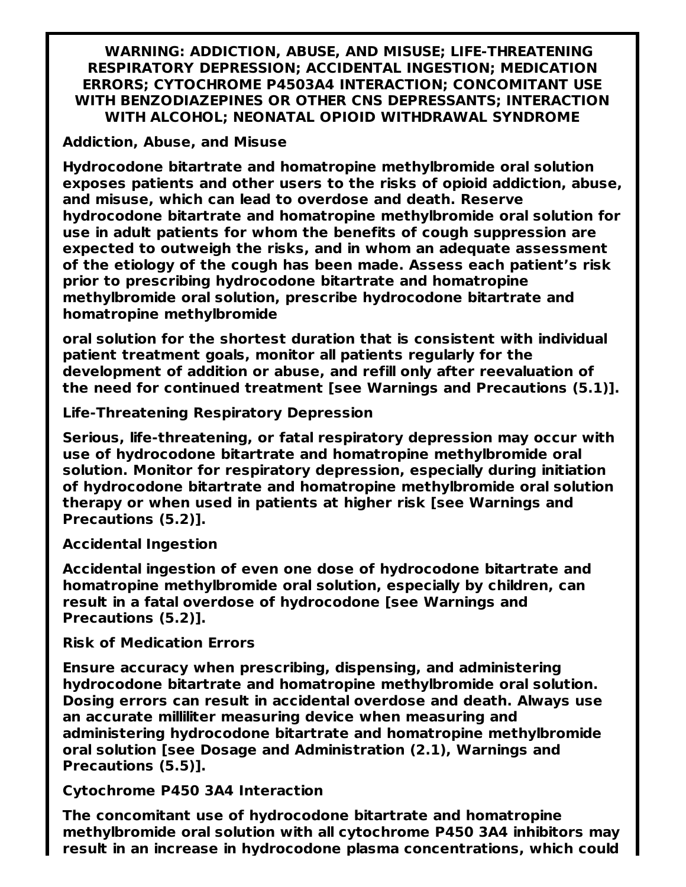**WARNING: ADDICTION, ABUSE, AND MISUSE; LIFE-THREATENING RESPIRATORY DEPRESSION; ACCIDENTAL INGESTION; MEDICATION ERRORS; CYTOCHROME P4503A4 INTERACTION; CONCOMITANT USE WITH BENZODIAZEPINES OR OTHER CNS DEPRESSANTS; INTERACTION WITH ALCOHOL; NEONATAL OPIOID WITHDRAWAL SYNDROME**

**Addiction, Abuse, and Misuse**

**Hydrocodone bitartrate and homatropine methylbromide oral solution exposes patients and other users to the risks of opioid addiction, abuse, and misuse, which can lead to overdose and death. Reserve hydrocodone bitartrate and homatropine methylbromide oral solution for use in adult patients for whom the benefits of cough suppression are expected to outweigh the risks, and in whom an adequate assessment of the etiology of the cough has been made. Assess each patient's risk prior to prescribing hydrocodone bitartrate and homatropine methylbromide oral solution, prescribe hydrocodone bitartrate and homatropine methylbromide**

**oral solution for the shortest duration that is consistent with individual patient treatment goals, monitor all patients regularly for the development of addition or abuse, and refill only after reevaluation of the need for continued treatment [see Warnings and Precautions (5.1)].**

**Life-Threatening Respiratory Depression**

**Serious, life-threatening, or fatal respiratory depression may occur with use of hydrocodone bitartrate and homatropine methylbromide oral solution. Monitor for respiratory depression, especially during initiation of hydrocodone bitartrate and homatropine methylbromide oral solution therapy or when used in patients at higher risk [see Warnings and Precautions (5.2)].**

**Accidental Ingestion**

**Accidental ingestion of even one dose of hydrocodone bitartrate and homatropine methylbromide oral solution, especially by children, can result in a fatal overdose of hydrocodone [see Warnings and Precautions (5.2)].**

**Risk of Medication Errors**

**Ensure accuracy when prescribing, dispensing, and administering hydrocodone bitartrate and homatropine methylbromide oral solution. Dosing errors can result in accidental overdose and death. Always use an accurate milliliter measuring device when measuring and administering hydrocodone bitartrate and homatropine methylbromide oral solution [see Dosage and Administration (2.1), Warnings and Precautions (5.5)].**

**Cytochrome P450 3A4 Interaction**

**The concomitant use of hydrocodone bitartrate and homatropine methylbromide oral solution with all cytochrome P450 3A4 inhibitors may result in an increase in hydrocodone plasma concentrations, which could**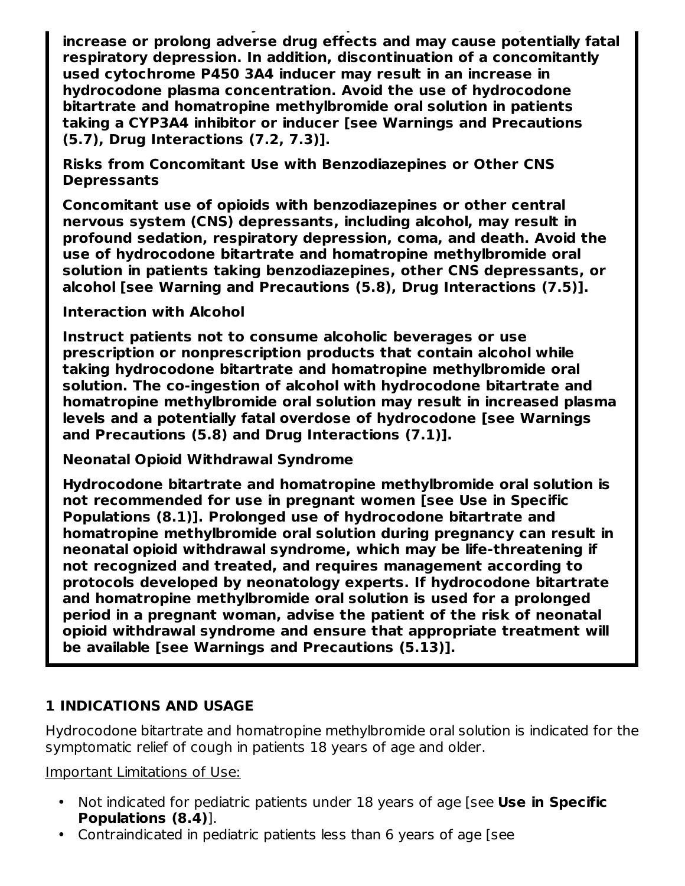**increase or prolong adverse drug effects and may cause potentially fatal respiratory depression. In addition, discontinuation of a concomitantly used cytochrome P450 3A4 inducer may result in an increase in hydrocodone plasma concentration. Avoid the use of hydrocodone bitartrate and homatropine methylbromide oral solution in patients taking a CYP3A4 inhibitor or inducer [see Warnings and Precautions (5.7), Drug Interactions (7.2, 7.3)].**

**Risks from Concomitant Use with Benzodiazepines or Other CNS Depressants**

**Concomitant use of opioids with benzodiazepines or other central nervous system (CNS) depressants, including alcohol, may result in profound sedation, respiratory depression, coma, and death. Avoid the use of hydrocodone bitartrate and homatropine methylbromide oral solution in patients taking benzodiazepines, other CNS depressants, or alcohol [see Warning and Precautions (5.8), Drug Interactions (7.5)].**

**Interaction with Alcohol**

**Instruct patients not to consume alcoholic beverages or use prescription or nonprescription products that contain alcohol while taking hydrocodone bitartrate and homatropine methylbromide oral solution. The co-ingestion of alcohol with hydrocodone bitartrate and homatropine methylbromide oral solution may result in increased plasma levels and a potentially fatal overdose of hydrocodone [see Warnings and Precautions (5.8) and Drug Interactions (7.1)].**

**Neonatal Opioid Withdrawal Syndrome**

**Hydrocodone bitartrate and homatropine methylbromide oral solution is not recommended for use in pregnant women [see Use in Specific Populations (8.1)]. Prolonged use of hydrocodone bitartrate and homatropine methylbromide oral solution during pregnancy can result in neonatal opioid withdrawal syndrome, which may be life-threatening if not recognized and treated, and requires management according to protocols developed by neonatology experts. If hydrocodone bitartrate and homatropine methylbromide oral solution is used for a prolonged period in a pregnant woman, advise the patient of the risk of neonatal opioid withdrawal syndrome and ensure that appropriate treatment will be available [see Warnings and Precautions (5.13)].**

## 1 INDICATIONS AND USAGE

Hydrocodone bitartrate and homatropine methylbromide oral solution is indicated for the symptomatic relief of cough in patients 18 years of age and older.

Important Limitations of Use:

- Not indicated for pediatric patients under 18 years of age [see **Use in Specific Populations (8.4)**].
- Contraindicated in pediatric patients less than 6 years of age [see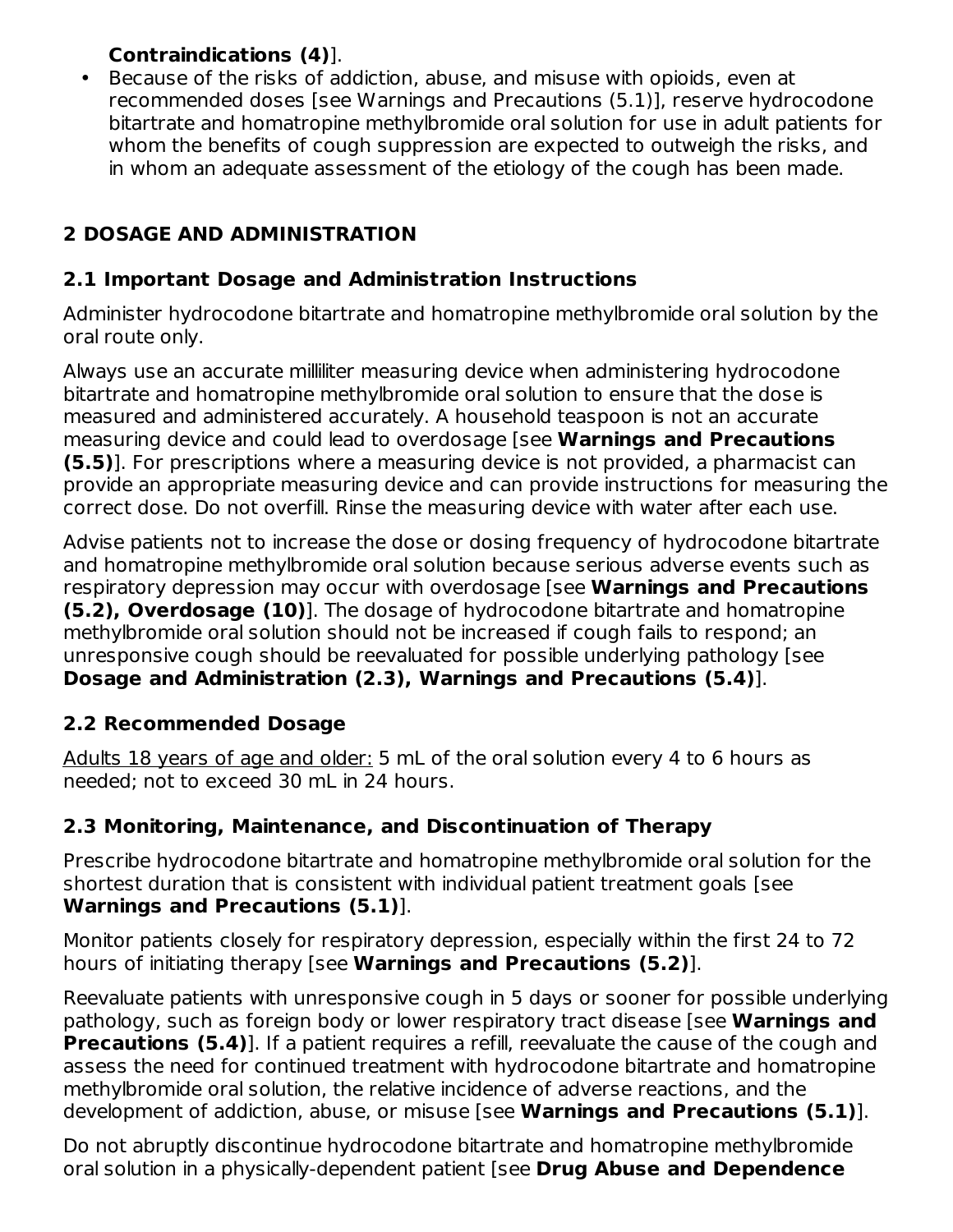**Contraindications (4)**].

- Because of the risks of addiction, abuse, and misuse with opioids, even at recommended doses [see Warnings and Precautions (5.1)], reserve hydrocodone bitartrate and homatropine methylbromide oral solution for use in adult patients for whom the benefits of cough suppression are expected to outweigh the risks, and in whom an adequate assessment of the etiology of the cough has been made.

## 2 DOSAGE AND ADMINISTRATION

### 2.1 Important Dosage and Administration Instructions

Administer hydrocodone bitartrate and homatropine methylbromide oral solution by the oral route only.

Always use an accurate milliliter measuring device when administering hydrocodone bitartrate and homatropine methylbromide oral solution to ensure that the dose is measured and administered accurately. A household teaspoon is not an accurate measuring device and could lead to overdosage [see **Warnings and Precautions (5.5)**]. For prescriptions where a measuring device is not provided, a pharmacist can provide an appropriate measuring device and can provide instructions for measuring the correct dose. Do not overfill. Rinse the measuring device with water after each use.

Advise patients not to increase the dose or dosing frequency of hydrocodone bitartrate and homatropine methylbromide oral solution because serious adverse events such as respiratory depression may occur with overdosage [see **Warnings and Precautions (5.2), Overdosage (10)**]. The dosage of hydrocodone bitartrate and homatropine methylbromide oral solution should not be increased if cough fails to respond; an unresponsive cough should be reevaluated for possible underlying pathology [see **Dosage and Administration (2.3), Warnings and Precautions (5.4)**].

### 2.2 Recommended Dosage

<u>Adults 18 years of age and older:</u> 5 mL of the oral solution every 4 to 6 hours as needed; not to exceed 30 mL in 24 hours.

### 2.3 Monitoring, Maintenance, and Discontinuation of Therapy

Prescribe hydrocodone bitartrate and homatropine methylbromide oral solution for the shortest duration that is consistent with individual patient treatment goals [see **Warnings and Precautions (5.1)**].

Monitor patients closely for respiratory depression, especially within the first 24 to 72 hours of initiating therapy [see **Warnings and Precautions (5.2)**].

Reevaluate patients with unresponsive cough in 5 days or sooner for possible underlying pathology, such as foreign body or lower respiratory tract disease [see **Warnings and Precautions (5.4)**]. If a patient requires a refill, reevaluate the cause of the cough and assess the need for continued treatment with hydrocodone bitartrate and homatropine methylbromide oral solution, the relative incidence of adverse reactions, and the development of addiction, abuse, or misuse [see **Warnings and Precautions (5.1)**].

Do not abruptly discontinue hydrocodone bitartrate and homatropine methylbromide oral solution in a physically-dependent patient [see **Drug Abuse and Dependence**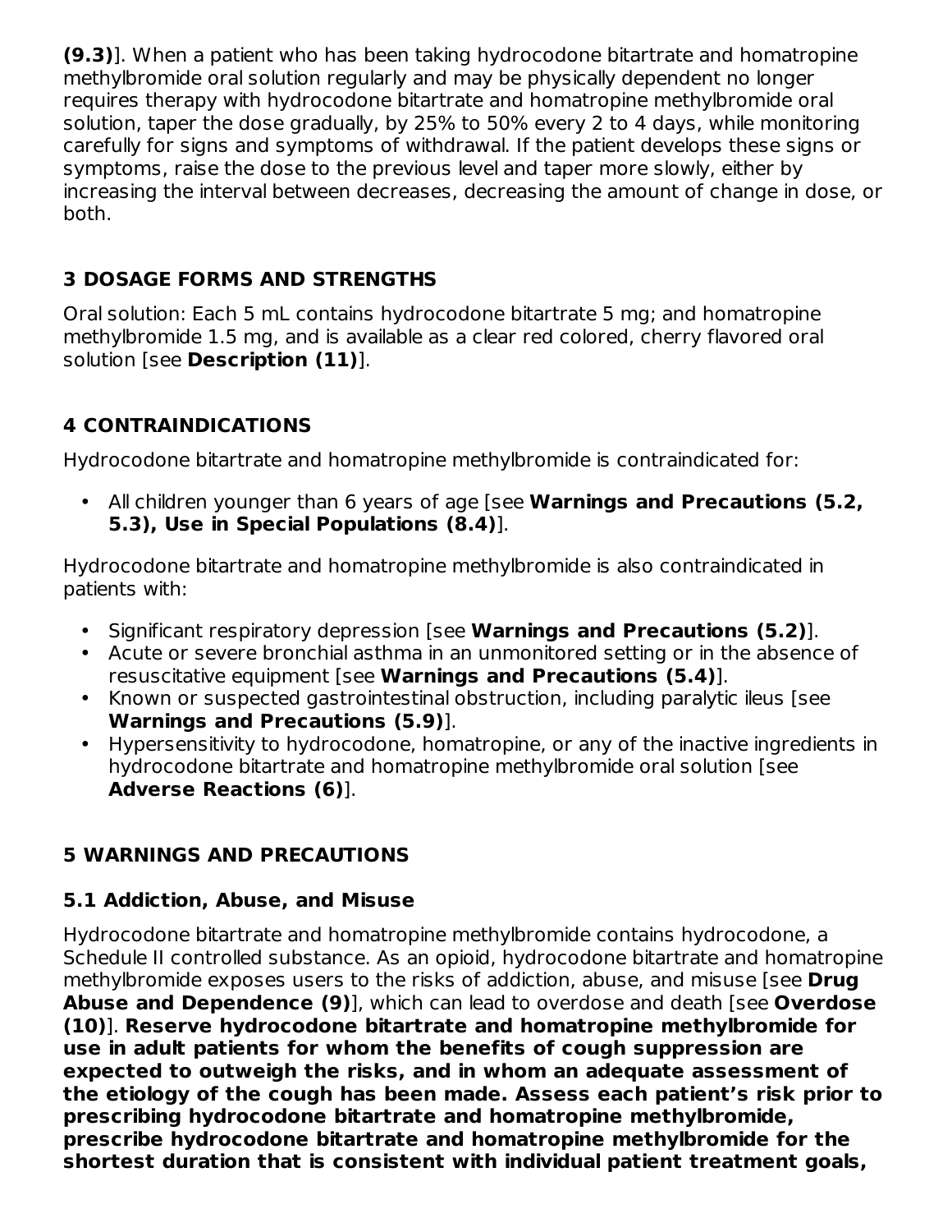**(9.3)**]. When a patient who has been taking hydrocodone bitartrate and homatropine methylbromide oral solution regularly and may be physically dependent no longer requires therapy with hydrocodone bitartrate and homatropine methylbromide oral solution, taper the dose gradually, by 25% to 50% every 2 to 4 days, while monitoring carefully for signs and symptoms of withdrawal. If the patient develops these signs or symptoms, raise the dose to the previous level and taper more slowly, either by increasing the interval between decreases, decreasing the amount of change in dose, or both.

## 3 DOSAGE FORMS AND STRENGTHS

Oral solution: Each 5 mL contains hydrocodone bitartrate 5 mg; and homatropine methylbromide 1.5 mg, and is available as a clear red colored, cherry flavored oral solution [see **Description (11)**].

## 4 CONTRAINDICATIONS

Hydrocodone bitartrate and homatropine methylbromide is contraindicated for:

- All children younger than 6 years of age [see **Warnings and Precautions (5.2, 5.3), Use in Special Populations (8.4)**].

Hydrocodone bitartrate and homatropine methylbromide is also contraindicated in patients with:

- Significant respiratory depression [see **Warnings and Precautions (5.2)**].
- Acute or severe bronchial asthma in an unmonitored setting or in the absence of resuscitative equipment [see **Warnings and Precautions (5.4)**].
- Known or suspected gastrointestinal obstruction, including paralytic ileus [see **Warnings and Precautions (5.9)**].
- Hypersensitivity to hydrocodone, homatropine, or any of the inactive ingredients in hydrocodone bitartrate and homatropine methylbromide oral solution [see **Adverse Reactions (6)**].

## 5 WARNINGS AND PRECAUTIONS

### 5.1 Addiction, Abuse, and Misuse

Hydrocodone bitartrate and homatropine methylbromide contains hydrocodone, a Schedule II controlled substance. As an opioid, hydrocodone bitartrate and homatropine methylbromide exposes users to the risks of addiction, abuse, and misuse [see **Drug Abuse and Dependence (9)**], which can lead to overdose and death [see **Overdose (10)**]. **Reserve hydrocodone bitartrate and homatropine methylbromide for use in adult patients for whom the benefits of cough suppression are expected to outweigh the risks, and in whom an adequate assessment of the etiology of the cough has been made. Assess each patient's risk prior to prescribing hydrocodone bitartrate and homatropine methylbromide, prescribe hydrocodone bitartrate and homatropine methylbromide for the shortest duration that is consistent with individual patient treatment goals,**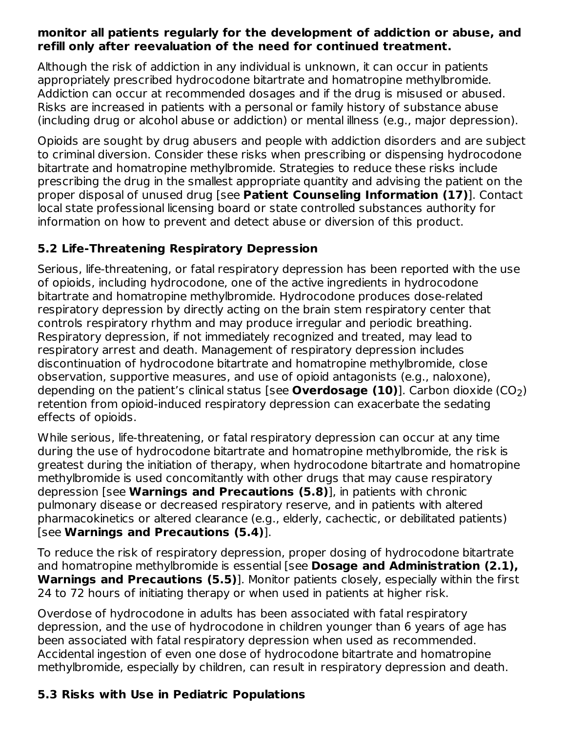**monitor all patients regularly for the development of addiction or abuse, and refill only after reevaluation of the need for continued treatment.**

Although the risk of addiction in any individual is unknown, it can occur in patients appropriately prescribed hydrocodone bitartrate and homatropine methylbromide. Addiction can occur at recommended dosages and if the drug is misused or abused. Risks are increased in patients with a personal or family history of substance abuse (including drug or alcohol abuse or addiction) or mental illness (e.g., major depression).

Opioids are sought by drug abusers and people with addiction disorders and are subject to criminal diversion. Consider these risks when prescribing or dispensing hydrocodone bitartrate and homatropine methylbromide. Strategies to reduce these risks include prescribing the drug in the smallest appropriate quantity and advising the patient on the proper disposal of unused drug [see **Patient Counseling Information (17)**]. Contact local state professional licensing board or state controlled substances authority for information on how to prevent and detect abuse or diversion of this product.

### 5.2 Life-Threatening Respiratory Depression

Serious, life-threatening, or fatal respiratory depression has been reported with the use of opioids, including hydrocodone, one of the active ingredients in hydrocodone bitartrate and homatropine methylbromide. Hydrocodone produces dose-related respiratory depression by directly acting on the brain stem respiratory center that controls respiratory rhythm and may produce irregular and periodic breathing. Respiratory depression, if not immediately recognized and treated, may lead to respiratory arrest and death. Management of respiratory depression includes discontinuation of hydrocodone bitartrate and homatropine methylbromide, close observation, supportive measures, and use of opioid antagonists (e.g., naloxone), depending on the patient's clinical status [see **Overdosage (10)**]. Carbon dioxide ($CO_2$) retention from opioid-induced respiratory depression can exacerbate the sedating effects of opioids.

While serious, life-threatening, or fatal respiratory depression can occur at any time during the use of hydrocodone bitartrate and homatropine methylbromide, the risk is greatest during the initiation of therapy, when hydrocodone bitartrate and homatropine methylbromide is used concomitantly with other drugs that may cause respiratory depression [see **Warnings and Precautions (5.8)**], in patients with chronic pulmonary disease or decreased respiratory reserve, and in patients with altered pharmacokinetics or altered clearance (e.g., elderly, cachectic, or debilitated patients) [see **Warnings and Precautions (5.4)**].

To reduce the risk of respiratory depression, proper dosing of hydrocodone bitartrate and homatropine methylbromide is essential [see **Dosage and Administration (2.1), Warnings and Precautions (5.5)**]. Monitor patients closely, especially within the first 24 to 72 hours of initiating therapy or when used in patients at higher risk.

Overdose of hydrocodone in adults has been associated with fatal respiratory depression, and the use of hydrocodone in children younger than 6 years of age has been associated with fatal respiratory depression when used as recommended. Accidental ingestion of even one dose of hydrocodone bitartrate and homatropine methylbromide, especially by children, can result in respiratory depression and death.

### 5.3 Risks with Use in Pediatric Populations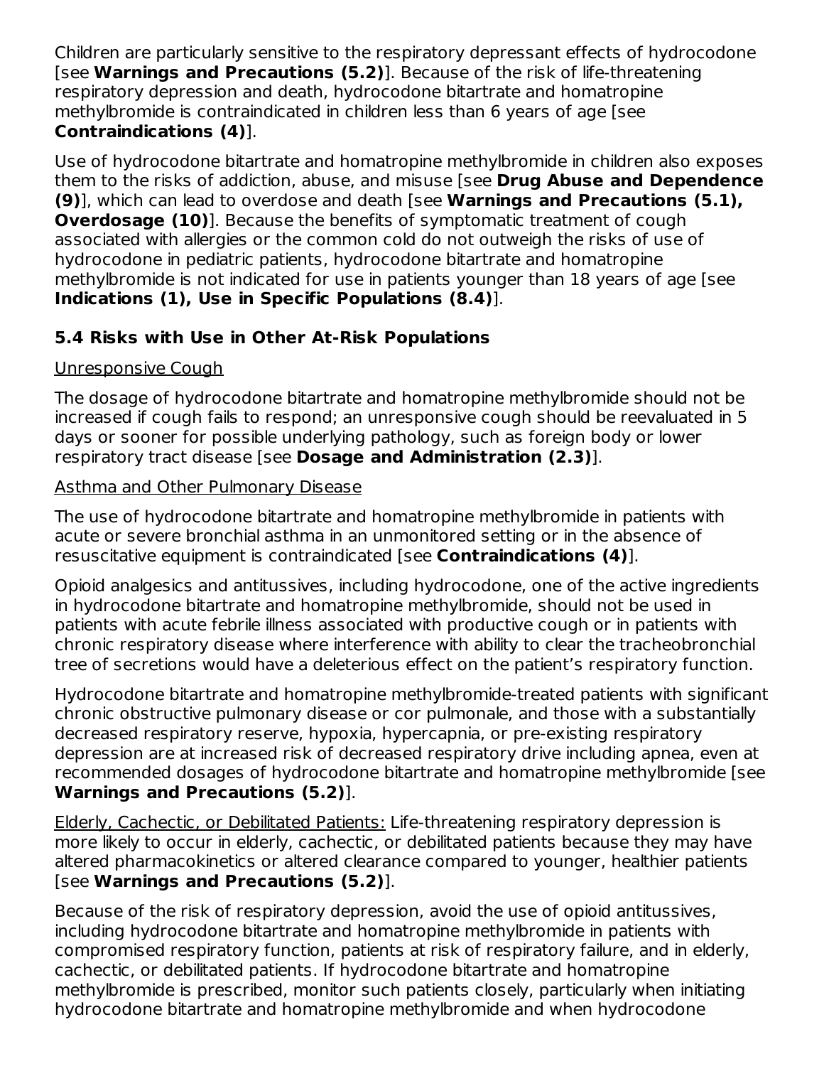Children are particularly sensitive to the respiratory depressant effects of hydrocodone [see **Warnings and Precautions (5.2)**]. Because of the risk of life-threatening respiratory depression and death, hydrocodone bitartrate and homatropine methylbromide is contraindicated in children less than 6 years of age [see **Contraindications (4)**].

Use of hydrocodone bitartrate and homatropine methylbromide in children also exposes them to the risks of addiction, abuse, and misuse [see **Drug Abuse and Dependence (9)**], which can lead to overdose and death [see **Warnings and Precautions (5.1), Overdosage (10)**]. Because the benefits of symptomatic treatment of cough associated with allergies or the common cold do not outweigh the risks of use of hydrocodone in pediatric patients, hydrocodone bitartrate and homatropine methylbromide is not indicated for use in patients younger than 18 years of age [see **Indications (1), Use in Specific Populations (8.4)**].

### 5.4 Risks with Use in Other At-Risk Populations

Unresponsive Cough

The dosage of hydrocodone bitartrate and homatropine methylbromide should not be increased if cough fails to respond; an unresponsive cough should be reevaluated in 5 days or sooner for possible underlying pathology, such as foreign body or lower respiratory tract disease [see **Dosage and Administration (2.3)**].

Asthma and Other Pulmonary Disease

The use of hydrocodone bitartrate and homatropine methylbromide in patients with acute or severe bronchial asthma in an unmonitored setting or in the absence of resuscitative equipment is contraindicated [see **Contraindications (4)**].

Opioid analgesics and antitussives, including hydrocodone, one of the active ingredients in hydrocodone bitartrate and homatropine methylbromide, should not be used in patients with acute febrile illness associated with productive cough or in patients with chronic respiratory disease where interference with ability to clear the tracheobronchial tree of secretions would have a deleterious effect on the patient's respiratory function.

Hydrocodone bitartrate and homatropine methylbromide-treated patients with significant chronic obstructive pulmonary disease or cor pulmonale, and those with a substantially decreased respiratory reserve, hypoxia, hypercapnia, or pre-existing respiratory depression are at increased risk of decreased respiratory drive including apnea, even at recommended dosages of hydrocodone bitartrate and homatropine methylbromide [see **Warnings and Precautions (5.2)**].

Elderly, Cachectic, or Debilitated Patients: Life-threatening respiratory depression is more likely to occur in elderly, cachectic, or debilitated patients because they may have altered pharmacokinetics or altered clearance compared to younger, healthier patients [see **Warnings and Precautions (5.2)**].

Because of the risk of respiratory depression, avoid the use of opioid antitussives, including hydrocodone bitartrate and homatropine methylbromide in patients with compromised respiratory function, patients at risk of respiratory failure, and in elderly, cachectic, or debilitated patients. If hydrocodone bitartrate and homatropine methylbromide is prescribed, monitor such patients closely, particularly when initiating hydrocodone bitartrate and homatropine methylbromide and when hydrocodone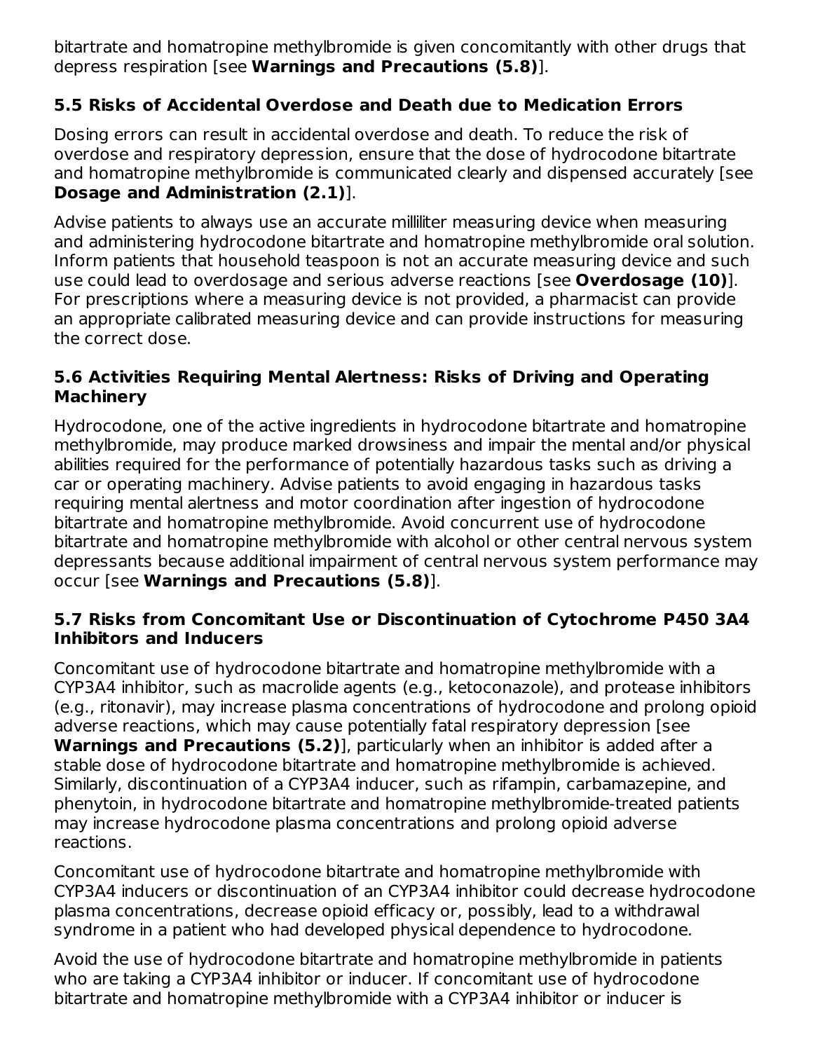bitartrate and homatropine methylbromide is given concomitantly with other drugs that depress respiration [see **Warnings and Precautions (5.8)**].

### 5.5 Risks of Accidental Overdose and Death due to Medication Errors

Dosing errors can result in accidental overdose and death. To reduce the risk of overdose and respiratory depression, ensure that the dose of hydrocodone bitartrate and homatropine methylbromide is communicated clearly and dispensed accurately [see **Dosage and Administration (2.1)**].

Advise patients to always use an accurate milliliter measuring device when measuring and administering hydrocodone bitartrate and homatropine methylbromide oral solution. Inform patients that household teaspoon is not an accurate measuring device and such use could lead to overdosage and serious adverse reactions [see **Overdosage (10)**]. For prescriptions where a measuring device is not provided, a pharmacist can provide an appropriate calibrated measuring device and can provide instructions for measuring the correct dose.

### 5.6 Activities Requiring Mental Alertness: Risks of Driving and Operating Machinery

Hydrocodone, one of the active ingredients in hydrocodone bitartrate and homatropine methylbromide, may produce marked drowsiness and impair the mental and/or physical abilities required for the performance of potentially hazardous tasks such as driving a car or operating machinery. Advise patients to avoid engaging in hazardous tasks requiring mental alertness and motor coordination after ingestion of hydrocodone bitartrate and homatropine methylbromide. Avoid concurrent use of hydrocodone bitartrate and homatropine methylbromide with alcohol or other central nervous system depressants because additional impairment of central nervous system performance may occur [see **Warnings and Precautions (5.8)**].

### 5.7 Risks from Concomitant Use or Discontinuation of Cytochrome P450 3A4 Inhibitors and Inducers

Concomitant use of hydrocodone bitartrate and homatropine methylbromide with a CYP3A4 inhibitor, such as macrolide agents (e.g., ketoconazole), and protease inhibitors (e.g., ritonavir), may increase plasma concentrations of hydrocodone and prolong opioid adverse reactions, which may cause potentially fatal respiratory depression [see **Warnings and Precautions (5.2)**], particularly when an inhibitor is added after a stable dose of hydrocodone bitartrate and homatropine methylbromide is achieved. Similarly, discontinuation of a CYP3A4 inducer, such as rifampin, carbamazepine, and phenytoin, in hydrocodone bitartrate and homatropine methylbromide-treated patients may increase hydrocodone plasma concentrations and prolong opioid adverse reactions.

Concomitant use of hydrocodone bitartrate and homatropine methylbromide with CYP3A4 inducers or discontinuation of an CYP3A4 inhibitor could decrease hydrocodone plasma concentrations, decrease opioid efficacy or, possibly, lead to a withdrawal syndrome in a patient who had developed physical dependence to hydrocodone.

Avoid the use of hydrocodone bitartrate and homatropine methylbromide in patients who are taking a CYP3A4 inhibitor or inducer. If concomitant use of hydrocodone bitartrate and homatropine methylbromide with a CYP3A4 inhibitor or inducer is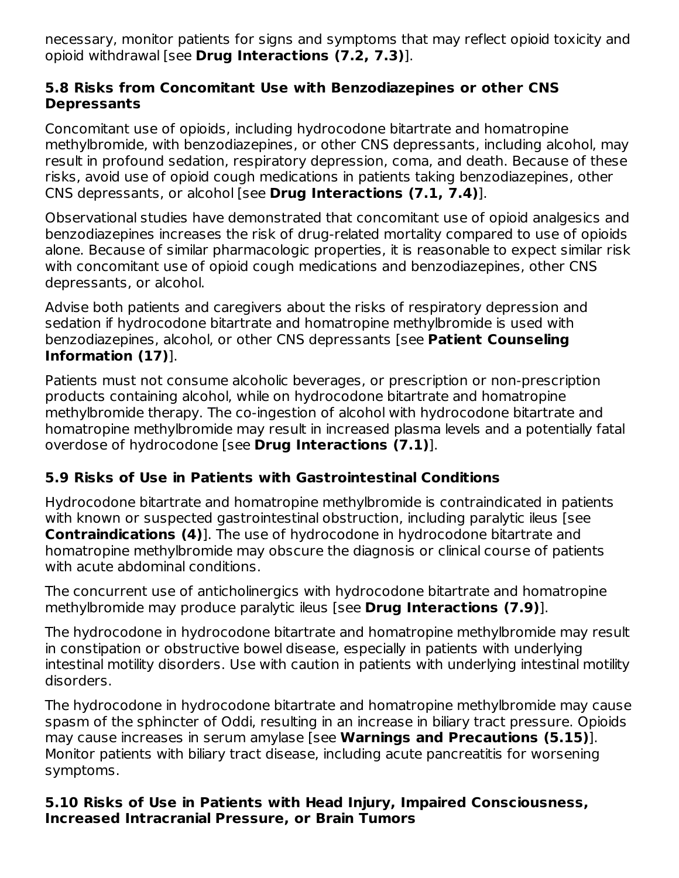necessary, monitor patients for signs and symptoms that may reflect opioid toxicity and opioid withdrawal [see **Drug Interactions (7.2, 7.3)**].

### 5.8 Risks from Concomitant Use with Benzodiazepines or other CNS Depressants

Concomitant use of opioids, including hydrocodone bitartrate and homatropine methylbromide, with benzodiazepines, or other CNS depressants, including alcohol, may result in profound sedation, respiratory depression, coma, and death. Because of these risks, avoid use of opioid cough medications in patients taking benzodiazepines, other CNS depressants, or alcohol [see **Drug Interactions (7.1, 7.4)**].

Observational studies have demonstrated that concomitant use of opioid analgesics and benzodiazepines increases the risk of drug-related mortality compared to use of opioids alone. Because of similar pharmacologic properties, it is reasonable to expect similar risk with concomitant use of opioid cough medications and benzodiazepines, other CNS depressants, or alcohol.

Advise both patients and caregivers about the risks of respiratory depression and sedation if hydrocodone bitartrate and homatropine methylbromide is used with benzodiazepines, alcohol, or other CNS depressants [see **Patient Counseling Information (17)**].

Patients must not consume alcoholic beverages, or prescription or non-prescription products containing alcohol, while on hydrocodone bitartrate and homatropine methylbromide therapy. The co-ingestion of alcohol with hydrocodone bitartrate and homatropine methylbromide may result in increased plasma levels and a potentially fatal overdose of hydrocodone [see **Drug Interactions (7.1)**].

### 5.9 Risks of Use in Patients with Gastrointestinal Conditions

Hydrocodone bitartrate and homatropine methylbromide is contraindicated in patients with known or suspected gastrointestinal obstruction, including paralytic ileus [see **Contraindications (4)**]. The use of hydrocodone in hydrocodone bitartrate and homatropine methylbromide may obscure the diagnosis or clinical course of patients with acute abdominal conditions.

The concurrent use of anticholinergics with hydrocodone bitartrate and homatropine methylbromide may produce paralytic ileus [see **Drug Interactions (7.9)**].

The hydrocodone in hydrocodone bitartrate and homatropine methylbromide may result in constipation or obstructive bowel disease, especially in patients with underlying intestinal motility disorders. Use with caution in patients with underlying intestinal motility disorders.

The hydrocodone in hydrocodone bitartrate and homatropine methylbromide may cause spasm of the sphincter of Oddi, resulting in an increase in biliary tract pressure. Opioids may cause increases in serum amylase [see **Warnings and Precautions (5.15)**]. Monitor patients with biliary tract disease, including acute pancreatitis for worsening symptoms.

### 5.10 Risks of Use in Patients with Head Injury, Impaired Consciousness, Increased Intracranial Pressure, or Brain Tumors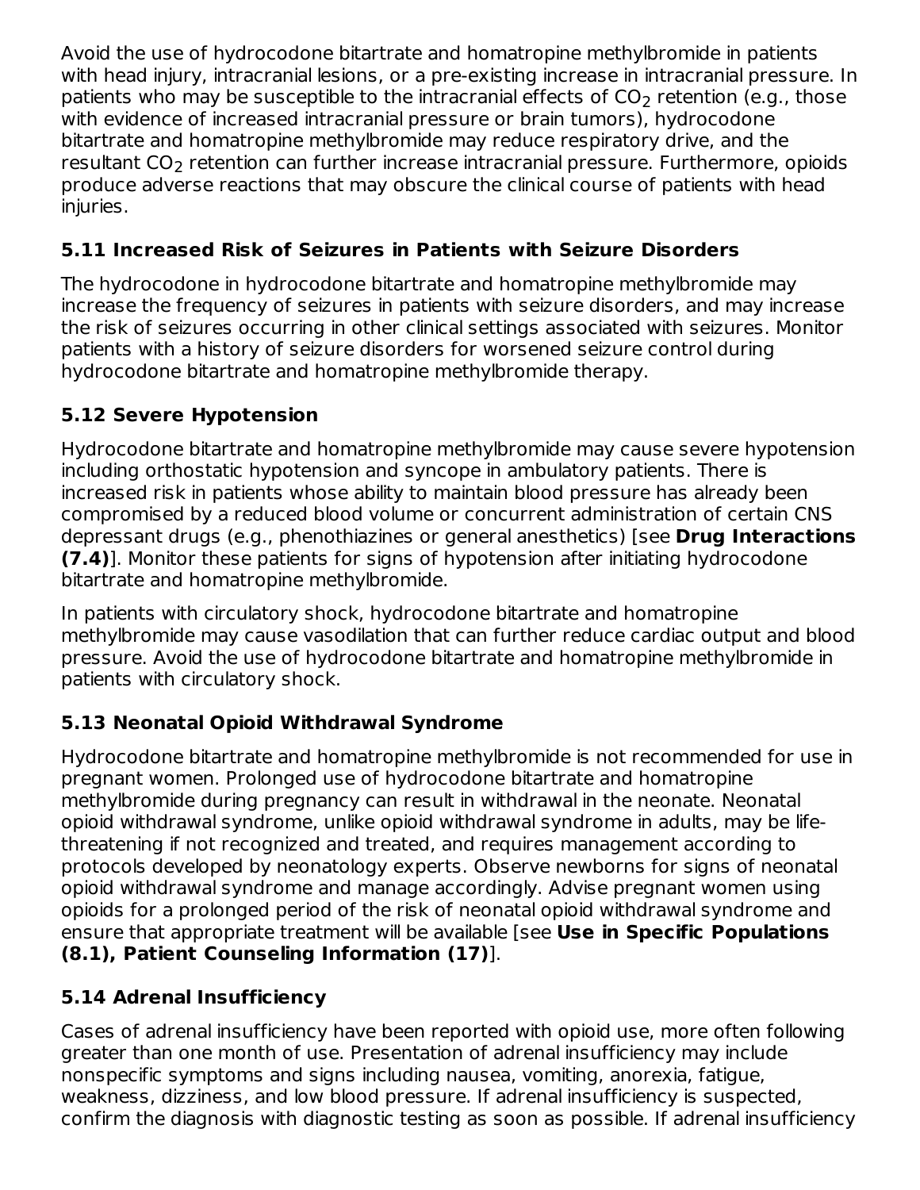Avoid the use of hydrocodone bitartrate and homatropine methylbromide in patients with head injury, intracranial lesions, or a pre-existing increase in intracranial pressure. In patients who may be susceptible to the intracranial effects of $CO_2$ retention (e.g., those with evidence of increased intracranial pressure or brain tumors), hydrocodone bitartrate and homatropine methylbromide may reduce respiratory drive, and the resultant $CO_2$ retention can further increase intracranial pressure. Furthermore, opioids produce adverse reactions that may obscure the clinical course of patients with head injuries.

### 5.11 Increased Risk of Seizures in Patients with Seizure Disorders

The hydrocodone in hydrocodone bitartrate and homatropine methylbromide may increase the frequency of seizures in patients with seizure disorders, and may increase the risk of seizures occurring in other clinical settings associated with seizures. Monitor patients with a history of seizure disorders for worsened seizure control during hydrocodone bitartrate and homatropine methylbromide therapy.

### 5.12 Severe Hypotension

Hydrocodone bitartrate and homatropine methylbromide may cause severe hypotension including orthostatic hypotension and syncope in ambulatory patients. There is increased risk in patients whose ability to maintain blood pressure has already been compromised by a reduced blood volume or concurrent administration of certain CNS depressant drugs (e.g., phenothiazines or general anesthetics) [see **Drug Interactions (7.4)**]. Monitor these patients for signs of hypotension after initiating hydrocodone bitartrate and homatropine methylbromide.

In patients with circulatory shock, hydrocodone bitartrate and homatropine methylbromide may cause vasodilation that can further reduce cardiac output and blood pressure. Avoid the use of hydrocodone bitartrate and homatropine methylbromide in patients with circulatory shock.

### 5.13 Neonatal Opioid Withdrawal Syndrome

Hydrocodone bitartrate and homatropine methylbromide is not recommended for use in pregnant women. Prolonged use of hydrocodone bitartrate and homatropine methylbromide during pregnancy can result in withdrawal in the neonate. Neonatal opioid withdrawal syndrome, unlike opioid withdrawal syndrome in adults, may be life-threatening if not recognized and treated, and requires management according to protocols developed by neonatology experts. Observe newborns for signs of neonatal opioid withdrawal syndrome and manage accordingly. Advise pregnant women using opioids for a prolonged period of the risk of neonatal opioid withdrawal syndrome and ensure that appropriate treatment will be available [see **Use in Specific Populations (8.1), Patient Counseling Information (17)**].

### 5.14 Adrenal Insufficiency

Cases of adrenal insufficiency have been reported with opioid use, more often following greater than one month of use. Presentation of adrenal insufficiency may include nonspecific symptoms and signs including nausea, vomiting, anorexia, fatigue, weakness, dizziness, and low blood pressure. If adrenal insufficiency is suspected, confirm the diagnosis with diagnostic testing as soon as possible. If adrenal insufficiency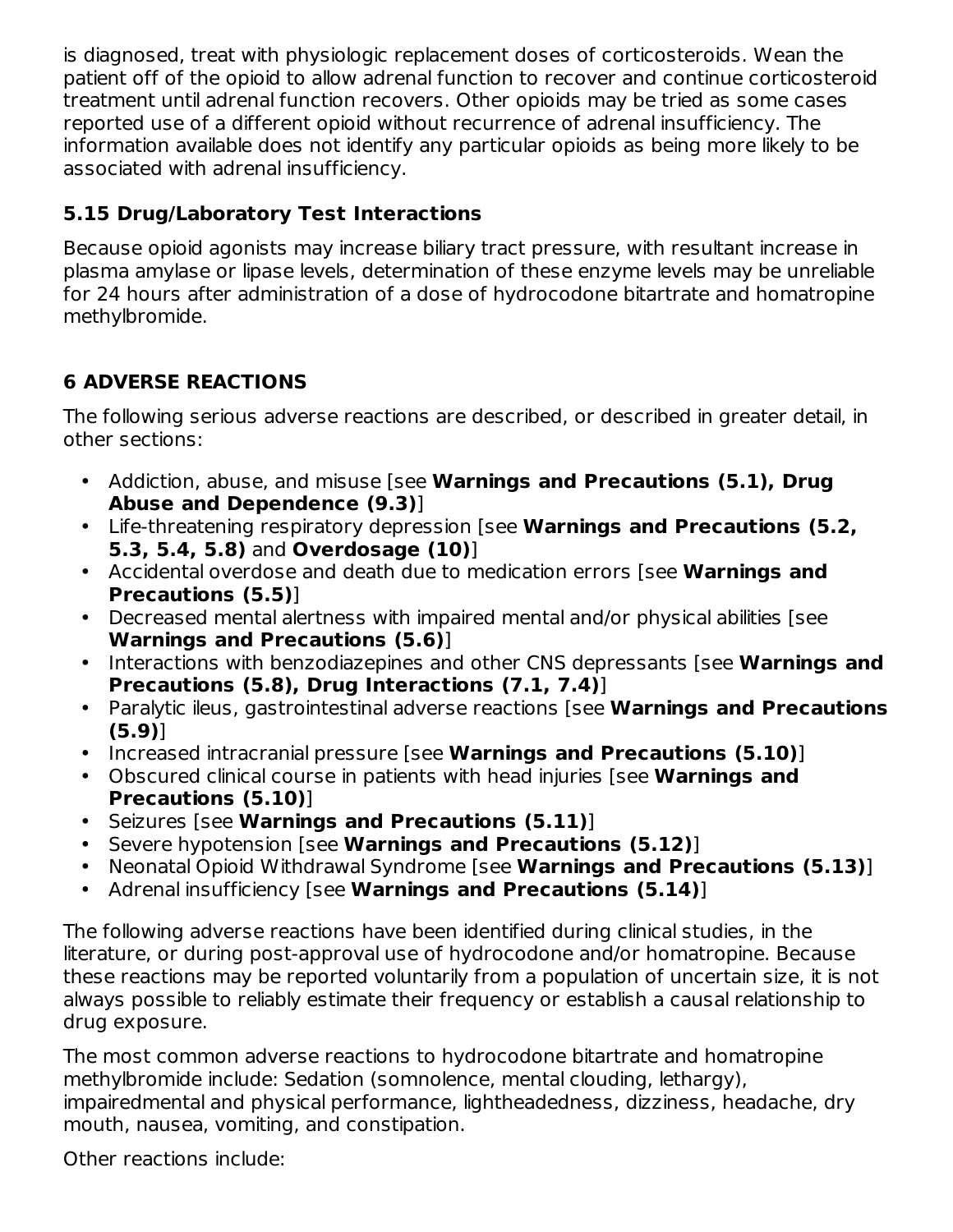is diagnosed, treat with physiologic replacement doses of corticosteroids. Wean the patient off of the opioid to allow adrenal function to recover and continue corticosteroid treatment until adrenal function recovers. Other opioids may be tried as some cases reported use of a different opioid without recurrence of adrenal insufficiency. The information available does not identify any particular opioids as being more likely to be associated with adrenal insufficiency.

### 5.15 Drug/Laboratory Test Interactions

Because opioid agonists may increase biliary tract pressure, with resultant increase in plasma amylase or lipase levels, determination of these enzyme levels may be unreliable for 24 hours after administration of a dose of hydrocodone bitartrate and homatropine methylbromide.

## 6 ADVERSE REACTIONS

The following serious adverse reactions are described, or described in greater detail, in other sections:

- Addiction, abuse, and misuse [see **Warnings and Precautions (5.1), Drug Abuse and Dependence (9.3)**]
- Life-threatening respiratory depression [see **Warnings and Precautions (5.2, 5.3, 5.4, 5.8)** and **Overdosage (10)**]
- Accidental overdose and death due to medication errors [see **Warnings and Precautions (5.5)**]
- Decreased mental alertness with impaired mental and/or physical abilities [see **Warnings and Precautions (5.6)**]
- Interactions with benzodiazepines and other CNS depressants [see **Warnings and Precautions (5.8), Drug Interactions (7.1, 7.4)**]
- Paralytic ileus, gastrointestinal adverse reactions [see **Warnings and Precautions (5.9)**]
- Increased intracranial pressure [see **Warnings and Precautions (5.10)**]
- Obscured clinical course in patients with head injuries [see **Warnings and Precautions (5.10)**]
- Seizures [see **Warnings and Precautions (5.11)**]
- Severe hypotension [see **Warnings and Precautions (5.12)**]
- Neonatal Opioid Withdrawal Syndrome [see **Warnings and Precautions (5.13)**]
- Adrenal insufficiency [see **Warnings and Precautions (5.14)**]

The following adverse reactions have been identified during clinical studies, in the literature, or during post-approval use of hydrocodone and/or homatropine. Because these reactions may be reported voluntarily from a population of uncertain size, it is not always possible to reliably estimate their frequency or establish a causal relationship to drug exposure.

The most common adverse reactions to hydrocodone bitartrate and homatropine methylbromide include: Sedation (somnolence, mental clouding, lethargy), impairedmental and physical performance, lightheadedness, dizziness, headache, dry mouth, nausea, vomiting, and constipation.

Other reactions include: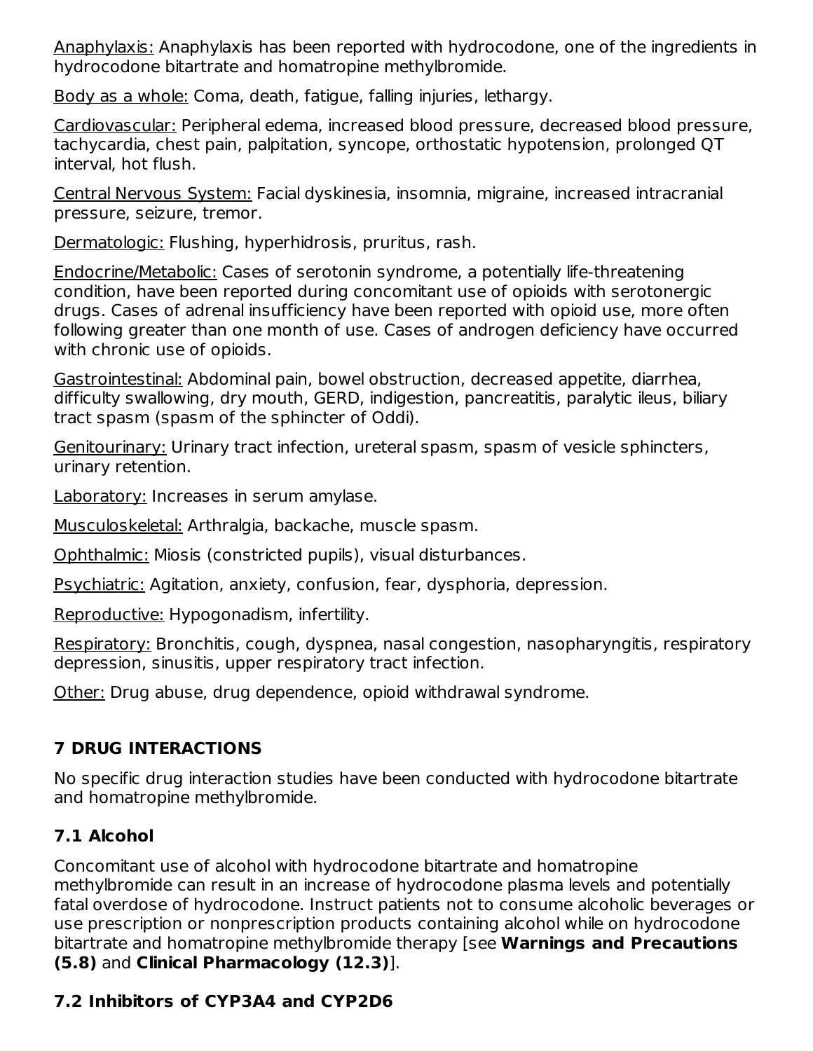Anaphylaxis: Anaphylaxis has been reported with hydrocodone, one of the ingredients in hydrocodone bitartrate and homatropine methylbromide.

Body as a whole: Coma, death, fatigue, falling injuries, lethargy.

Cardiovascular: Peripheral edema, increased blood pressure, decreased blood pressure, tachycardia, chest pain, palpitation, syncope, orthostatic hypotension, prolonged QT interval, hot flush.

Central Nervous System: Facial dyskinesia, insomnia, migraine, increased intracranial pressure, seizure, tremor.

Dermatologic: Flushing, hyperhidrosis, pruritus, rash.

Endocrine/Metabolic: Cases of serotonin syndrome, a potentially life-threatening condition, have been reported during concomitant use of opioids with serotonergic drugs. Cases of adrenal insufficiency have been reported with opioid use, more often following greater than one month of use. Cases of androgen deficiency have occurred with chronic use of opioids.

Gastrointestinal: Abdominal pain, bowel obstruction, decreased appetite, diarrhea, difficulty swallowing, dry mouth, GERD, indigestion, pancreatitis, paralytic ileus, biliary tract spasm (spasm of the sphincter of Oddi).

Genitourinary: Urinary tract infection, ureteral spasm, spasm of vesicle sphincters, urinary retention.

Laboratory: Increases in serum amylase.

Musculoskeletal: Arthralgia, backache, muscle spasm.

Ophthalmic: Miosis (constricted pupils), visual disturbances.

Psychiatric: Agitation, anxiety, confusion, fear, dysphoria, depression.

Reproductive: Hypogonadism, infertility.

Respiratory: Bronchitis, cough, dyspnea, nasal congestion, nasopharyngitis, respiratory depression, sinusitis, upper respiratory tract infection.

Other: Drug abuse, drug dependence, opioid withdrawal syndrome.

## 7 DRUG INTERACTIONS

No specific drug interaction studies have been conducted with hydrocodone bitartrate and homatropine methylbromide.

### 7.1 Alcohol

Concomitant use of alcohol with hydrocodone bitartrate and homatropine methylbromide can result in an increase of hydrocodone plasma levels and potentially fatal overdose of hydrocodone. Instruct patients not to consume alcoholic beverages or use prescription or nonprescription products containing alcohol while on hydrocodone bitartrate and homatropine methylbromide therapy [see **Warnings and Precautions (5.8)** and **Clinical Pharmacology (12.3)**].

### 7.2 Inhibitors of CYP3A4 and CYP2D6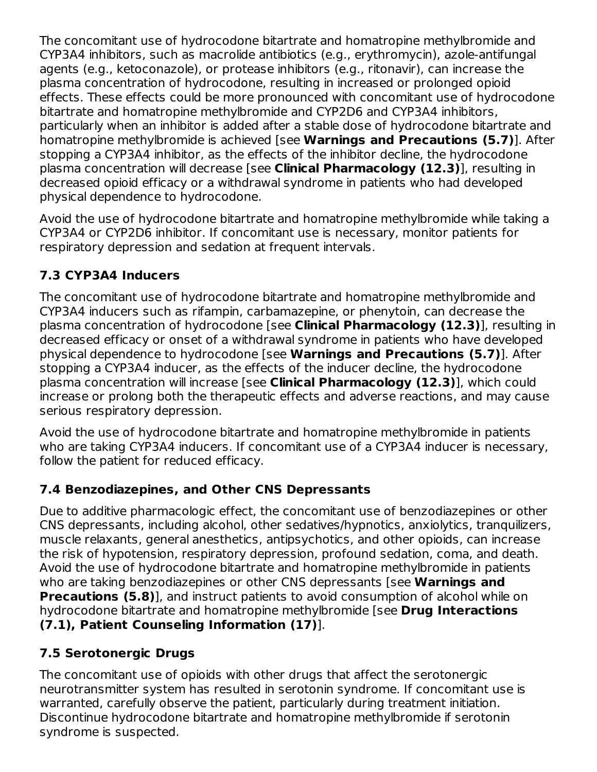The concomitant use of hydrocodone bitartrate and homatropine methylbromide and CYP3A4 inhibitors, such as macrolide antibiotics (e.g., erythromycin), azole-antifungal agents (e.g., ketoconazole), or protease inhibitors (e.g., ritonavir), can increase the plasma concentration of hydrocodone, resulting in increased or prolonged opioid effects. These effects could be more pronounced with concomitant use of hydrocodone bitartrate and homatropine methylbromide and CYP2D6 and CYP3A4 inhibitors, particularly when an inhibitor is added after a stable dose of hydrocodone bitartrate and homatropine methylbromide is achieved [see **Warnings and Precautions (5.7)**]. After stopping a CYP3A4 inhibitor, as the effects of the inhibitor decline, the hydrocodone plasma concentration will decrease [see **Clinical Pharmacology (12.3)**], resulting in decreased opioid efficacy or a withdrawal syndrome in patients who had developed physical dependence to hydrocodone.

Avoid the use of hydrocodone bitartrate and homatropine methylbromide while taking a CYP3A4 or CYP2D6 inhibitor. If concomitant use is necessary, monitor patients for respiratory depression and sedation at frequent intervals.

### 7.3 CYP3A4 Inducers

The concomitant use of hydrocodone bitartrate and homatropine methylbromide and CYP3A4 inducers such as rifampin, carbamazepine, or phenytoin, can decrease the plasma concentration of hydrocodone [see **Clinical Pharmacology (12.3)**], resulting in decreased efficacy or onset of a withdrawal syndrome in patients who have developed physical dependence to hydrocodone [see **Warnings and Precautions (5.7)**]. After stopping a CYP3A4 inducer, as the effects of the inducer decline, the hydrocodone plasma concentration will increase [see **Clinical Pharmacology (12.3)**], which could increase or prolong both the therapeutic effects and adverse reactions, and may cause serious respiratory depression.

Avoid the use of hydrocodone bitartrate and homatropine methylbromide in patients who are taking CYP3A4 inducers. If concomitant use of a CYP3A4 inducer is necessary, follow the patient for reduced efficacy.

### 7.4 Benzodiazepines, and Other CNS Depressants

Due to additive pharmacologic effect, the concomitant use of benzodiazepines or other CNS depressants, including alcohol, other sedatives/hypnotics, anxiolytics, tranquilizers, muscle relaxants, general anesthetics, antipsychotics, and other opioids, can increase the risk of hypotension, respiratory depression, profound sedation, coma, and death. Avoid the use of hydrocodone bitartrate and homatropine methylbromide in patients who are taking benzodiazepines or other CNS depressants [see **Warnings and Precautions (5.8)**], and instruct patients to avoid consumption of alcohol while on hydrocodone bitartrate and homatropine methylbromide [see **Drug Interactions (7.1), Patient Counseling Information (17)**].

### 7.5 Serotonergic Drugs

The concomitant use of opioids with other drugs that affect the serotonergic neurotransmitter system has resulted in serotonin syndrome. If concomitant use is warranted, carefully observe the patient, particularly during treatment initiation. Discontinue hydrocodone bitartrate and homatropine methylbromide if serotonin syndrome is suspected.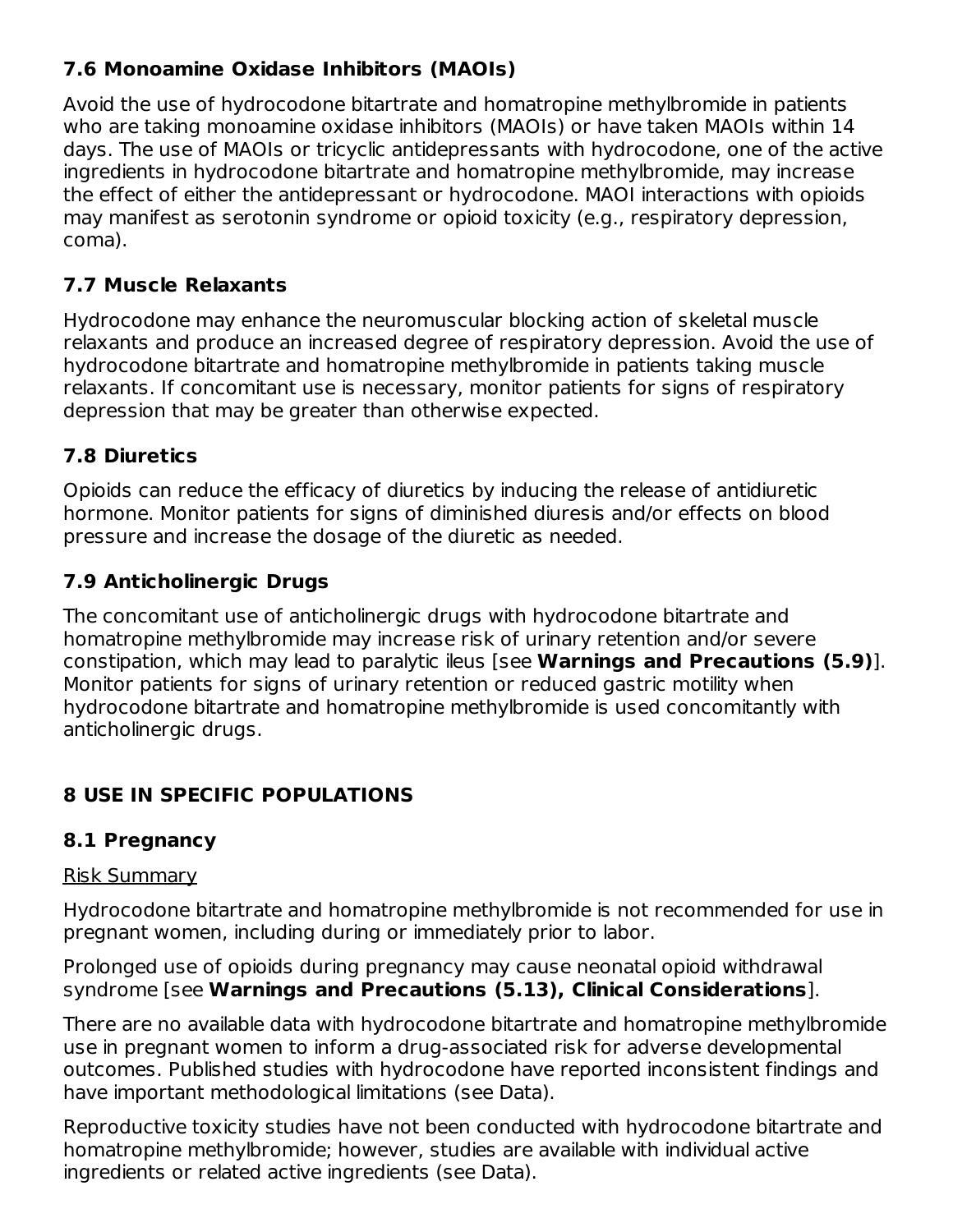### 7.6 Monoamine Oxidase Inhibitors (MAOIs)

Avoid the use of hydrocodone bitartrate and homatropine methylbromide in patients who are taking monoamine oxidase inhibitors (MAOIs) or have taken MAOIs within 14 days. The use of MAOIs or tricyclic antidepressants with hydrocodone, one of the active ingredients in hydrocodone bitartrate and homatropine methylbromide, may increase the effect of either the antidepressant or hydrocodone. MAOI interactions with opioids may manifest as serotonin syndrome or opioid toxicity (e.g., respiratory depression, coma).

### 7.7 Muscle Relaxants

Hydrocodone may enhance the neuromuscular blocking action of skeletal muscle relaxants and produce an increased degree of respiratory depression. Avoid the use of hydrocodone bitartrate and homatropine methylbromide in patients taking muscle relaxants. If concomitant use is necessary, monitor patients for signs of respiratory depression that may be greater than otherwise expected.

### 7.8 Diuretics

Opioids can reduce the efficacy of diuretics by inducing the release of antidiuretic hormone. Monitor patients for signs of diminished diuresis and/or effects on blood pressure and increase the dosage of the diuretic as needed.

### 7.9 Anticholinergic Drugs

The concomitant use of anticholinergic drugs with hydrocodone bitartrate and homatropine methylbromide may increase risk of urinary retention and/or severe constipation, which may lead to paralytic ileus [see **Warnings and Precautions (5.9)**]. Monitor patients for signs of urinary retention or reduced gastric motility when hydrocodone bitartrate and homatropine methylbromide is used concomitantly with anticholinergic drugs.

## 8 USE IN SPECIFIC POPULATIONS

### 8.1 Pregnancy

Risk Summary

Hydrocodone bitartrate and homatropine methylbromide is not recommended for use in pregnant women, including during or immediately prior to labor.

Prolonged use of opioids during pregnancy may cause neonatal opioid withdrawal syndrome [see **Warnings and Precautions (5.13), Clinical Considerations**].

There are no available data with hydrocodone bitartrate and homatropine methylbromide use in pregnant women to inform a drug-associated risk for adverse developmental outcomes. Published studies with hydrocodone have reported inconsistent findings and have important methodological limitations (see Data).

Reproductive toxicity studies have not been conducted with hydrocodone bitartrate and homatropine methylbromide; however, studies are available with individual active ingredients or related active ingredients (see Data).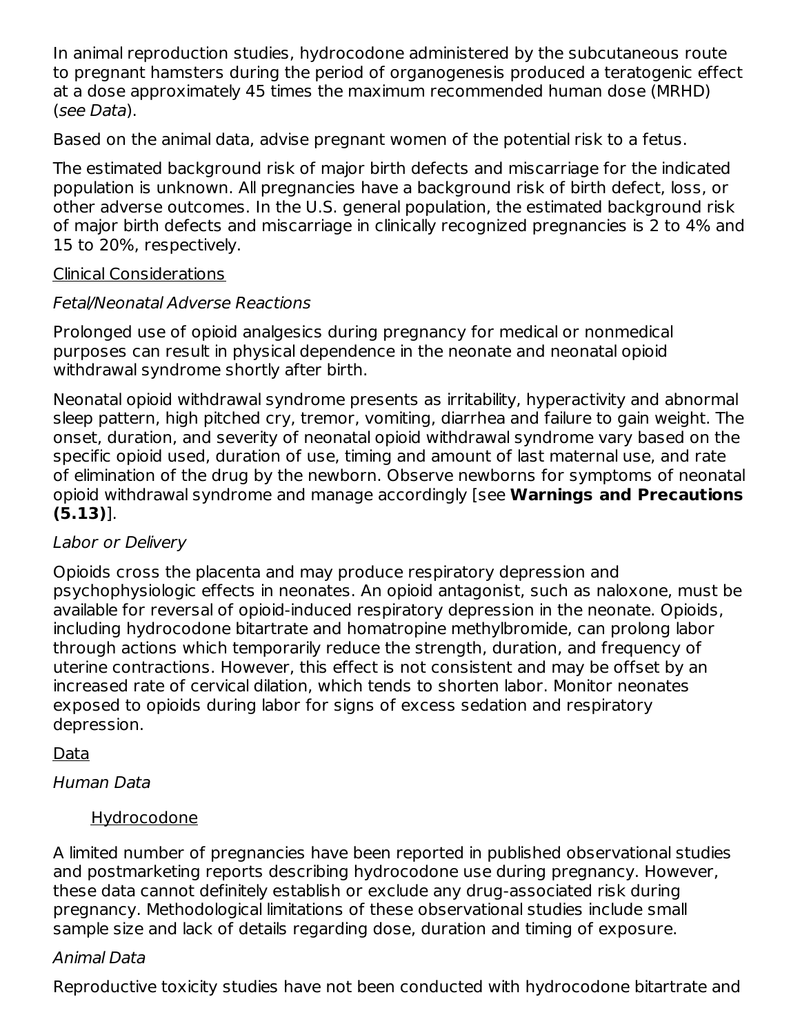In animal reproduction studies, hydrocodone administered by the subcutaneous route to pregnant hamsters during the period of organogenesis produced a teratogenic effect at a dose approximately 45 times the maximum recommended human dose (MRHD) (*see Data*).

Based on the animal data, advise pregnant women of the potential risk to a fetus.

The estimated background risk of major birth defects and miscarriage for the indicated population is unknown. All pregnancies have a background risk of birth defect, loss, or other adverse outcomes. In the U.S. general population, the estimated background risk of major birth defects and miscarriage in clinically recognized pregnancies is 2 to 4% and 15 to 20%, respectively.

Clinical Considerations

*Fetal/Neonatal Adverse Reactions*

Prolonged use of opioid analgesics during pregnancy for medical or nonmedical purposes can result in physical dependence in the neonate and neonatal opioid withdrawal syndrome shortly after birth.

Neonatal opioid withdrawal syndrome presents as irritability, hyperactivity and abnormal sleep pattern, high pitched cry, tremor, vomiting, diarrhea and failure to gain weight. The onset, duration, and severity of neonatal opioid withdrawal syndrome vary based on the specific opioid used, duration of use, timing and amount of last maternal use, and rate of elimination of the drug by the newborn. Observe newborns for symptoms of neonatal opioid withdrawal syndrome and manage accordingly [see **Warnings and Precautions (5.13)**].

*Labor or Delivery*

Opioids cross the placenta and may produce respiratory depression and psychophysiologic effects in neonates. An opioid antagonist, such as naloxone, must be available for reversal of opioid-induced respiratory depression in the neonate. Opioids, including hydrocodone bitartrate and homatropine methylbromide, can prolong labor through actions which temporarily reduce the strength, duration, and frequency of uterine contractions. However, this effect is not consistent and may be offset by an increased rate of cervical dilation, which tends to shorten labor. Monitor neonates exposed to opioids during labor for signs of excess sedation and respiratory depression.

Data

*Human Data*

Hydrocodone

A limited number of pregnancies have been reported in published observational studies and postmarketing reports describing hydrocodone use during pregnancy. However, these data cannot definitely establish or exclude any drug-associated risk during pregnancy. Methodological limitations of these observational studies include small sample size and lack of details regarding dose, duration and timing of exposure.

*Animal Data*

Reproductive toxicity studies have not been conducted with hydrocodone bitartrate and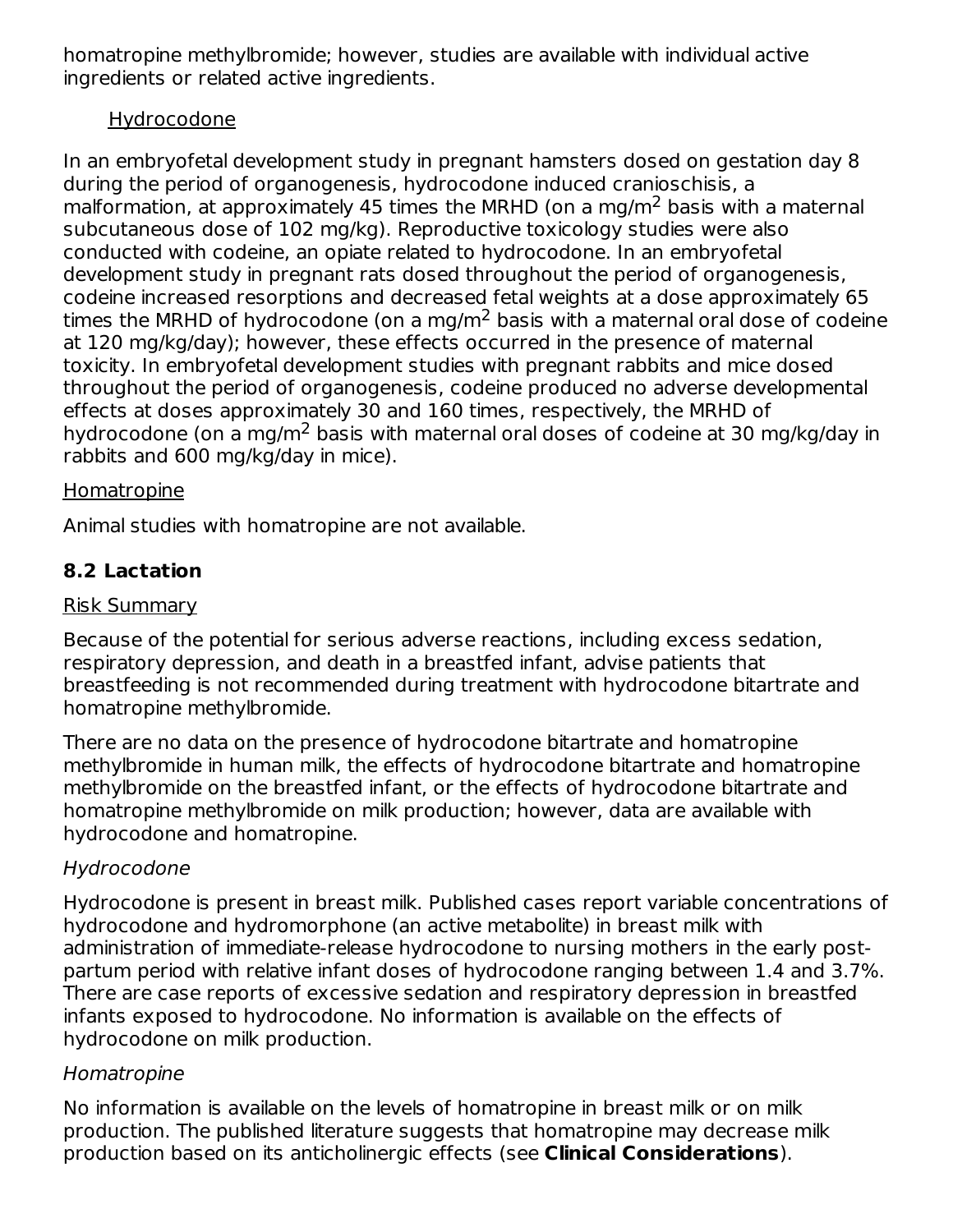homatropine methylbromide; however, studies are available with individual active ingredients or related active ingredients.

Hydrocodone

In an embryofetal development study in pregnant hamsters dosed on gestation day 8 during the period of organogenesis, hydrocodone induced cranioschisis, a malformation, at approximately 45 times the MRHD (on a mg/m$^2$ basis with a maternal subcutaneous dose of 102 mg/kg). Reproductive toxicology studies were also conducted with codeine, an opiate related to hydrocodone. In an embryofetal development study in pregnant rats dosed throughout the period of organogenesis, codeine increased resorptions and decreased fetal weights at a dose approximately 65 times the MRHD of hydrocodone (on a mg/m$^2$ basis with a maternal oral dose of codeine at 120 mg/kg/day); however, these effects occurred in the presence of maternal toxicity. In embryofetal development studies with pregnant rabbits and mice dosed throughout the period of organogenesis, codeine produced no adverse developmental effects at doses approximately 30 and 160 times, respectively, the MRHD of hydrocodone (on a mg/m$^2$ basis with maternal oral doses of codeine at 30 mg/kg/day in rabbits and 600 mg/kg/day in mice).

Homatropine

Animal studies with homatropine are not available.

## 8.2 Lactation

Risk Summary

Because of the potential for serious adverse reactions, including excess sedation, respiratory depression, and death in a breastfed infant, advise patients that breastfeeding is not recommended during treatment with hydrocodone bitartrate and homatropine methylbromide.

There are no data on the presence of hydrocodone bitartrate and homatropine methylbromide in human milk, the effects of hydrocodone bitartrate and homatropine methylbromide on the breastfed infant, or the effects of hydrocodone bitartrate and homatropine methylbromide on milk production; however, data are available with hydrocodone and homatropine.

*Hydrocodone*

Hydrocodone is present in breast milk. Published cases report variable concentrations of hydrocodone and hydromorphone (an active metabolite) in breast milk with administration of immediate-release hydrocodone to nursing mothers in the early post-partum period with relative infant doses of hydrocodone ranging between 1.4 and 3.7%. There are case reports of excessive sedation and respiratory depression in breastfed infants exposed to hydrocodone. No information is available on the effects of hydrocodone on milk production.

*Homatropine*

No information is available on the levels of homatropine in breast milk or on milk production. The published literature suggests that homatropine may decrease milk production based on its anticholinergic effects (see **Clinical Considerations**).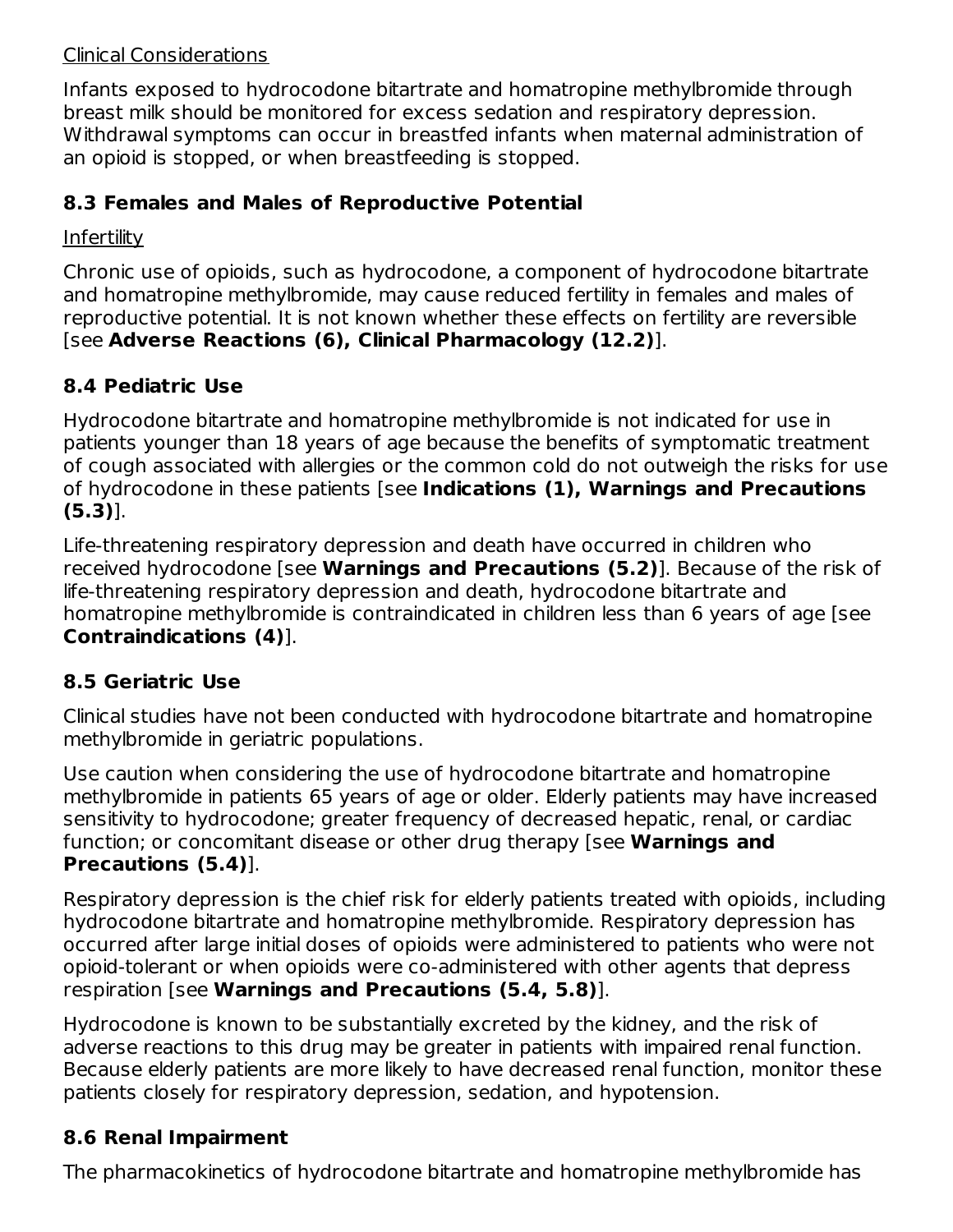Clinical Considerations

Infants exposed to hydrocodone bitartrate and homatropine methylbromide through breast milk should be monitored for excess sedation and respiratory depression. Withdrawal symptoms can occur in breastfed infants when maternal administration of an opioid is stopped, or when breastfeeding is stopped.

### 8.3 Females and Males of Reproductive Potential

Infertility

Chronic use of opioids, such as hydrocodone, a component of hydrocodone bitartrate and homatropine methylbromide, may cause reduced fertility in females and males of reproductive potential. It is not known whether these effects on fertility are reversible [see **Adverse Reactions (6), Clinical Pharmacology (12.2)**].

### 8.4 Pediatric Use

Hydrocodone bitartrate and homatropine methylbromide is not indicated for use in patients younger than 18 years of age because the benefits of symptomatic treatment of cough associated with allergies or the common cold do not outweigh the risks for use of hydrocodone in these patients [see **Indications (1), Warnings and Precautions (5.3)**].

Life-threatening respiratory depression and death have occurred in children who received hydrocodone [see **Warnings and Precautions (5.2)**]. Because of the risk of life-threatening respiratory depression and death, hydrocodone bitartrate and homatropine methylbromide is contraindicated in children less than 6 years of age [see **Contraindications (4)**].

### 8.5 Geriatric Use

Clinical studies have not been conducted with hydrocodone bitartrate and homatropine methylbromide in geriatric populations.

Use caution when considering the use of hydrocodone bitartrate and homatropine methylbromide in patients 65 years of age or older. Elderly patients may have increased sensitivity to hydrocodone; greater frequency of decreased hepatic, renal, or cardiac function; or concomitant disease or other drug therapy [see **Warnings and Precautions (5.4)**].

Respiratory depression is the chief risk for elderly patients treated with opioids, including hydrocodone bitartrate and homatropine methylbromide. Respiratory depression has occurred after large initial doses of opioids were administered to patients who were not opioid-tolerant or when opioids were co-administered with other agents that depress respiration [see **Warnings and Precautions (5.4, 5.8)**].

Hydrocodone is known to be substantially excreted by the kidney, and the risk of adverse reactions to this drug may be greater in patients with impaired renal function. Because elderly patients are more likely to have decreased renal function, monitor these patients closely for respiratory depression, sedation, and hypotension.

### 8.6 Renal Impairment

The pharmacokinetics of hydrocodone bitartrate and homatropine methylbromide has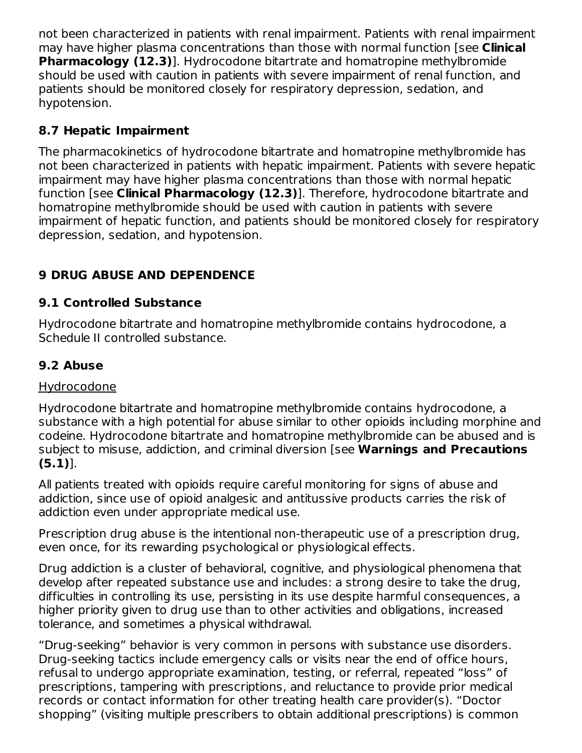not been characterized in patients with renal impairment. Patients with renal impairment may have higher plasma concentrations than those with normal function [see **Clinical Pharmacology (12.3)**]. Hydrocodone bitartrate and homatropine methylbromide should be used with caution in patients with severe impairment of renal function, and patients should be monitored closely for respiratory depression, sedation, and hypotension.

### 8.7 Hepatic Impairment

The pharmacokinetics of hydrocodone bitartrate and homatropine methylbromide has not been characterized in patients with hepatic impairment. Patients with severe hepatic impairment may have higher plasma concentrations than those with normal hepatic function [see **Clinical Pharmacology (12.3)**]. Therefore, hydrocodone bitartrate and homatropine methylbromide should be used with caution in patients with severe impairment of hepatic function, and patients should be monitored closely for respiratory depression, sedation, and hypotension.

## 9 DRUG ABUSE AND DEPENDENCE

### 9.1 Controlled Substance

Hydrocodone bitartrate and homatropine methylbromide contains hydrocodone, a Schedule II controlled substance.

### 9.2 Abuse

Hydrocodone

Hydrocodone bitartrate and homatropine methylbromide contains hydrocodone, a substance with a high potential for abuse similar to other opioids including morphine and codeine. Hydrocodone bitartrate and homatropine methylbromide can be abused and is subject to misuse, addiction, and criminal diversion [see **Warnings and Precautions (5.1)**].

All patients treated with opioids require careful monitoring for signs of abuse and addiction, since use of opioid analgesic and antitussive products carries the risk of addiction even under appropriate medical use.

Prescription drug abuse is the intentional non-therapeutic use of a prescription drug, even once, for its rewarding psychological or physiological effects.

Drug addiction is a cluster of behavioral, cognitive, and physiological phenomena that develop after repeated substance use and includes: a strong desire to take the drug, difficulties in controlling its use, persisting in its use despite harmful consequences, a higher priority given to drug use than to other activities and obligations, increased tolerance, and sometimes a physical withdrawal.

“Drug-seeking” behavior is very common in persons with substance use disorders. Drug-seeking tactics include emergency calls or visits near the end of office hours, refusal to undergo appropriate examination, testing, or referral, repeated “loss” of prescriptions, tampering with prescriptions, and reluctance to provide prior medical records or contact information for other treating health care provider(s). “Doctor shopping” (visiting multiple prescribers to obtain additional prescriptions) is common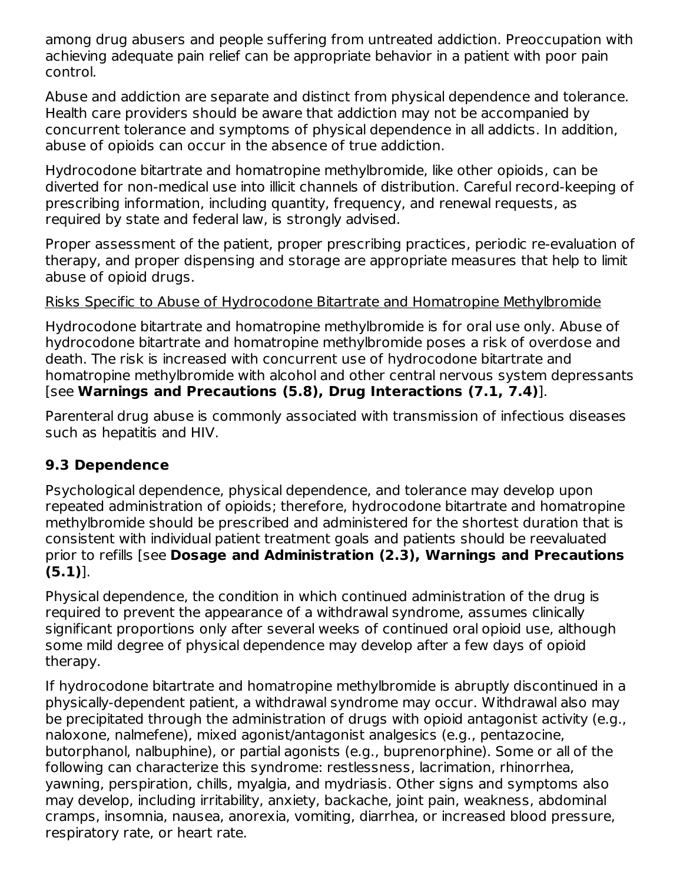among drug abusers and people suffering from untreated addiction. Preoccupation with achieving adequate pain relief can be appropriate behavior in a patient with poor pain control.

Abuse and addiction are separate and distinct from physical dependence and tolerance. Health care providers should be aware that addiction may not be accompanied by concurrent tolerance and symptoms of physical dependence in all addicts. In addition, abuse of opioids can occur in the absence of true addiction.

Hydrocodone bitartrate and homatropine methylbromide, like other opioids, can be diverted for non-medical use into illicit channels of distribution. Careful record-keeping of prescribing information, including quantity, frequency, and renewal requests, as required by state and federal law, is strongly advised.

Proper assessment of the patient, proper prescribing practices, periodic re-evaluation of therapy, and proper dispensing and storage are appropriate measures that help to limit abuse of opioid drugs.

Risks Specific to Abuse of Hydrocodone Bitartrate and Homatropine Methylbromide

Hydrocodone bitartrate and homatropine methylbromide is for oral use only. Abuse of hydrocodone bitartrate and homatropine methylbromide poses a risk of overdose and death. The risk is increased with concurrent use of hydrocodone bitartrate and homatropine methylbromide with alcohol and other central nervous system depressants [see **Warnings and Precautions (5.8), Drug Interactions (7.1, 7.4)**].

Parenteral drug abuse is commonly associated with transmission of infectious diseases such as hepatitis and HIV.

### 9.3 Dependence

Psychological dependence, physical dependence, and tolerance may develop upon repeated administration of opioids; therefore, hydrocodone bitartrate and homatropine methylbromide should be prescribed and administered for the shortest duration that is consistent with individual patient treatment goals and patients should be reevaluated prior to refills [see **Dosage and Administration (2.3), Warnings and Precautions (5.1)**].

Physical dependence, the condition in which continued administration of the drug is required to prevent the appearance of a withdrawal syndrome, assumes clinically significant proportions only after several weeks of continued oral opioid use, although some mild degree of physical dependence may develop after a few days of opioid therapy.

If hydrocodone bitartrate and homatropine methylbromide is abruptly discontinued in a physically-dependent patient, a withdrawal syndrome may occur. Withdrawal also may be precipitated through the administration of drugs with opioid antagonist activity (e.g., naloxone, nalmefene), mixed agonist/antagonist analgesics (e.g., pentazocine, butorphanol, nalbuphine), or partial agonists (e.g., buprenorphine). Some or all of the following can characterize this syndrome: restlessness, lacrimation, rhinorrhea, yawning, perspiration, chills, myalgia, and mydriasis. Other signs and symptoms also may develop, including irritability, anxiety, backache, joint pain, weakness, abdominal cramps, insomnia, nausea, anorexia, vomiting, diarrhea, or increased blood pressure, respiratory rate, or heart rate.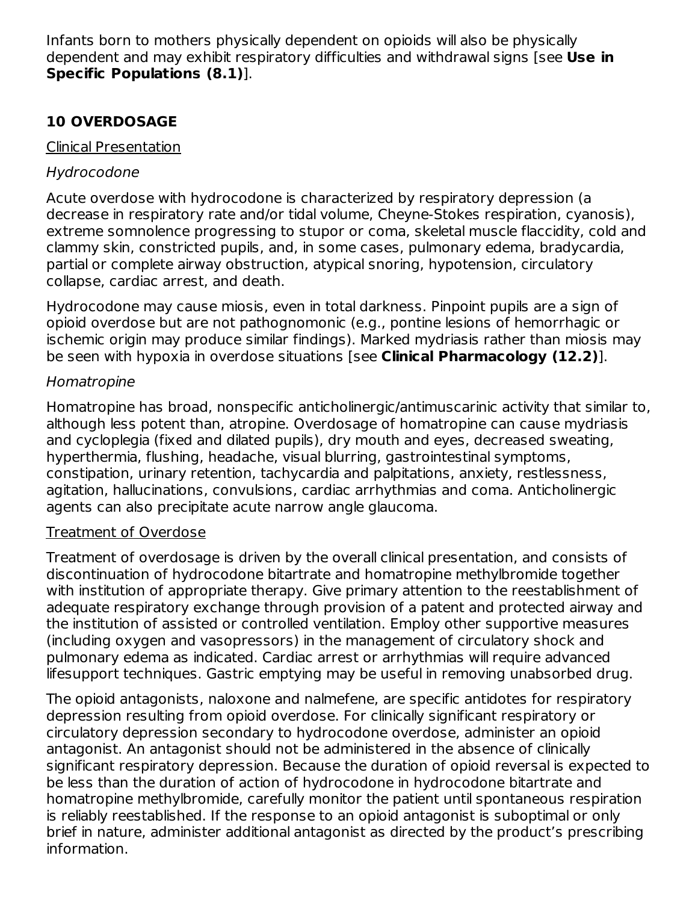Infants born to mothers physically dependent on opioids will also be physically dependent and may exhibit respiratory difficulties and withdrawal signs [see **Use in Specific Populations (8.1)**].

## 10 OVERDOSAGE

Clinical Presentation

*Hydrocodone*

Acute overdose with hydrocodone is characterized by respiratory depression (a decrease in respiratory rate and/or tidal volume, Cheyne-Stokes respiration, cyanosis), extreme somnolence progressing to stupor or coma, skeletal muscle flaccidity, cold and clammy skin, constricted pupils, and, in some cases, pulmonary edema, bradycardia, partial or complete airway obstruction, atypical snoring, hypotension, circulatory collapse, cardiac arrest, and death.

Hydrocodone may cause miosis, even in total darkness. Pinpoint pupils are a sign of opioid overdose but are not pathognomonic (e.g., pontine lesions of hemorrhagic or ischemic origin may produce similar findings). Marked mydriasis rather than miosis may be seen with hypoxia in overdose situations [see **Clinical Pharmacology (12.2)**].

*Homatropine*

Homatropine has broad, nonspecific anticholinergic/antimuscarinic activity that similar to, although less potent than, atropine. Overdosage of homatropine can cause mydriasis and cycloplegia (fixed and dilated pupils), dry mouth and eyes, decreased sweating, hyperthermia, flushing, headache, visual blurring, gastrointestinal symptoms, constipation, urinary retention, tachycardia and palpitations, anxiety, restlessness, agitation, hallucinations, convulsions, cardiac arrhythmias and coma. Anticholinergic agents can also precipitate acute narrow angle glaucoma.

Treatment of Overdose

Treatment of overdosage is driven by the overall clinical presentation, and consists of discontinuation of hydrocodone bitartrate and homatropine methylbromide together with institution of appropriate therapy. Give primary attention to the reestablishment of adequate respiratory exchange through provision of a patent and protected airway and the institution of assisted or controlled ventilation. Employ other supportive measures (including oxygen and vasopressors) in the management of circulatory shock and pulmonary edema as indicated. Cardiac arrest or arrhythmias will require advanced lifesupport techniques. Gastric emptying may be useful in removing unabsorbed drug.

The opioid antagonists, naloxone and nalmefene, are specific antidotes for respiratory depression resulting from opioid overdose. For clinically significant respiratory or circulatory depression secondary to hydrocodone overdose, administer an opioid antagonist. An antagonist should not be administered in the absence of clinically significant respiratory depression. Because the duration of opioid reversal is expected to be less than the duration of action of hydrocodone in hydrocodone bitartrate and homatropine methylbromide, carefully monitor the patient until spontaneous respiration is reliably reestablished. If the response to an opioid antagonist is suboptimal or only brief in nature, administer additional antagonist as directed by the product's prescribing information.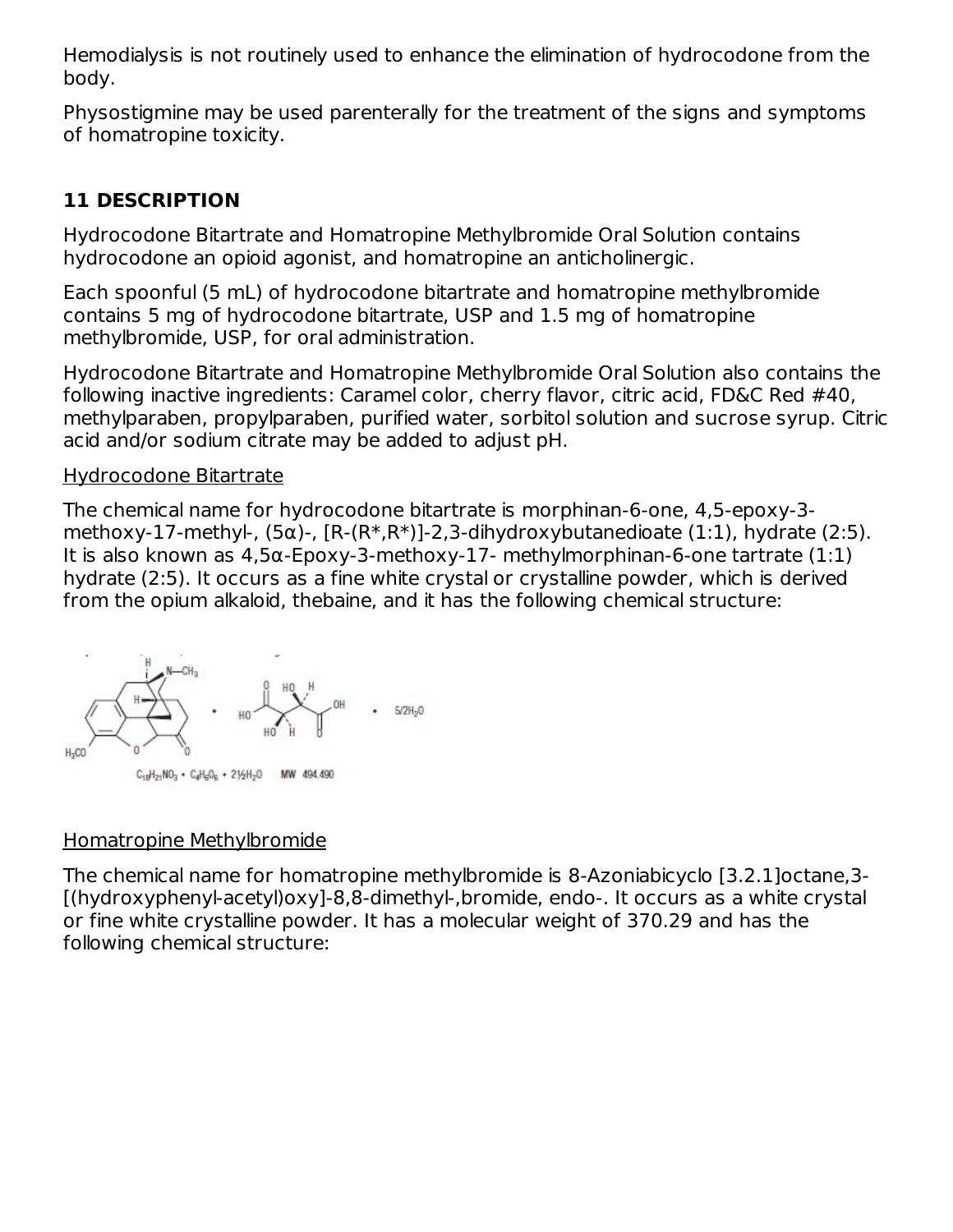Hemodialysis is not routinely used to enhance the elimination of hydrocodone from the body.

Physostigmine may be used parenterally for the treatment of the signs and symptoms of homatropine toxicity.

## 11 DESCRIPTION

Hydrocodone Bitartrate and Homatropine Methylbromide Oral Solution contains hydrocodone an opioid agonist, and homatropine an anticholinergic.

Each spoonful (5 mL) of hydrocodone bitartrate and homatropine methylbromide contains 5 mg of hydrocodone bitartrate, USP and 1.5 mg of homatropine methylbromide, USP, for oral administration.

Hydrocodone Bitartrate and Homatropine Methylbromide Oral Solution also contains the following inactive ingredients: Caramel color, cherry flavor, citric acid, FD&C Red #40, methylparaben, propylparaben, purified water, sorbitol solution and sucrose syrup. Citric acid and/or sodium citrate may be added to adjust pH.

Hydrocodone Bitartrate

The chemical name for hydrocodone bitartrate is morphinan-6-one, 4,5-epoxy-3-methoxy-17-methyl-, (5α)-, [R-(R*,R*)]-2,3-dihydroxybutanedioate (1:1), hydrate (2:5). It is also known as 4,5α-Epoxy-3-methoxy-17- methylmorphinan-6-one tartrate (1:1) hydrate (2:5). It occurs as a fine white crystal or crystalline powder, which is derived from the opium alkaloid, thebaine, and it has the following chemical structure:

$C_{18}H_{21}NO_3 \cdot C_4H_6O_6 \cdot 2\frac{1}{2}H_2O$ MW 494.490

Homatropine Methylbromide

The chemical name for homatropine methylbromide is 8-Azoniabicyclo [3.2.1]octane,3-[(hydroxyphenyl-acetyl)oxy]-8,8-dimethyl-,bromide, endo-. It occurs as a white crystal or fine white crystalline powder. It has a molecular weight of 370.29 and has the following chemical structure: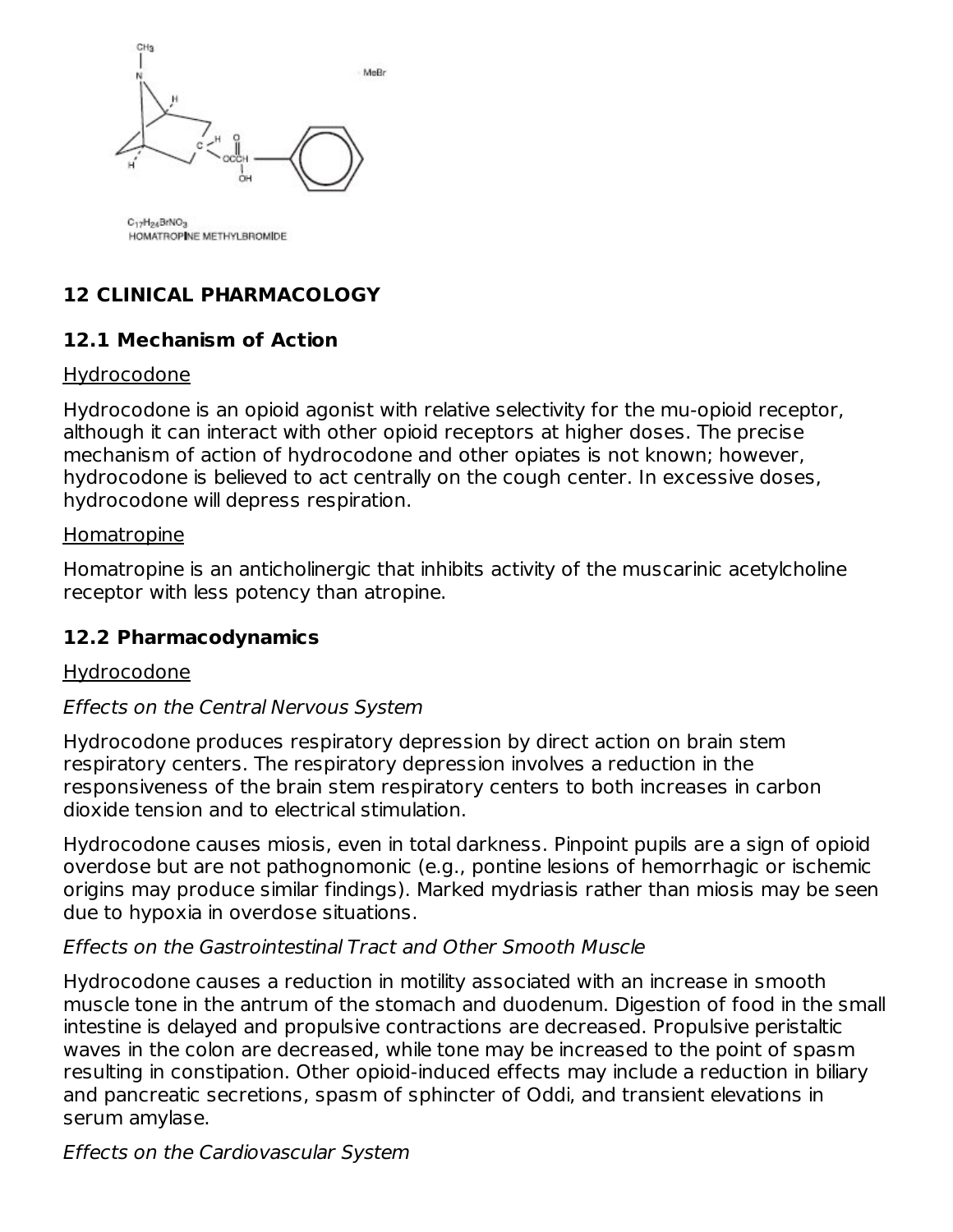MeBr

$C_{17}H_{24}BrNO_3$
HOMATROPINE METHYLBROMIDE

## 12 CLINICAL PHARMACOLOGY

### 12.1 Mechanism of Action

Hydrocodone

Hydrocodone is an opioid agonist with relative selectivity for the mu-opioid receptor, although it can interact with other opioid receptors at higher doses. The precise mechanism of action of hydrocodone and other opiates is not known; however, hydrocodone is believed to act centrally on the cough center. In excessive doses, hydrocodone will depress respiration.

Homatropine

Homatropine is an anticholinergic that inhibits activity of the muscarinic acetylcholine receptor with less potency than atropine.

### 12.2 Pharmacodynamics

Hydrocodone

*Effects on the Central Nervous System*

Hydrocodone produces respiratory depression by direct action on brain stem respiratory centers. The respiratory depression involves a reduction in the responsiveness of the brain stem respiratory centers to both increases in carbon dioxide tension and to electrical stimulation.

Hydrocodone causes miosis, even in total darkness. Pinpoint pupils are a sign of opioid overdose but are not pathognomonic (e.g., pontine lesions of hemorrhagic or ischemic origins may produce similar findings). Marked mydriasis rather than miosis may be seen due to hypoxia in overdose situations.

*Effects on the Gastrointestinal Tract and Other Smooth Muscle*

Hydrocodone causes a reduction in motility associated with an increase in smooth muscle tone in the antrum of the stomach and duodenum. Digestion of food in the small intestine is delayed and propulsive contractions are decreased. Propulsive peristaltic waves in the colon are decreased, while tone may be increased to the point of spasm resulting in constipation. Other opioid-induced effects may include a reduction in biliary and pancreatic secretions, spasm of sphincter of Oddi, and transient elevations in serum amylase.

*Effects on the Cardiovascular System*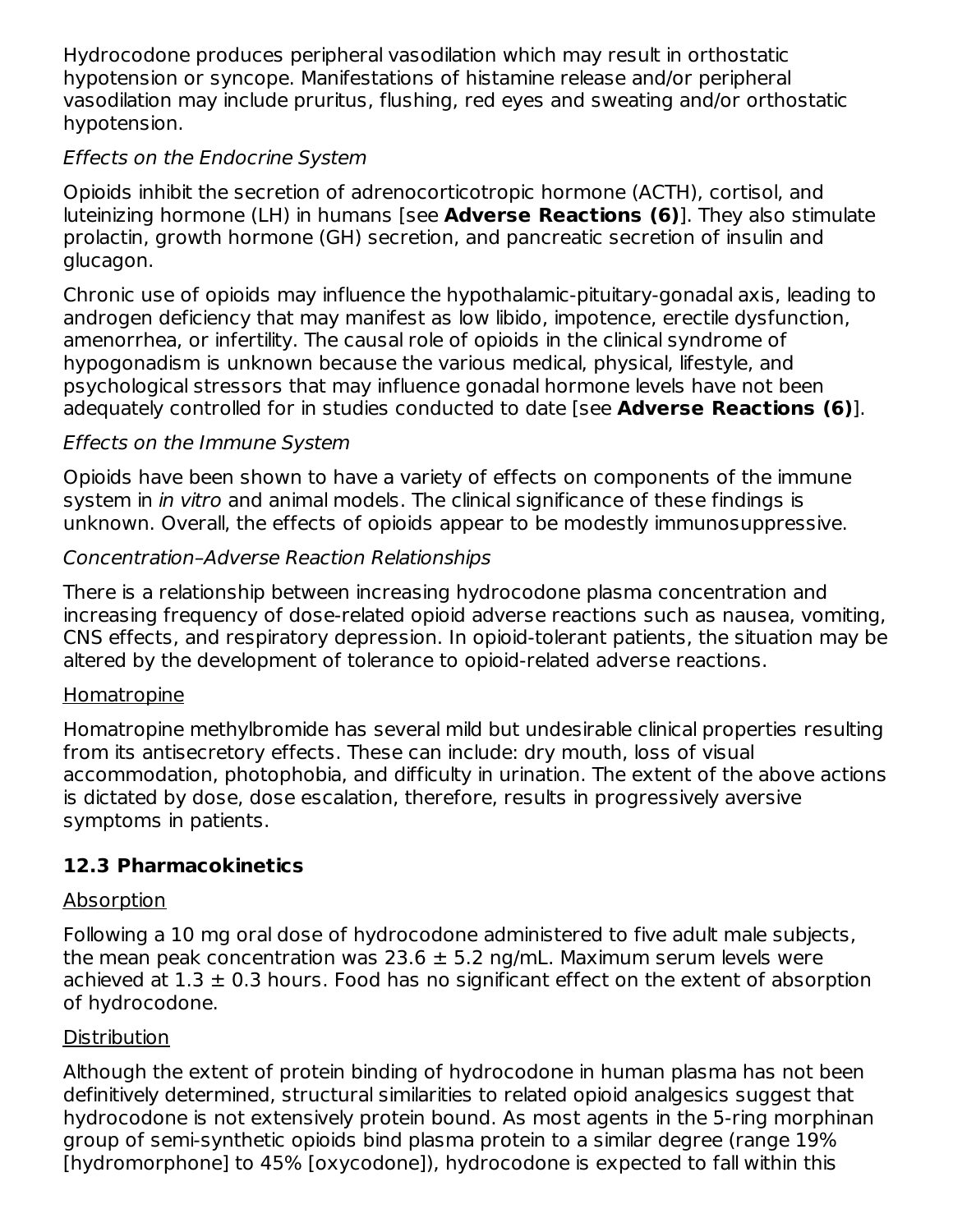Hydrocodone produces peripheral vasodilation which may result in orthostatic hypotension or syncope. Manifestations of histamine release and/or peripheral vasodilation may include pruritus, flushing, red eyes and sweating and/or orthostatic hypotension.

*Effects on the Endocrine System*

Opioids inhibit the secretion of adrenocorticotropic hormone (ACTH), cortisol, and luteinizing hormone (LH) in humans [see **Adverse Reactions (6)**]. They also stimulate prolactin, growth hormone (GH) secretion, and pancreatic secretion of insulin and glucagon.

Chronic use of opioids may influence the hypothalamic-pituitary-gonadal axis, leading to androgen deficiency that may manifest as low libido, impotence, erectile dysfunction, amenorrhea, or infertility. The causal role of opioids in the clinical syndrome of hypogonadism is unknown because the various medical, physical, lifestyle, and psychological stressors that may influence gonadal hormone levels have not been adequately controlled for in studies conducted to date [see **Adverse Reactions (6)**].

*Effects on the Immune System*

Opioids have been shown to have a variety of effects on components of the immune system in *in vitro* and animal models. The clinical significance of these findings is unknown. Overall, the effects of opioids appear to be modestly immunosuppressive.

*Concentration–Adverse Reaction Relationships*

There is a relationship between increasing hydrocodone plasma concentration and increasing frequency of dose-related opioid adverse reactions such as nausea, vomiting, CNS effects, and respiratory depression. In opioid-tolerant patients, the situation may be altered by the development of tolerance to opioid-related adverse reactions.

<u>Homatropine</u>

Homatropine methylbromide has several mild but undesirable clinical properties resulting from its antisecretory effects. These can include: dry mouth, loss of visual accommodation, photophobia, and difficulty in urination. The extent of the above actions is dictated by dose, dose escalation, therefore, results in progressively aversive symptoms in patients.

### 12.3 Pharmacokinetics

<u>Absorption</u>

Following a 10 mg oral dose of hydrocodone administered to five adult male subjects, the mean peak concentration was 23.6 ± 5.2 ng/mL. Maximum serum levels were achieved at 1.3 ± 0.3 hours. Food has no significant effect on the extent of absorption of hydrocodone.

<u>Distribution</u>

Although the extent of protein binding of hydrocodone in human plasma has not been definitively determined, structural similarities to related opioid analgesics suggest that hydrocodone is not extensively protein bound. As most agents in the 5-ring morphinan group of semi-synthetic opioids bind plasma protein to a similar degree (range 19% [hydromorphone] to 45% [oxycodone]), hydrocodone is expected to fall within this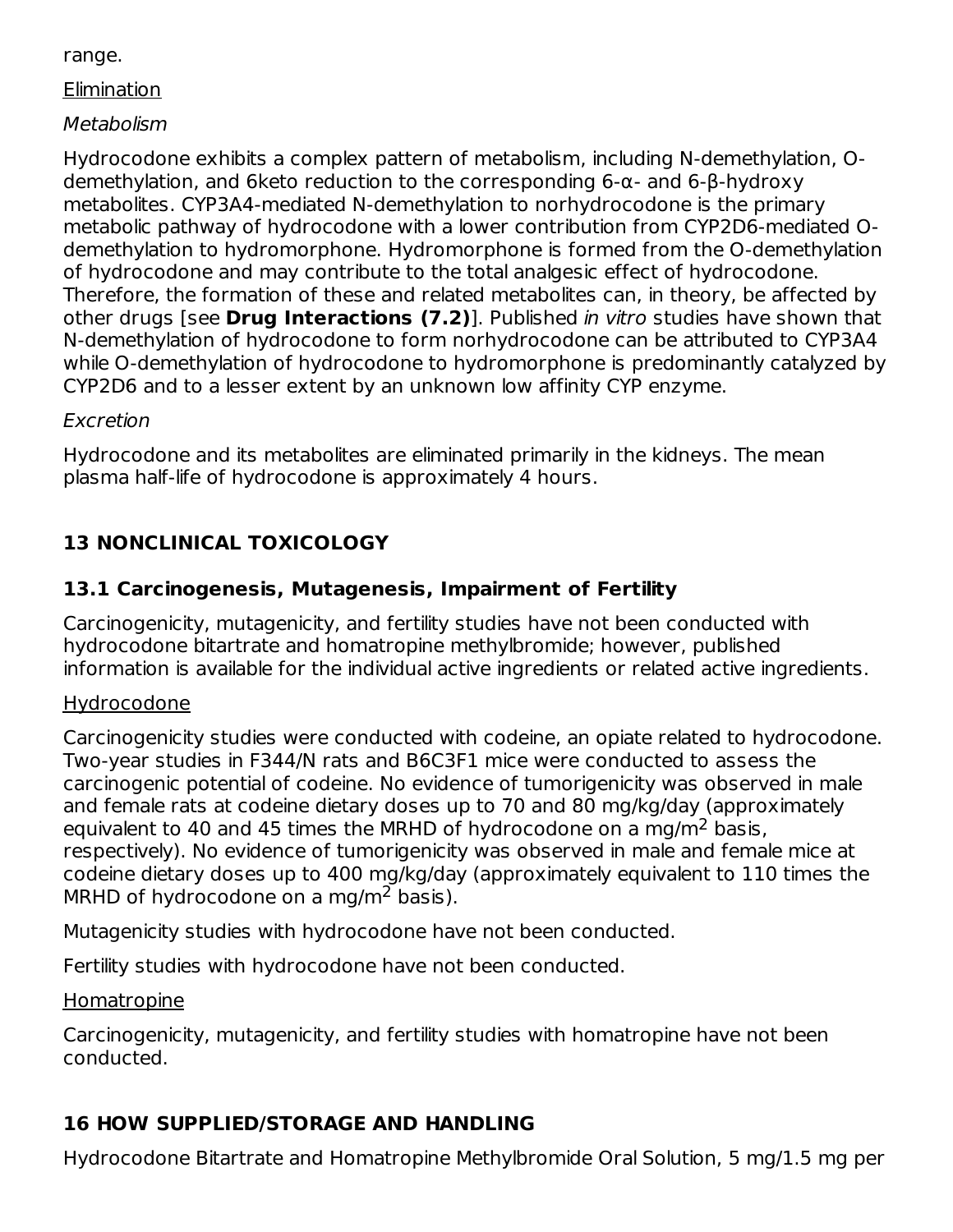range.

Elimination

*Metabolism*

Hydrocodone exhibits a complex pattern of metabolism, including N-demethylation, O-demethylation, and 6keto reduction to the corresponding 6-α- and 6-β-hydroxy metabolites. CYP3A4-mediated N-demethylation to norhydrocodone is the primary metabolic pathway of hydrocodone with a lower contribution from CYP2D6-mediated O-demethylation to hydromorphone. Hydromorphone is formed from the O-demethylation of hydrocodone and may contribute to the total analgesic effect of hydrocodone. Therefore, the formation of these and related metabolites can, in theory, be affected by other drugs [see **Drug Interactions (7.2)**]. Published *in vitro* studies have shown that N-demethylation of hydrocodone to form norhydrocodone can be attributed to CYP3A4 while O-demethylation of hydrocodone to hydromorphone is predominantly catalyzed by CYP2D6 and to a lesser extent by an unknown low affinity CYP enzyme.

*Excretion*

Hydrocodone and its metabolites are eliminated primarily in the kidneys. The mean plasma half-life of hydrocodone is approximately 4 hours.

## 13 NONCLINICAL TOXICOLOGY

### 13.1 Carcinogenesis, Mutagenesis, Impairment of Fertility

Carcinogenicity, mutagenicity, and fertility studies have not been conducted with hydrocodone bitartrate and homatropine methylbromide; however, published information is available for the individual active ingredients or related active ingredients.

Hydrocodone

Carcinogenicity studies were conducted with codeine, an opiate related to hydrocodone. Two-year studies in F344/N rats and B6C3F1 mice were conducted to assess the carcinogenic potential of codeine. No evidence of tumorigenicity was observed in male and female rats at codeine dietary doses up to 70 and 80 mg/kg/day (approximately equivalent to 40 and 45 times the MRHD of hydrocodone on a mg/m$^2$ basis, respectively). No evidence of tumorigenicity was observed in male and female mice at codeine dietary doses up to 400 mg/kg/day (approximately equivalent to 110 times the MRHD of hydrocodone on a mg/m$^2$ basis).

Mutagenicity studies with hydrocodone have not been conducted.

Fertility studies with hydrocodone have not been conducted.

Homatropine

Carcinogenicity, mutagenicity, and fertility studies with homatropine have not been conducted.

## 16 HOW SUPPLIED/STORAGE AND HANDLING

Hydrocodone Bitartrate and Homatropine Methylbromide Oral Solution, 5 mg/1.5 mg per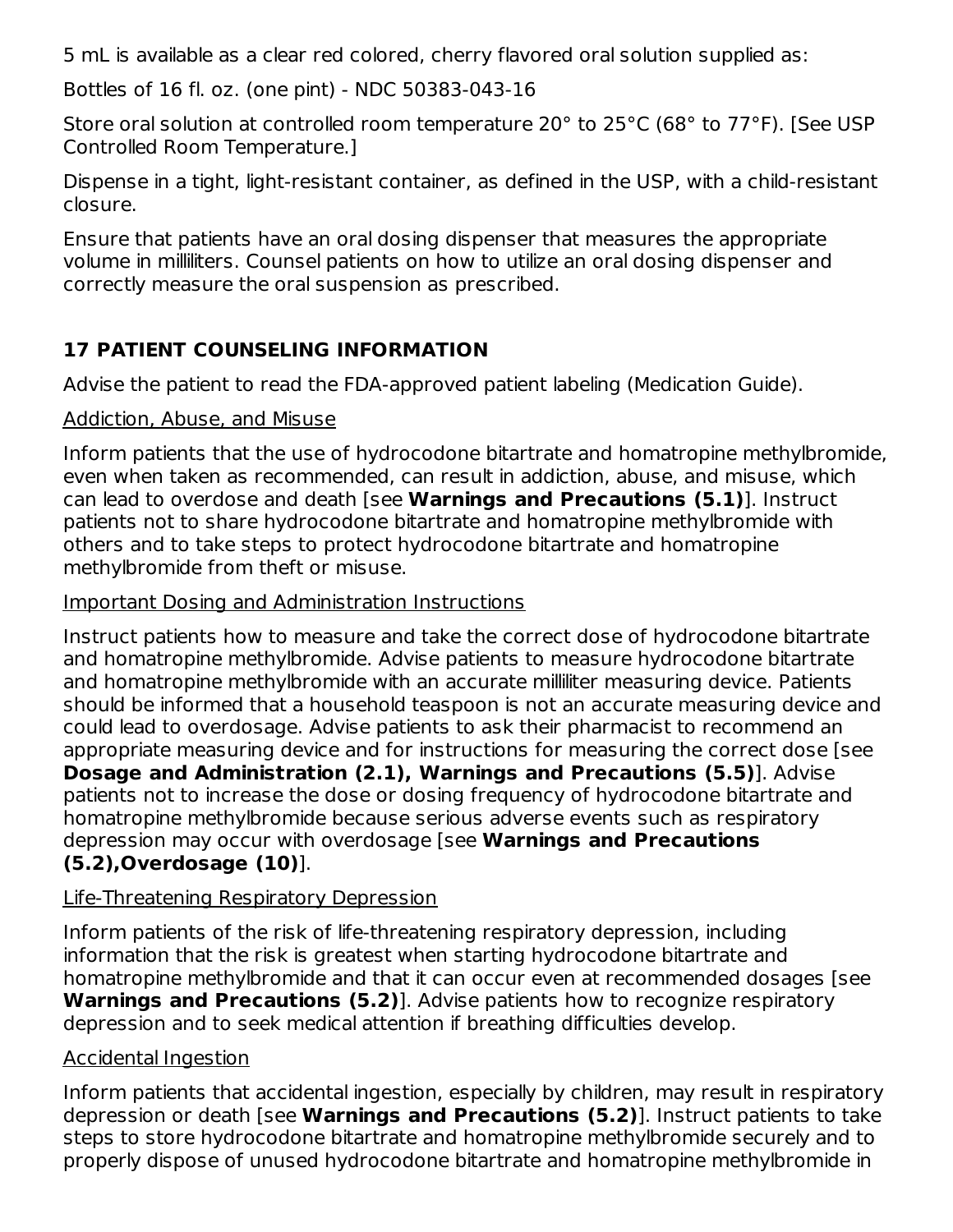5 mL is available as a clear red colored, cherry flavored oral solution supplied as:

Bottles of 16 fl. oz. (one pint) - NDC 50383-043-16

Store oral solution at controlled room temperature 20° to 25°C (68° to 77°F). [See USP Controlled Room Temperature.]

Dispense in a tight, light-resistant container, as defined in the USP, with a child-resistant closure.

Ensure that patients have an oral dosing dispenser that measures the appropriate volume in milliliters. Counsel patients on how to utilize an oral dosing dispenser and correctly measure the oral suspension as prescribed.

## 17 PATIENT COUNSELING INFORMATION

Advise the patient to read the FDA-approved patient labeling (Medication Guide).

Addiction, Abuse, and Misuse

Inform patients that the use of hydrocodone bitartrate and homatropine methylbromide, even when taken as recommended, can result in addiction, abuse, and misuse, which can lead to overdose and death [see **Warnings and Precautions (5.1)**]. Instruct patients not to share hydrocodone bitartrate and homatropine methylbromide with others and to take steps to protect hydrocodone bitartrate and homatropine methylbromide from theft or misuse.

Important Dosing and Administration Instructions

Instruct patients how to measure and take the correct dose of hydrocodone bitartrate and homatropine methylbromide. Advise patients to measure hydrocodone bitartrate and homatropine methylbromide with an accurate milliliter measuring device. Patients should be informed that a household teaspoon is not an accurate measuring device and could lead to overdosage. Advise patients to ask their pharmacist to recommend an appropriate measuring device and for instructions for measuring the correct dose [see **Dosage and Administration (2.1), Warnings and Precautions (5.5)**]. Advise patients not to increase the dose or dosing frequency of hydrocodone bitartrate and homatropine methylbromide because serious adverse events such as respiratory depression may occur with overdosage [see **Warnings and Precautions (5.2),Overdosage (10)**].

Life-Threatening Respiratory Depression

Inform patients of the risk of life-threatening respiratory depression, including information that the risk is greatest when starting hydrocodone bitartrate and homatropine methylbromide and that it can occur even at recommended dosages [see **Warnings and Precautions (5.2)**]. Advise patients how to recognize respiratory depression and to seek medical attention if breathing difficulties develop.

Accidental Ingestion

Inform patients that accidental ingestion, especially by children, may result in respiratory depression or death [see **Warnings and Precautions (5.2)**]. Instruct patients to take steps to store hydrocodone bitartrate and homatropine methylbromide securely and to properly dispose of unused hydrocodone bitartrate and homatropine methylbromide in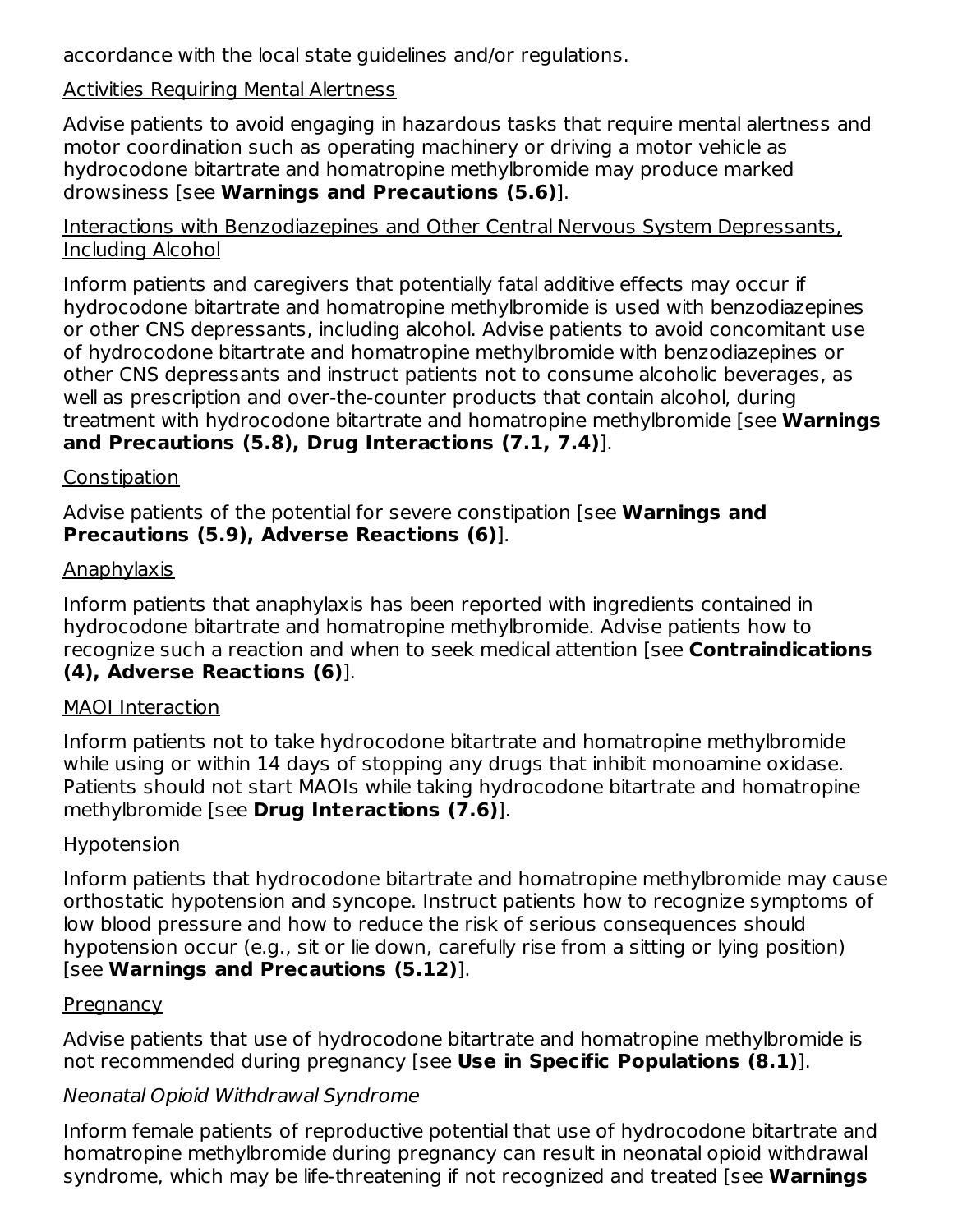accordance with the local state guidelines and/or regulations.

Activities Requiring Mental Alertness

Advise patients to avoid engaging in hazardous tasks that require mental alertness and motor coordination such as operating machinery or driving a motor vehicle as hydrocodone bitartrate and homatropine methylbromide may produce marked drowsiness [see **Warnings and Precautions (5.6)**].

Interactions with Benzodiazepines and Other Central Nervous System Depressants, Including Alcohol

Inform patients and caregivers that potentially fatal additive effects may occur if hydrocodone bitartrate and homatropine methylbromide is used with benzodiazepines or other CNS depressants, including alcohol. Advise patients to avoid concomitant use of hydrocodone bitartrate and homatropine methylbromide with benzodiazepines or other CNS depressants and instruct patients not to consume alcoholic beverages, as well as prescription and over-the-counter products that contain alcohol, during treatment with hydrocodone bitartrate and homatropine methylbromide [see **Warnings and Precautions (5.8), Drug Interactions (7.1, 7.4)**].

Constipation

Advise patients of the potential for severe constipation [see **Warnings and Precautions (5.9), Adverse Reactions (6)**].

Anaphylaxis

Inform patients that anaphylaxis has been reported with ingredients contained in hydrocodone bitartrate and homatropine methylbromide. Advise patients how to recognize such a reaction and when to seek medical attention [see **Contraindications (4), Adverse Reactions (6)**].

MAOI Interaction

Inform patients not to take hydrocodone bitartrate and homatropine methylbromide while using or within 14 days of stopping any drugs that inhibit monoamine oxidase. Patients should not start MAOIs while taking hydrocodone bitartrate and homatropine methylbromide [see **Drug Interactions (7.6)**].

Hypotension

Inform patients that hydrocodone bitartrate and homatropine methylbromide may cause orthostatic hypotension and syncope. Instruct patients how to recognize symptoms of low blood pressure and how to reduce the risk of serious consequences should hypotension occur (e.g., sit or lie down, carefully rise from a sitting or lying position) [see **Warnings and Precautions (5.12)**].

Pregnancy

Advise patients that use of hydrocodone bitartrate and homatropine methylbromide is not recommended during pregnancy [see **Use in Specific Populations (8.1)**].

*Neonatal Opioid Withdrawal Syndrome*

Inform female patients of reproductive potential that use of hydrocodone bitartrate and homatropine methylbromide during pregnancy can result in neonatal opioid withdrawal syndrome, which may be life-threatening if not recognized and treated [see **Warnings**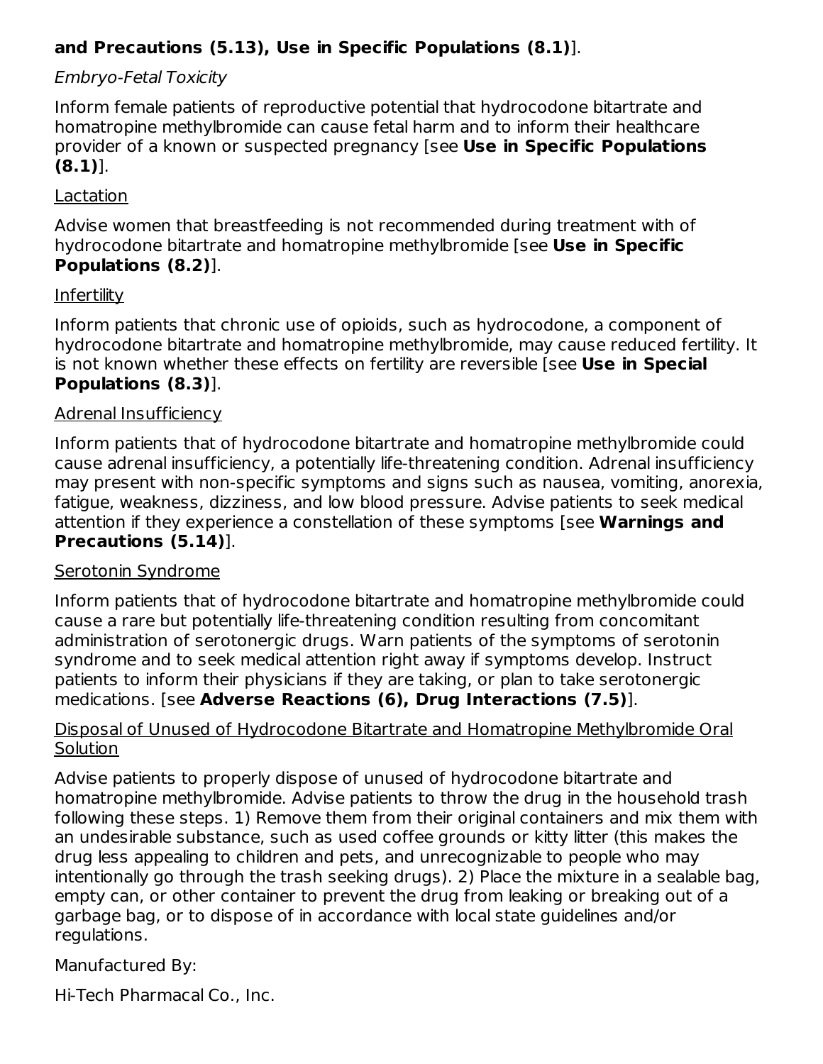**and Precautions (5.13), Use in Specific Populations (8.1)**].

*Embryo-Fetal Toxicity*

Inform female patients of reproductive potential that hydrocodone bitartrate and homatropine methylbromide can cause fetal harm and to inform their healthcare provider of a known or suspected pregnancy [see **Use in Specific Populations (8.1)**].

<u>Lactation</u>

Advise women that breastfeeding is not recommended during treatment with of hydrocodone bitartrate and homatropine methylbromide [see **Use in Specific Populations (8.2)**].

<u>Infertility</u>

Inform patients that chronic use of opioids, such as hydrocodone, a component of hydrocodone bitartrate and homatropine methylbromide, may cause reduced fertility. It is not known whether these effects on fertility are reversible [see **Use in Special Populations (8.3)**].

<u>Adrenal Insufficiency</u>

Inform patients that of hydrocodone bitartrate and homatropine methylbromide could cause adrenal insufficiency, a potentially life-threatening condition. Adrenal insufficiency may present with non-specific symptoms and signs such as nausea, vomiting, anorexia, fatigue, weakness, dizziness, and low blood pressure. Advise patients to seek medical attention if they experience a constellation of these symptoms [see **Warnings and Precautions (5.14)**].

<u>Serotonin Syndrome</u>

Inform patients that of hydrocodone bitartrate and homatropine methylbromide could cause a rare but potentially life-threatening condition resulting from concomitant administration of serotonergic drugs. Warn patients of the symptoms of serotonin syndrome and to seek medical attention right away if symptoms develop. Instruct patients to inform their physicians if they are taking, or plan to take serotonergic medications. [see **Adverse Reactions (6), Drug Interactions (7.5)**].

<u>Disposal of Unused of Hydrocodone Bitartrate and Homatropine Methylbromide Oral Solution</u>

Advise patients to properly dispose of unused of hydrocodone bitartrate and homatropine methylbromide. Advise patients to throw the drug in the household trash following these steps. 1) Remove them from their original containers and mix them with an undesirable substance, such as used coffee grounds or kitty litter (this makes the drug less appealing to children and pets, and unrecognizable to people who may intentionally go through the trash seeking drugs). 2) Place the mixture in a sealable bag, empty can, or other container to prevent the drug from leaking or breaking out of a garbage bag, or to dispose of in accordance with local state guidelines and/or regulations.

Manufactured By:

Hi-Tech Pharmacal Co., Inc.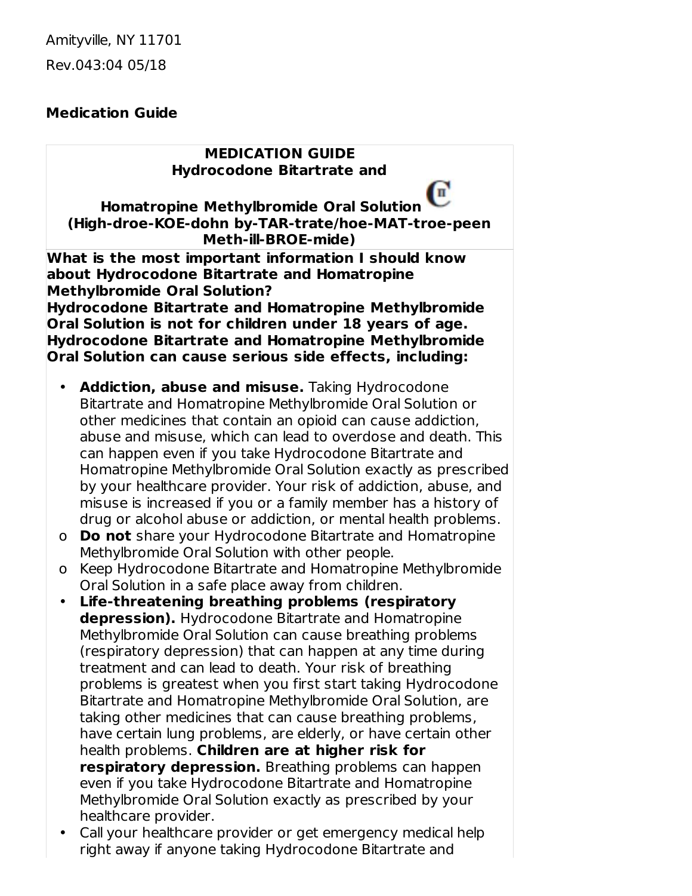Amityville, NY 11701

Rev.043:04 05/18

**Medication Guide**

**MEDICATION GUIDE**
**Hydrocodone Bitartrate and**
**Homatropine Methylbromide Oral Solution CII**
**(High-droe-KOE-dohn by-TAR-trate/hoe-MAT-troe-peen Meth-ill-BROE-mide)**

**What is the most important information I should know about Hydrocodone Bitartrate and Homatropine Methylbromide Oral Solution?**
**Hydrocodone Bitartrate and Homatropine Methylbromide Oral Solution is not for children under 18 years of age. Hydrocodone Bitartrate and Homatropine Methylbromide Oral Solution can cause serious side effects, including:**

- **Addiction, abuse and misuse.** Taking Hydrocodone Bitartrate and Homatropine Methylbromide Oral Solution or other medicines that contain an opioid can cause addiction, abuse and misuse, which can lead to overdose and death. This can happen even if you take Hydrocodone Bitartrate and Homatropine Methylbromide Oral Solution exactly as prescribed by your healthcare provider. Your risk of addiction, abuse, and misuse is increased if you or a family member has a history of drug or alcohol abuse or addiction, or mental health problems.
  - **Do not** share your Hydrocodone Bitartrate and Homatropine Methylbromide Oral Solution with other people.
  - Keep Hydrocodone Bitartrate and Homatropine Methylbromide Oral Solution in a safe place away from children.
- **Life-threatening breathing problems (respiratory depression).** Hydrocodone Bitartrate and Homatropine Methylbromide Oral Solution can cause breathing problems (respiratory depression) that can happen at any time during treatment and can lead to death. Your risk of breathing problems is greatest when you first start taking Hydrocodone Bitartrate and Homatropine Methylbromide Oral Solution, are taking other medicines that can cause breathing problems, have certain lung problems, are elderly, or have certain other health problems. **Children are at higher risk for respiratory depression.** Breathing problems can happen even if you take Hydrocodone Bitartrate and Homatropine Methylbromide Oral Solution exactly as prescribed by your healthcare provider.
- Call your healthcare provider or get emergency medical help right away if anyone taking Hydrocodone Bitartrate and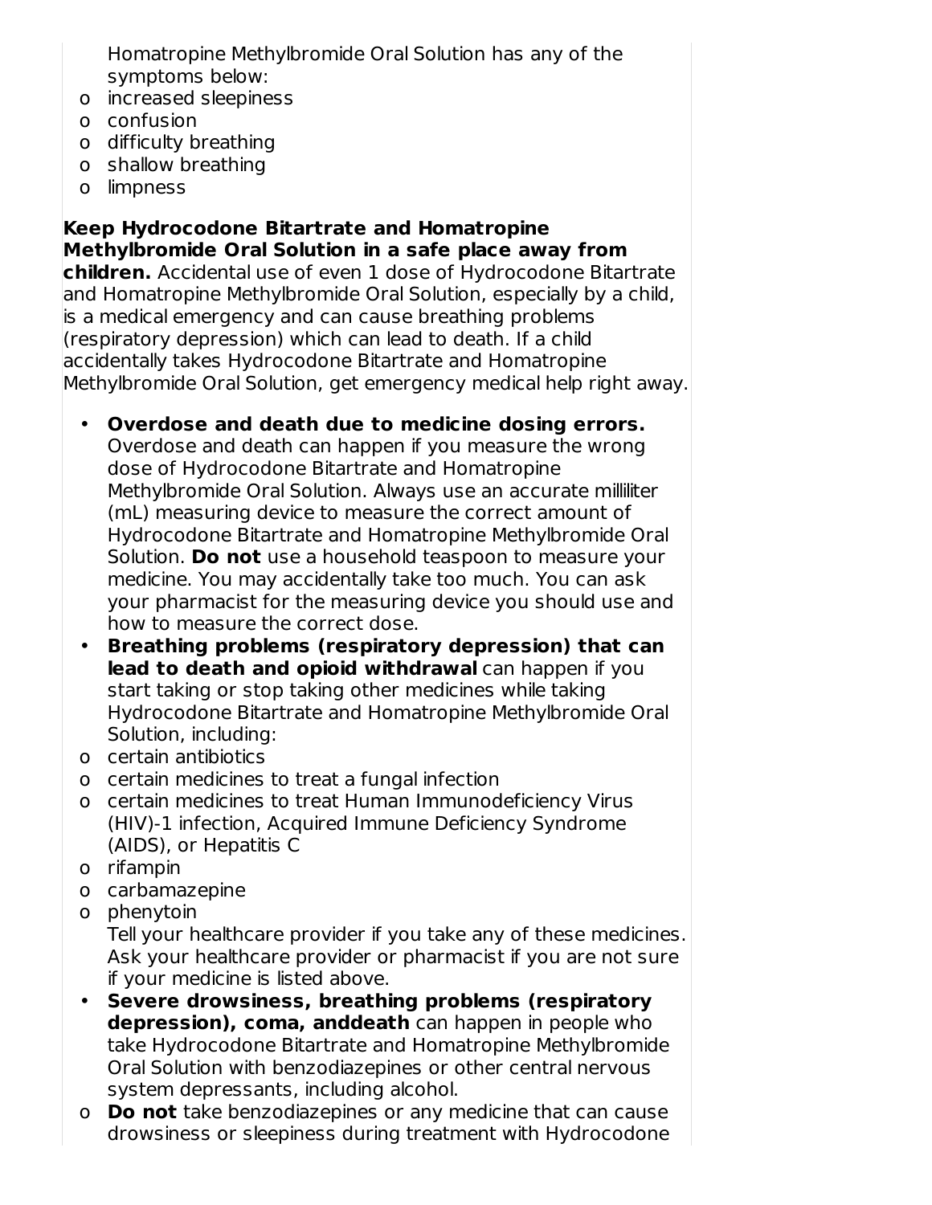Homatropine Methylbromide Oral Solution has any of the symptoms below:

- o increased sleepiness
- o confusion
- o difficulty breathing
- o shallow breathing
- o limpness

**Keep Hydrocodone Bitartrate and Homatropine Methylbromide Oral Solution in a safe place away from children.** Accidental use of even 1 dose of Hydrocodone Bitartrate and Homatropine Methylbromide Oral Solution, especially by a child, is a medical emergency and can cause breathing problems (respiratory depression) which can lead to death. If a child accidentally takes Hydrocodone Bitartrate and Homatropine Methylbromide Oral Solution, get emergency medical help right away.

- **Overdose and death due to medicine dosing errors.** Overdose and death can happen if you measure the wrong dose of Hydrocodone Bitartrate and Homatropine Methylbromide Oral Solution. Always use an accurate milliliter (mL) measuring device to measure the correct amount of Hydrocodone Bitartrate and Homatropine Methylbromide Oral Solution. **Do not** use a household teaspoon to measure your medicine. You may accidentally take too much. You can ask your pharmacist for the measuring device you should use and how to measure the correct dose.
- **Breathing problems (respiratory depression) that can lead to death and opioid withdrawal** can happen if you start taking or stop taking other medicines while taking Hydrocodone Bitartrate and Homatropine Methylbromide Oral Solution, including:
  - o certain antibiotics
  - o certain medicines to treat a fungal infection
  - o certain medicines to treat Human Immunodeficiency Virus (HIV)-1 infection, Acquired Immune Deficiency Syndrome (AIDS), or Hepatitis C
  - o rifampin
  - o carbamazepine
  - o phenytoin

  Tell your healthcare provider if you take any of these medicines. Ask your healthcare provider or pharmacist if you are not sure if your medicine is listed above.
- **Severe drowsiness, breathing problems (respiratory depression), coma, anddeath** can happen in people who take Hydrocodone Bitartrate and Homatropine Methylbromide Oral Solution with benzodiazepines or other central nervous system depressants, including alcohol.
  - o **Do not** take benzodiazepines or any medicine that can cause drowsiness or sleepiness during treatment with Hydrocodone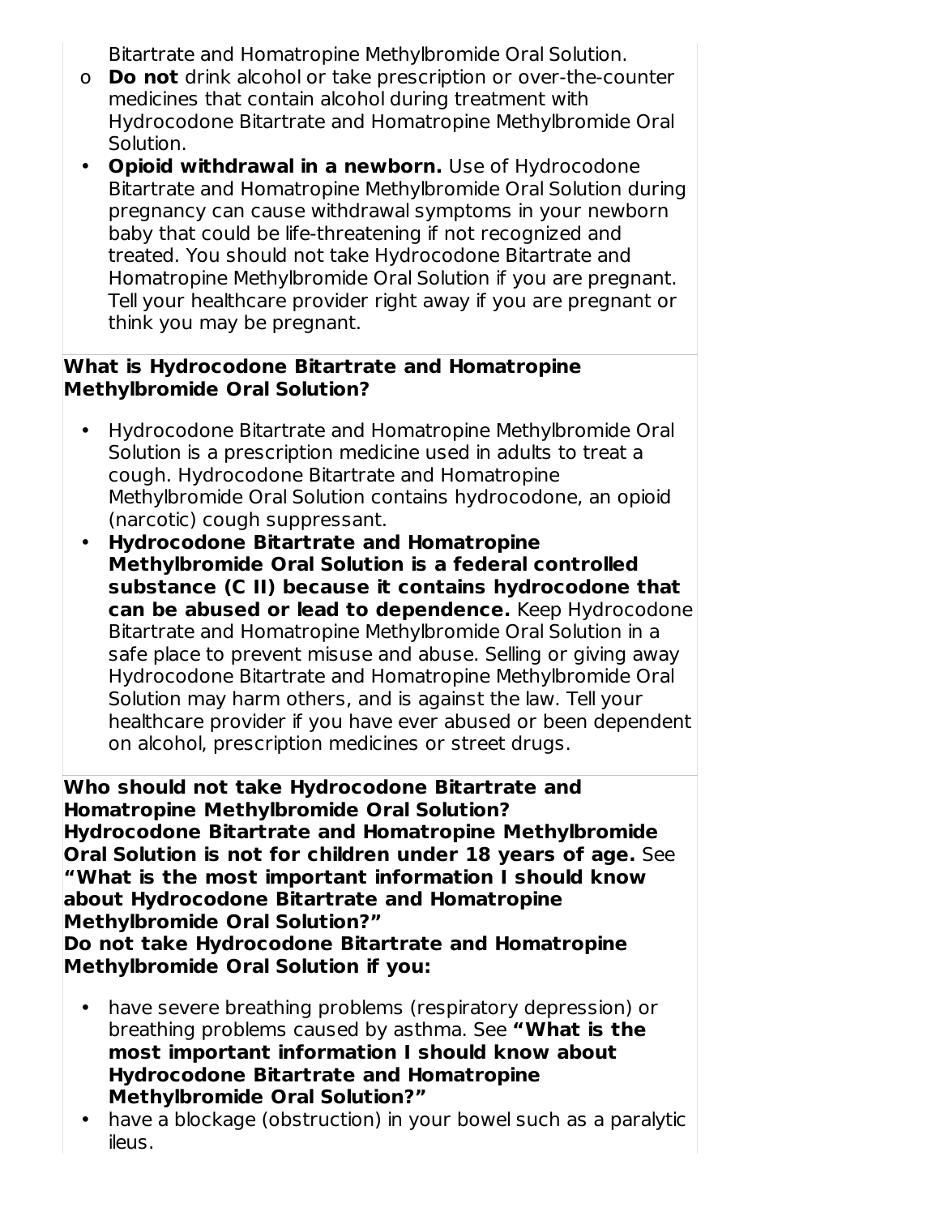Bitartrate and Homatropine Methylbromide Oral Solution.

- o **Do not** drink alcohol or take prescription or over-the-counter medicines that contain alcohol during treatment with Hydrocodone Bitartrate and Homatropine Methylbromide Oral Solution.

- **Opioid withdrawal in a newborn.** Use of Hydrocodone Bitartrate and Homatropine Methylbromide Oral Solution during pregnancy can cause withdrawal symptoms in your newborn baby that could be life-threatening if not recognized and treated. You should not take Hydrocodone Bitartrate and Homatropine Methylbromide Oral Solution if you are pregnant. Tell your healthcare provider right away if you are pregnant or think you may be pregnant.

**What is Hydrocodone Bitartrate and Homatropine Methylbromide Oral Solution?**

- Hydrocodone Bitartrate and Homatropine Methylbromide Oral Solution is a prescription medicine used in adults to treat a cough. Hydrocodone Bitartrate and Homatropine Methylbromide Oral Solution contains hydrocodone, an opioid (narcotic) cough suppressant.
- **Hydrocodone Bitartrate and Homatropine Methylbromide Oral Solution is a federal controlled substance (C II) because it contains hydrocodone that can be abused or lead to dependence.** Keep Hydrocodone Bitartrate and Homatropine Methylbromide Oral Solution in a safe place to prevent misuse and abuse. Selling or giving away Hydrocodone Bitartrate and Homatropine Methylbromide Oral Solution may harm others, and is against the law. Tell your healthcare provider if you have ever abused or been dependent on alcohol, prescription medicines or street drugs.

**Who should not take Hydrocodone Bitartrate and Homatropine Methylbromide Oral Solution?**
**Hydrocodone Bitartrate and Homatropine Methylbromide Oral Solution is not for children under 18 years of age.** See **"What is the most important information I should know about Hydrocodone Bitartrate and Homatropine Methylbromide Oral Solution?"**
**Do not take Hydrocodone Bitartrate and Homatropine Methylbromide Oral Solution if you:**

- have severe breathing problems (respiratory depression) or breathing problems caused by asthma. See **"What is the most important information I should know about Hydrocodone Bitartrate and Homatropine Methylbromide Oral Solution?"**
- have a blockage (obstruction) in your bowel such as a paralytic ileus.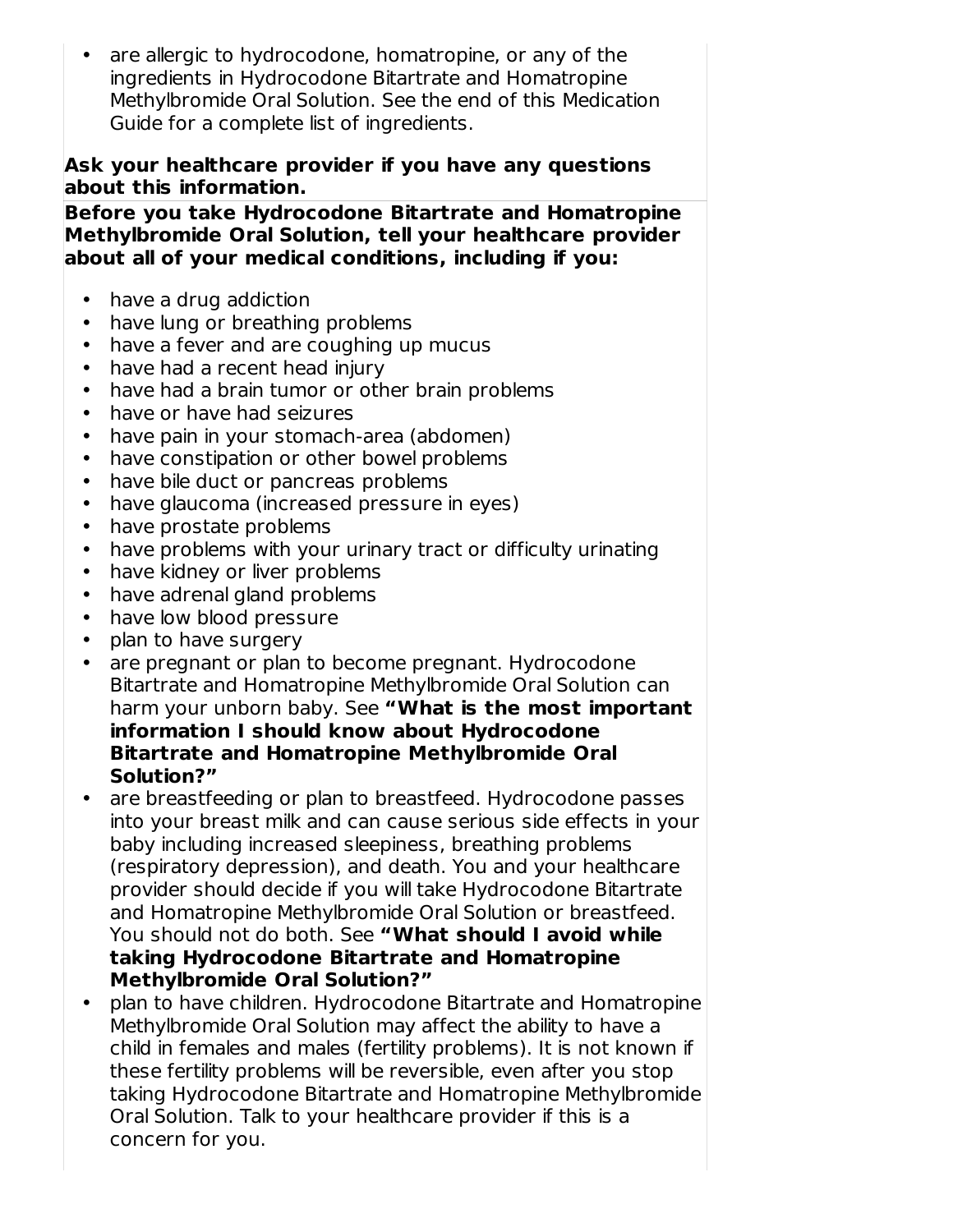- are allergic to hydrocodone, homatropine, or any of the ingredients in Hydrocodone Bitartrate and Homatropine Methylbromide Oral Solution. See the end of this Medication Guide for a complete list of ingredients.

**Ask your healthcare provider if you have any questions about this information.**

**Before you take Hydrocodone Bitartrate and Homatropine Methylbromide Oral Solution, tell your healthcare provider about all of your medical conditions, including if you:**

- have a drug addiction
- have lung or breathing problems
- have a fever and are coughing up mucus
- have had a recent head injury
- have had a brain tumor or other brain problems
- have or have had seizures
- have pain in your stomach-area (abdomen)
- have constipation or other bowel problems
- have bile duct or pancreas problems
- have glaucoma (increased pressure in eyes)
- have prostate problems
- have problems with your urinary tract or difficulty urinating
- have kidney or liver problems
- have adrenal gland problems
- have low blood pressure
- plan to have surgery
- are pregnant or plan to become pregnant. Hydrocodone Bitartrate and Homatropine Methylbromide Oral Solution can harm your unborn baby. See **"What is the most important information I should know about Hydrocodone Bitartrate and Homatropine Methylbromide Oral Solution?"**
- are breastfeeding or plan to breastfeed. Hydrocodone passes into your breast milk and can cause serious side effects in your baby including increased sleepiness, breathing problems (respiratory depression), and death. You and your healthcare provider should decide if you will take Hydrocodone Bitartrate and Homatropine Methylbromide Oral Solution or breastfeed. You should not do both. See **"What should I avoid while taking Hydrocodone Bitartrate and Homatropine Methylbromide Oral Solution?"**
- plan to have children. Hydrocodone Bitartrate and Homatropine Methylbromide Oral Solution may affect the ability to have a child in females and males (fertility problems). It is not known if these fertility problems will be reversible, even after you stop taking Hydrocodone Bitartrate and Homatropine Methylbromide Oral Solution. Talk to your healthcare provider if this is a concern for you.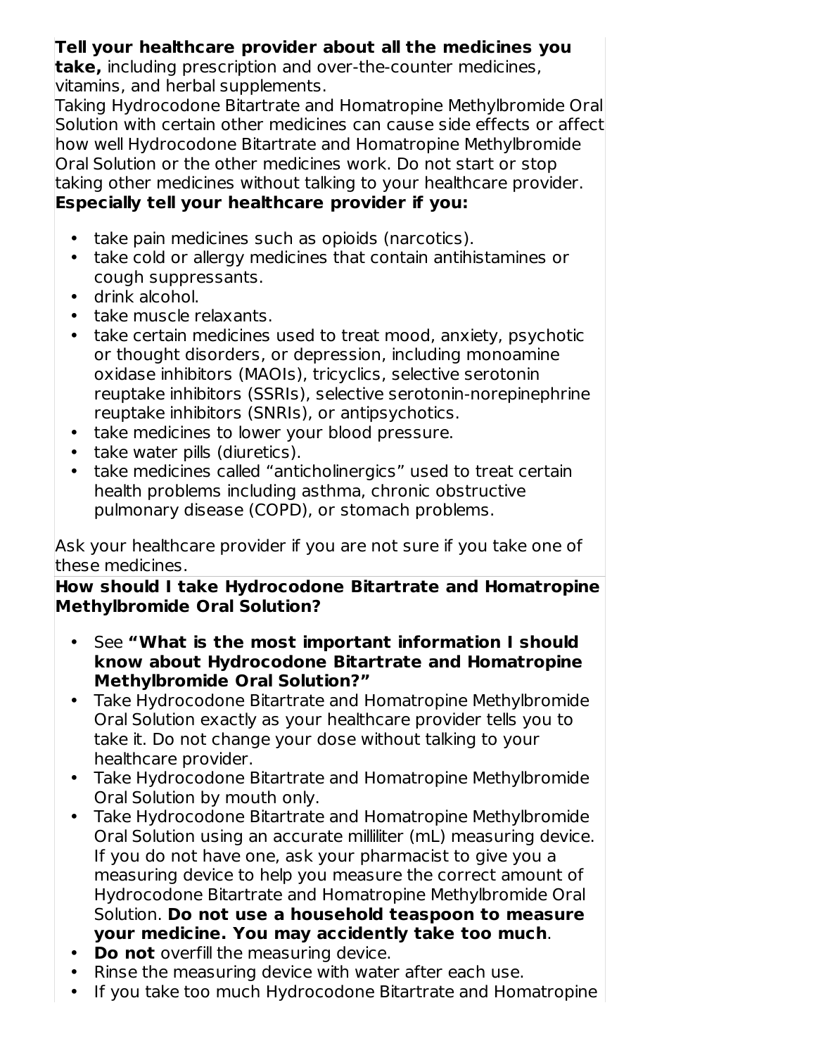**Tell your healthcare provider about all the medicines you take,** including prescription and over-the-counter medicines, vitamins, and herbal supplements.

Taking Hydrocodone Bitartrate and Homatropine Methylbromide Oral Solution with certain other medicines can cause side effects or affect how well Hydrocodone Bitartrate and Homatropine Methylbromide Oral Solution or the other medicines work. Do not start or stop taking other medicines without talking to your healthcare provider.

**Especially tell your healthcare provider if you:**

- take pain medicines such as opioids (narcotics).
- take cold or allergy medicines that contain antihistamines or cough suppressants.
- drink alcohol.
- take muscle relaxants.
- take certain medicines used to treat mood, anxiety, psychotic or thought disorders, or depression, including monoamine oxidase inhibitors (MAOIs), tricyclics, selective serotonin reuptake inhibitors (SSRIs), selective serotonin-norepinephrine reuptake inhibitors (SNRIs), or antipsychotics.
- take medicines to lower your blood pressure.
- take water pills (diuretics).
- take medicines called "anticholinergics" used to treat certain health problems including asthma, chronic obstructive pulmonary disease (COPD), or stomach problems.

Ask your healthcare provider if you are not sure if you take one of these medicines.

**How should I take Hydrocodone Bitartrate and Homatropine Methylbromide Oral Solution?**

- See **"What is the most important information I should know about Hydrocodone Bitartrate and Homatropine Methylbromide Oral Solution?"**
- Take Hydrocodone Bitartrate and Homatropine Methylbromide Oral Solution exactly as your healthcare provider tells you to take it. Do not change your dose without talking to your healthcare provider.
- Take Hydrocodone Bitartrate and Homatropine Methylbromide Oral Solution by mouth only.
- Take Hydrocodone Bitartrate and Homatropine Methylbromide Oral Solution using an accurate milliliter (mL) measuring device. If you do not have one, ask your pharmacist to give you a measuring device to help you measure the correct amount of Hydrocodone Bitartrate and Homatropine Methylbromide Oral Solution. **Do not use a household teaspoon to measure your medicine. You may accidently take too much**.
- **Do not** overfill the measuring device.
- Rinse the measuring device with water after each use.
- If you take too much Hydrocodone Bitartrate and Homatropine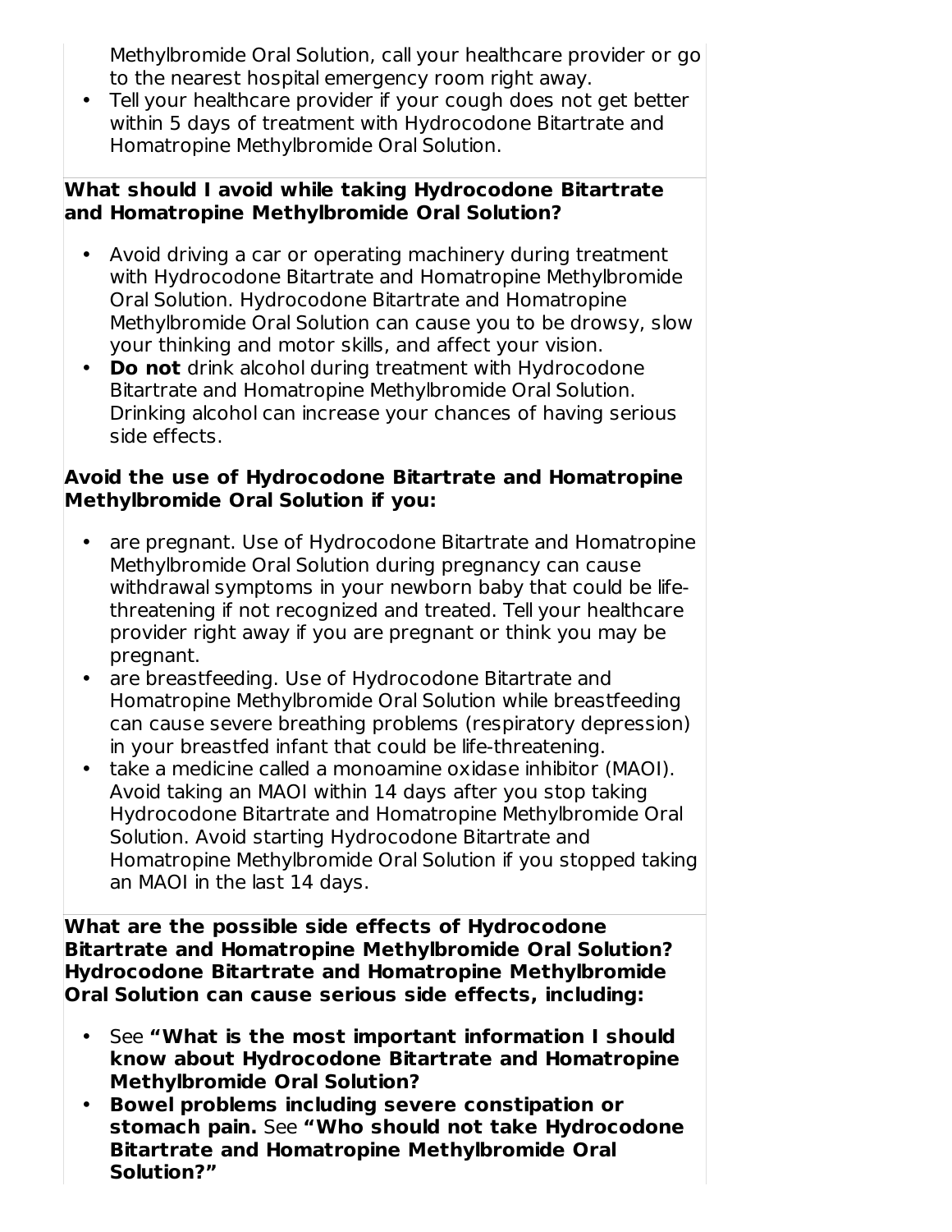Methylbromide Oral Solution, call your healthcare provider or go to the nearest hospital emergency room right away.
- Tell your healthcare provider if your cough does not get better within 5 days of treatment with Hydrocodone Bitartrate and Homatropine Methylbromide Oral Solution.

**What should I avoid while taking Hydrocodone Bitartrate and Homatropine Methylbromide Oral Solution?**

- Avoid driving a car or operating machinery during treatment with Hydrocodone Bitartrate and Homatropine Methylbromide Oral Solution. Hydrocodone Bitartrate and Homatropine Methylbromide Oral Solution can cause you to be drowsy, slow your thinking and motor skills, and affect your vision.
- **Do not** drink alcohol during treatment with Hydrocodone Bitartrate and Homatropine Methylbromide Oral Solution. Drinking alcohol can increase your chances of having serious side effects.

**Avoid the use of Hydrocodone Bitartrate and Homatropine Methylbromide Oral Solution if you:**

- are pregnant. Use of Hydrocodone Bitartrate and Homatropine Methylbromide Oral Solution during pregnancy can cause withdrawal symptoms in your newborn baby that could be life-threatening if not recognized and treated. Tell your healthcare provider right away if you are pregnant or think you may be pregnant.
- are breastfeeding. Use of Hydrocodone Bitartrate and Homatropine Methylbromide Oral Solution while breastfeeding can cause severe breathing problems (respiratory depression) in your breastfed infant that could be life-threatening.
- take a medicine called a monoamine oxidase inhibitor (MAOI). Avoid taking an MAOI within 14 days after you stop taking Hydrocodone Bitartrate and Homatropine Methylbromide Oral Solution. Avoid starting Hydrocodone Bitartrate and Homatropine Methylbromide Oral Solution if you stopped taking an MAOI in the last 14 days.

**What are the possible side effects of Hydrocodone Bitartrate and Homatropine Methylbromide Oral Solution? Hydrocodone Bitartrate and Homatropine Methylbromide Oral Solution can cause serious side effects, including:**

- See **"What is the most important information I should know about Hydrocodone Bitartrate and Homatropine Methylbromide Oral Solution?**
- **Bowel problems including severe constipation or stomach pain.** See **"Who should not take Hydrocodone Bitartrate and Homatropine Methylbromide Oral Solution?"**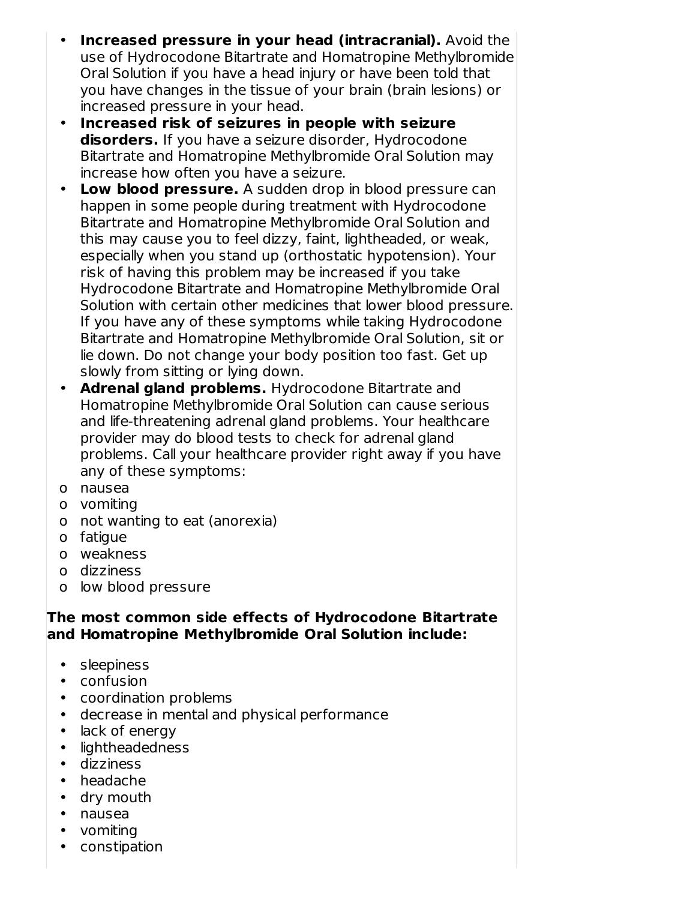- **Increased pressure in your head (intracranial).** Avoid the use of Hydrocodone Bitartrate and Homatropine Methylbromide Oral Solution if you have a head injury or have been told that you have changes in the tissue of your brain (brain lesions) or increased pressure in your head.
- **Increased risk of seizures in people with seizure disorders.** If you have a seizure disorder, Hydrocodone Bitartrate and Homatropine Methylbromide Oral Solution may increase how often you have a seizure.
- **Low blood pressure.** A sudden drop in blood pressure can happen in some people during treatment with Hydrocodone Bitartrate and Homatropine Methylbromide Oral Solution and this may cause you to feel dizzy, faint, lightheaded, or weak, especially when you stand up (orthostatic hypotension). Your risk of having this problem may be increased if you take Hydrocodone Bitartrate and Homatropine Methylbromide Oral Solution with certain other medicines that lower blood pressure. If you have any of these symptoms while taking Hydrocodone Bitartrate and Homatropine Methylbromide Oral Solution, sit or lie down. Do not change your body position too fast. Get up slowly from sitting or lying down.
- **Adrenal gland problems.** Hydrocodone Bitartrate and Homatropine Methylbromide Oral Solution can cause serious and life-threatening adrenal gland problems. Your healthcare provider may do blood tests to check for adrenal gland problems. Call your healthcare provider right away if you have any of these symptoms:
  - nausea
  - vomiting
  - not wanting to eat (anorexia)
  - fatigue
  - weakness
  - dizziness
  - low blood pressure

**The most common side effects of Hydrocodone Bitartrate and Homatropine Methylbromide Oral Solution include:**

- sleepiness
- confusion
- coordination problems
- decrease in mental and physical performance
- lack of energy
- lightheadedness
- dizziness
- headache
- dry mouth
- nausea
- vomiting
- constipation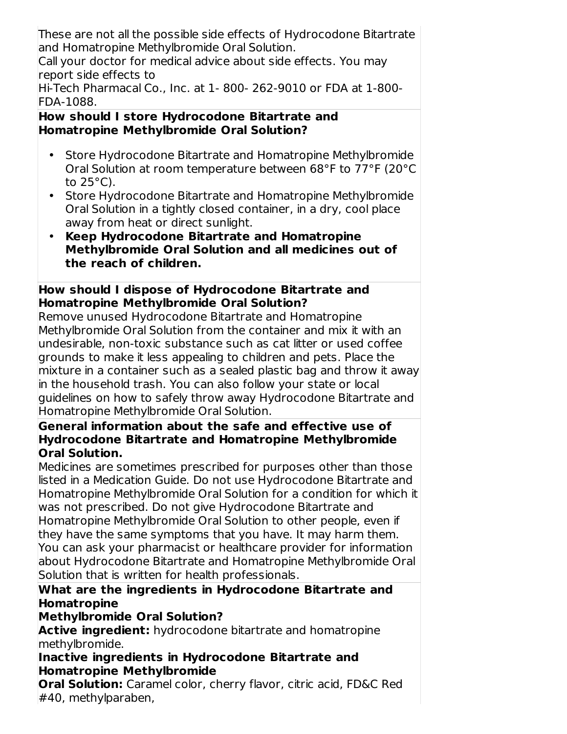These are not all the possible side effects of Hydrocodone Bitartrate and Homatropine Methylbromide Oral Solution.

Call your doctor for medical advice about side effects. You may report side effects to

Hi-Tech Pharmacal Co., Inc. at 1- 800- 262-9010 or FDA at 1-800-FDA-1088.

**How should I store Hydrocodone Bitartrate and Homatropine Methylbromide Oral Solution?**

- Store Hydrocodone Bitartrate and Homatropine Methylbromide Oral Solution at room temperature between 68°F to 77°F (20°C to 25°C).
- Store Hydrocodone Bitartrate and Homatropine Methylbromide Oral Solution in a tightly closed container, in a dry, cool place away from heat or direct sunlight.
- **Keep Hydrocodone Bitartrate and Homatropine Methylbromide Oral Solution and all medicines out of the reach of children.**

**How should I dispose of Hydrocodone Bitartrate and Homatropine Methylbromide Oral Solution?**

Remove unused Hydrocodone Bitartrate and Homatropine Methylbromide Oral Solution from the container and mix it with an undesirable, non-toxic substance such as cat litter or used coffee grounds to make it less appealing to children and pets. Place the mixture in a container such as a sealed plastic bag and throw it away in the household trash. You can also follow your state or local guidelines on how to safely throw away Hydrocodone Bitartrate and Homatropine Methylbromide Oral Solution.

**General information about the safe and effective use of Hydrocodone Bitartrate and Homatropine Methylbromide Oral Solution.**

Medicines are sometimes prescribed for purposes other than those listed in a Medication Guide. Do not use Hydrocodone Bitartrate and Homatropine Methylbromide Oral Solution for a condition for which it was not prescribed. Do not give Hydrocodone Bitartrate and Homatropine Methylbromide Oral Solution to other people, even if they have the same symptoms that you have. It may harm them. You can ask your pharmacist or healthcare provider for information about Hydrocodone Bitartrate and Homatropine Methylbromide Oral Solution that is written for health professionals.

**What are the ingredients in Hydrocodone Bitartrate and Homatropine Methylbromide Oral Solution?**

**Active ingredient:** hydrocodone bitartrate and homatropine methylbromide.

**Inactive ingredients in Hydrocodone Bitartrate and Homatropine Methylbromide Oral Solution:** Caramel color, cherry flavor, citric acid, FD&C Red #40, methylparaben,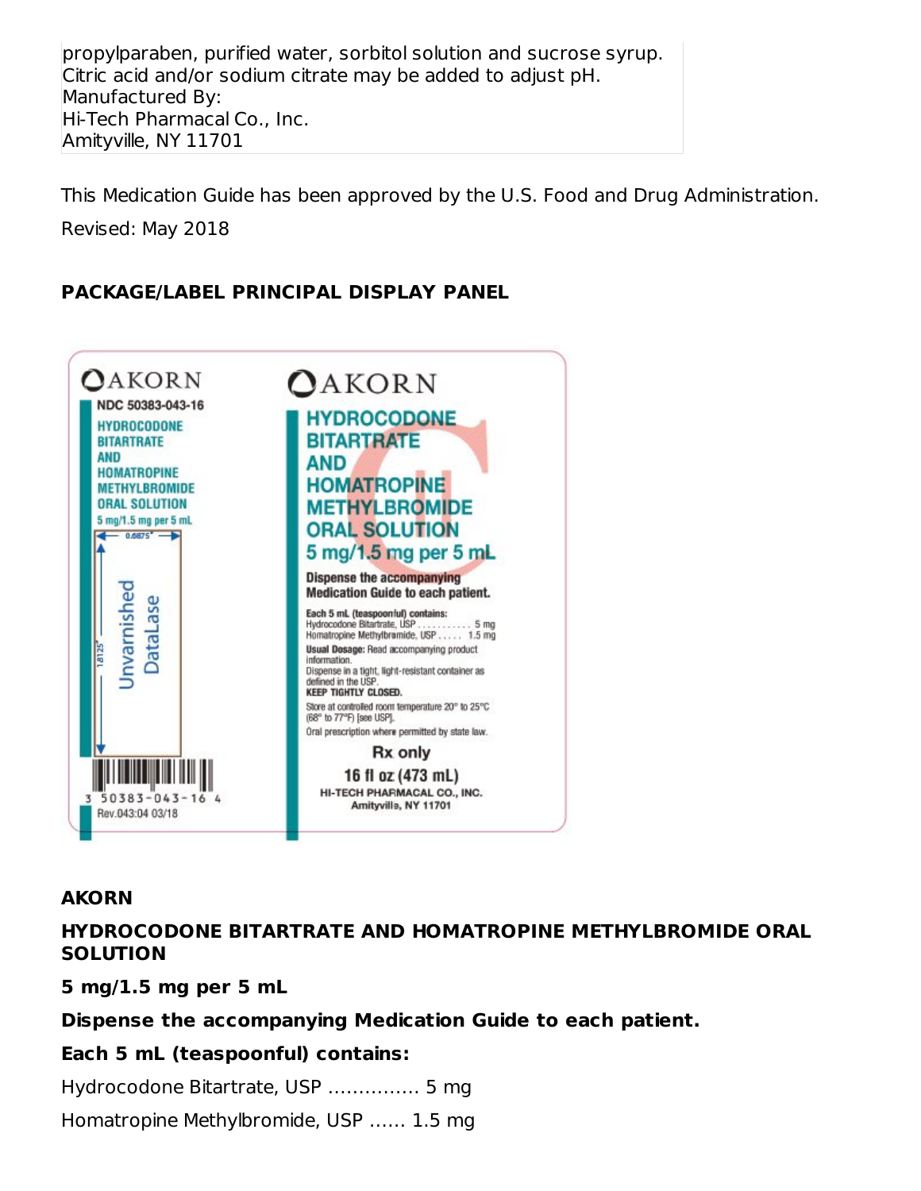propylparaben, purified water, sorbitol solution and sucrose syrup. Citric acid and/or sodium citrate may be added to adjust pH.
Manufactured By:
Hi-Tech Pharmacal Co., Inc.
Amityville, NY 11701

This Medication Guide has been approved by the U.S. Food and Drug Administration.

Revised: May 2018

**PACKAGE/LABEL PRINCIPAL DISPLAY PANEL**

AKORN

NDC 50383-043-16

HYDROCODONE BITARTRATE AND HOMATROPINE METHYLBROMIDE ORAL SOLUTION

5 mg/1.5 mg per 5 mL

0.6875"

1.8125"

Unvarnished DataLase

3 50383-043-16 4

Rev.043:04 03/18

AKORN

HYDROCODONE BITARTRATE AND HOMATROPINE METHYLBROMIDE ORAL SOLUTION

5 mg/1.5 mg per 5 mL

Dispense the accompanying Medication Guide to each patient.

Each 5 mL (teaspoonful) contains:
Hydrocodone Bitartrate, USP ........... 5 mg
Homatropine Methylbromide, USP ..... 1.5 mg

Usual Dosage: Read accompanying product information.
Dispense in a tight, light-resistant container as defined in the USP.
KEEP TIGHTLY CLOSED.

Store at controlled room temperature 20° to 25°C (68° to 77°F) [see USP].
Oral prescription where permitted by state law.

Rx only

16 fl oz (473 mL)

HI-TECH PHARMACAL CO., INC.
Amityville, NY 11701

**AKORN**

**HYDROCODONE BITARTRATE AND HOMATROPINE METHYLBROMIDE ORAL SOLUTION**

**5 mg/1.5 mg per 5 mL**

**Dispense the accompanying Medication Guide to each patient.**

**Each 5 mL (teaspoonful) contains:**

Hydrocodone Bitartrate, USP ............... 5 mg

Homatropine Methylbromide, USP ...... 1.5 mg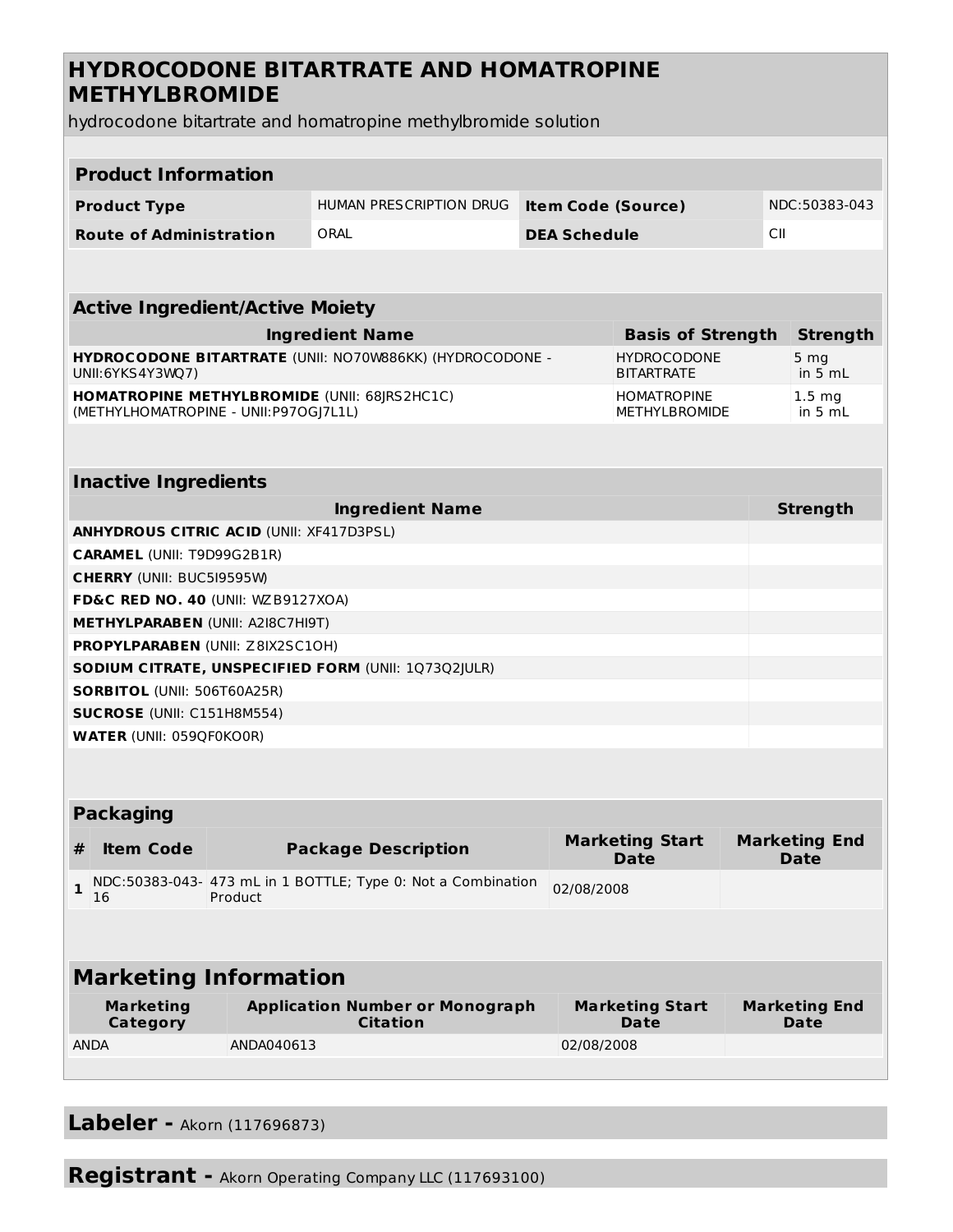# HYDROCODONE BITARTRATE AND HOMATROPINE METHYLBROMIDE

hydrocodone bitartrate and homatropine methylbromide solution

| Product Information | | | |
|---|---|---|---|
| **Product Type** | HUMAN PRESCRIPTION DRUG | **Item Code (Source)** | NDC:50383-043 |
| **Route of Administration** | ORAL | **DEA Schedule** | CII |

| Active Ingredient/Active Moiety | | |
|---|---|---|
| **Ingredient Name** | **Basis of Strength** | **Strength** |
| **HYDROCODONE BITARTRATE** (UNII: NO70W886KK) (HYDROCODONE - UNII:6YKS4Y3WQ7) | HYDROCODONE BITARTRATE | 5 mg in 5 mL |
| **HOMATROPINE METHYLBROMIDE** (UNII: 68JRS2HC1C) (METHYLHOMATROPINE - UNII:P97OGJ7L1L) | HOMATROPINE METHYLBROMIDE | 1.5 mg in 5 mL |

| Inactive Ingredients | |
|---|---|
| **Ingredient Name** | **Strength** |
| **ANHYDROUS CITRIC ACID** (UNII: XF417D3PSL) | |
| **CARAMEL** (UNII: T9D99G2B1R) | |
| **CHERRY** (UNII: BUC5I9595W) | |
| **FD&C RED NO. 40** (UNII: WZB9127XOA) | |
| **METHYLPARABEN** (UNII: A2I8C7HI9T) | |
| **PROPYLPARABEN** (UNII: Z8IX2SC1OH) | |
| **SODIUM CITRATE, UNSPECIFIED FORM** (UNII: 1Q73Q2JULR) | |
| **SORBITOL** (UNII: 506T60A25R) | |
| **SUCROSE** (UNII: C151H8M554) | |
| **WATER** (UNII: 059QF0KO0R) | |

| Packaging | | | | |
|---|---|---|---|---|
| **#** | **Item Code** | **Package Description** | **Marketing Start Date** | **Marketing End Date** |
| 1 | NDC:50383-043-16 | 473 mL in 1 BOTTLE; Type 0: Not a Combination Product | 02/08/2008 | |

| Marketing Information | | | |
|---|---|---|---|
| **Marketing Category** | **Application Number or Monograph Citation** | **Marketing Start Date** | **Marketing End Date** |
| ANDA | ANDA040613 | 02/08/2008 | |

**Labeler -** Akorn (117696873)

**Registrant -** Akorn Operating Company LLC (117693100)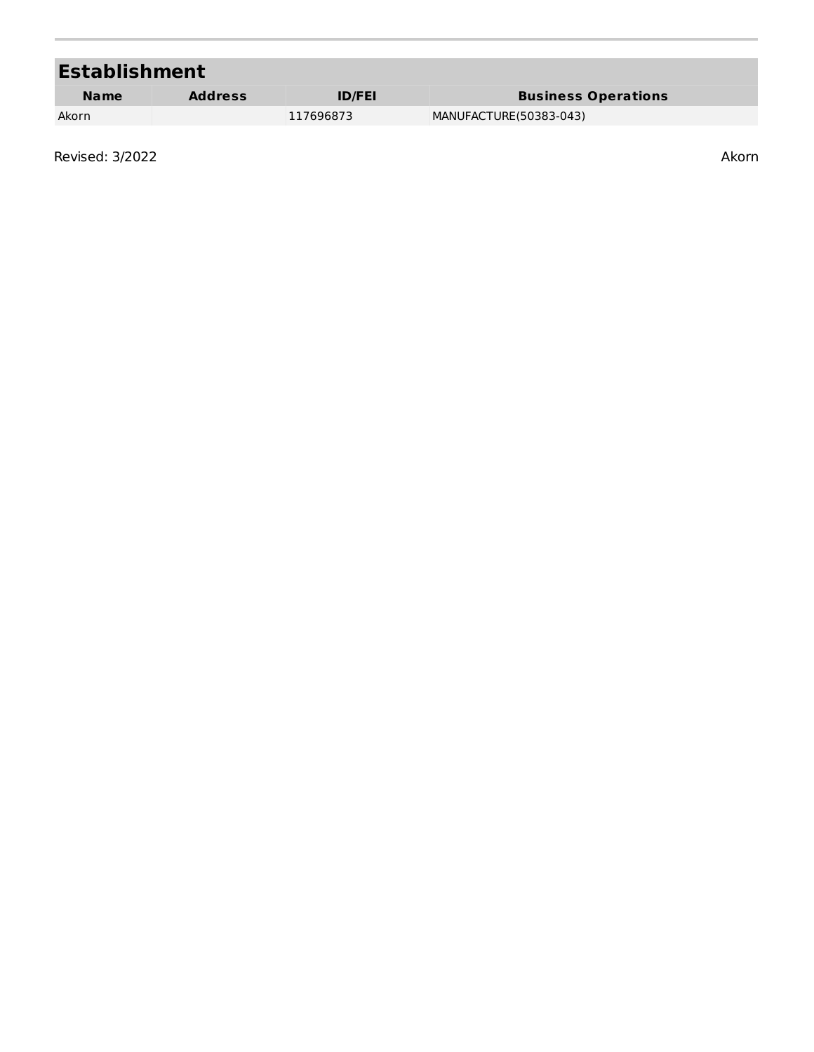| Establishment | | | |
| --- | --- | --- | --- |
| **Name** | **Address** | **ID/FEI** | **Business Operations** |
| Akorn | | 117696873 | MANUFACTURE(50383-043) |

Revised: 3/2022

Akorn